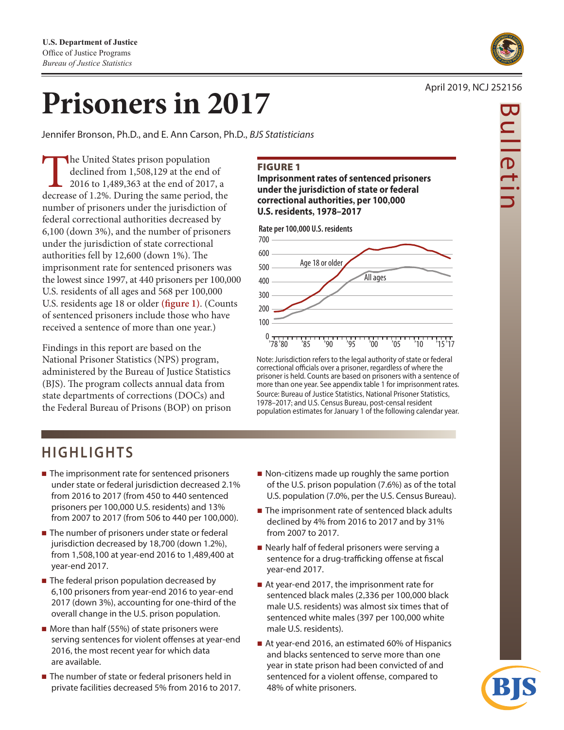U.S. Department of Justice
Office of Justice Programs
*Bureau of Justice Statistics*

April 2019, NCJ 252156

# Prisoners in 2017

Jennifer Bronson, Ph.D., and E. Ann Carson, Ph.D., *BJS Statisticians*

The United States prison population declined from 1,508,129 at the end of 2016 to 1,489,363 at the end of 2017, a decrease of 1.2%. During the same period, the number of prisoners under the jurisdiction of federal correctional authorities decreased by 6,100 (down 3%), and the number of prisoners under the jurisdiction of state correctional authorities fell by 12,600 (down 1%). The imprisonment rate for sentenced prisoners was the lowest since 1997, at 440 prisoners per 100,000 U.S. residents of all ages and 568 per 100,000 U.S. residents age 18 or older **(figure 1)**. (Counts of sentenced prisoners include those who have received a sentence of more than one year.)

Findings in this report are based on the National Prisoner Statistics (NPS) program, administered by the Bureau of Justice Statistics (BJS). The program collects annual data from state departments of corrections (DOCs) and the Federal Bureau of Prisons (BOP) on prison

**FIGURE 1**
**Imprisonment rates of sentenced prisoners under the jurisdiction of state or federal correctional authorities, per 100,000 U.S. residents, 1978–2017**

Note: Jurisdiction refers to the legal authority of state or federal correctional officials over a prisoner, regardless of where the prisoner is held. Counts are based on prisoners with a sentence of more than one year. See appendix table 1 for imprisonment rates.
Source: Bureau of Justice Statistics, National Prisoner Statistics, 1978–2017; and U.S. Census Bureau, post-censal resident population estimates for January 1 of the following calendar year.

## HIGHLIGHTS

- The imprisonment rate for sentenced prisoners under state or federal jurisdiction decreased 2.1% from 2016 to 2017 (from 450 to 440 sentenced prisoners per 100,000 U.S. residents) and 13% from 2007 to 2017 (from 506 to 440 per 100,000).
- The number of prisoners under state or federal jurisdiction decreased by 18,700 (down 1.2%), from 1,508,100 at year-end 2016 to 1,489,400 at year-end 2017.
- The federal prison population decreased by 6,100 prisoners from year-end 2016 to year-end 2017 (down 3%), accounting for one-third of the overall change in the U.S. prison population.
- More than half (55%) of state prisoners were serving sentences for violent offenses at year-end 2016, the most recent year for which data are available.
- The number of state or federal prisoners held in private facilities decreased 5% from 2016 to 2017.
- Non-citizens made up roughly the same portion of the U.S. prison population (7.6%) as of the total U.S. population (7.0%, per the U.S. Census Bureau).
- The imprisonment rate of sentenced black adults declined by 4% from 2016 to 2017 and by 31% from 2007 to 2017.
- Nearly half of federal prisoners were serving a sentence for a drug-trafficking offense at fiscal year-end 2017.
- At year-end 2017, the imprisonment rate for sentenced black males (2,336 per 100,000 black male U.S. residents) was almost six times that of sentenced white males (397 per 100,000 white male U.S. residents).
- At year-end 2016, an estimated 60% of Hispanics and blacks sentenced to serve more than one year in state prison had been convicted of and sentenced for a violent offense, compared to 48% of white prisoners.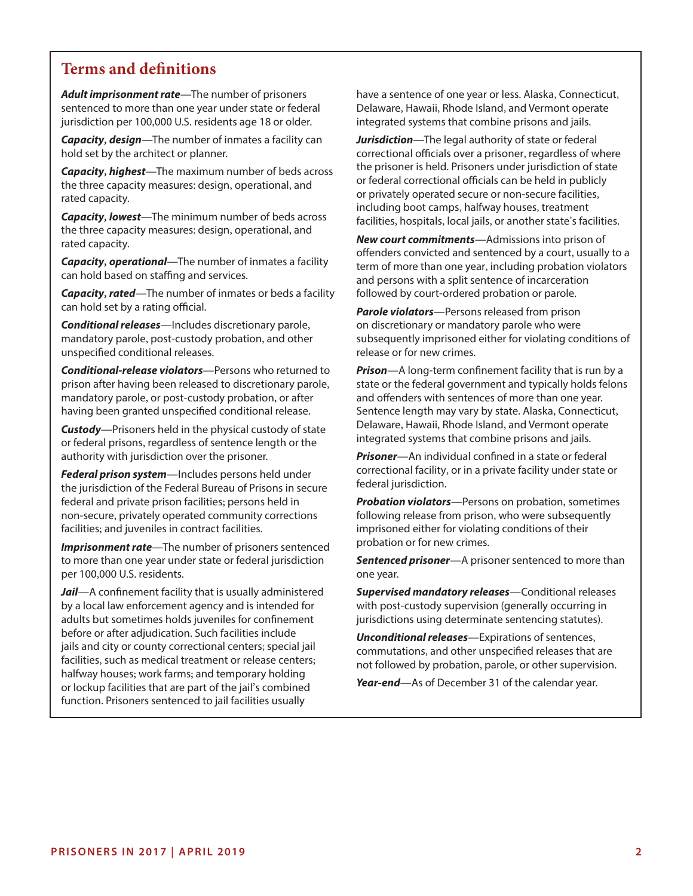## Terms and definitions

***Adult imprisonment rate***—The number of prisoners sentenced to more than one year under state or federal jurisdiction per 100,000 U.S. residents age 18 or older.

***Capacity, design***—The number of inmates a facility can hold set by the architect or planner.

***Capacity, highest***—The maximum number of beds across the three capacity measures: design, operational, and rated capacity.

***Capacity, lowest***—The minimum number of beds across the three capacity measures: design, operational, and rated capacity.

***Capacity, operational***—The number of inmates a facility can hold based on staffing and services.

***Capacity, rated***—The number of inmates or beds a facility can hold set by a rating official.

***Conditional releases***—Includes discretionary parole, mandatory parole, post-custody probation, and other unspecified conditional releases.

***Conditional-release violators***—Persons who returned to prison after having been released to discretionary parole, mandatory parole, or post-custody probation, or after having been granted unspecified conditional release.

***Custody***—Prisoners held in the physical custody of state or federal prisons, regardless of sentence length or the authority with jurisdiction over the prisoner.

***Federal prison system***—Includes persons held under the jurisdiction of the Federal Bureau of Prisons in secure federal and private prison facilities; persons held in non-secure, privately operated community corrections facilities; and juveniles in contract facilities.

***Imprisonment rate***—The number of prisoners sentenced to more than one year under state or federal jurisdiction per 100,000 U.S. residents.

***Jail***—A confinement facility that is usually administered by a local law enforcement agency and is intended for adults but sometimes holds juveniles for confinement before or after adjudication. Such facilities include jails and city or county correctional centers; special jail facilities, such as medical treatment or release centers; halfway houses; work farms; and temporary holding or lockup facilities that are part of the jail's combined function. Prisoners sentenced to jail facilities usually have a sentence of one year or less. Alaska, Connecticut, Delaware, Hawaii, Rhode Island, and Vermont operate integrated systems that combine prisons and jails.

***Jurisdiction***—The legal authority of state or federal correctional officials over a prisoner, regardless of where the prisoner is held. Prisoners under jurisdiction of state or federal correctional officials can be held in publicly or privately operated secure or non-secure facilities, including boot camps, halfway houses, treatment facilities, hospitals, local jails, or another state's facilities.

***New court commitments***—Admissions into prison of offenders convicted and sentenced by a court, usually to a term of more than one year, including probation violators and persons with a split sentence of incarceration followed by court-ordered probation or parole.

***Parole violators***—Persons released from prison on discretionary or mandatory parole who were subsequently imprisoned either for violating conditions of release or for new crimes.

***Prison***—A long-term confinement facility that is run by a state or the federal government and typically holds felons and offenders with sentences of more than one year. Sentence length may vary by state. Alaska, Connecticut, Delaware, Hawaii, Rhode Island, and Vermont operate integrated systems that combine prisons and jails.

***Prisoner***—An individual confined in a state or federal correctional facility, or in a private facility under state or federal jurisdiction.

***Probation violators***—Persons on probation, sometimes following release from prison, who were subsequently imprisoned either for violating conditions of their probation or for new crimes.

***Sentenced prisoner***—A prisoner sentenced to more than one year.

***Supervised mandatory releases***—Conditional releases with post-custody supervision (generally occurring in jurisdictions using determinate sentencing statutes).

***Unconditional releases***—Expirations of sentences, commutations, and other unspecified releases that are not followed by probation, parole, or other supervision.

***Year-end***—As of December 31 of the calendar year.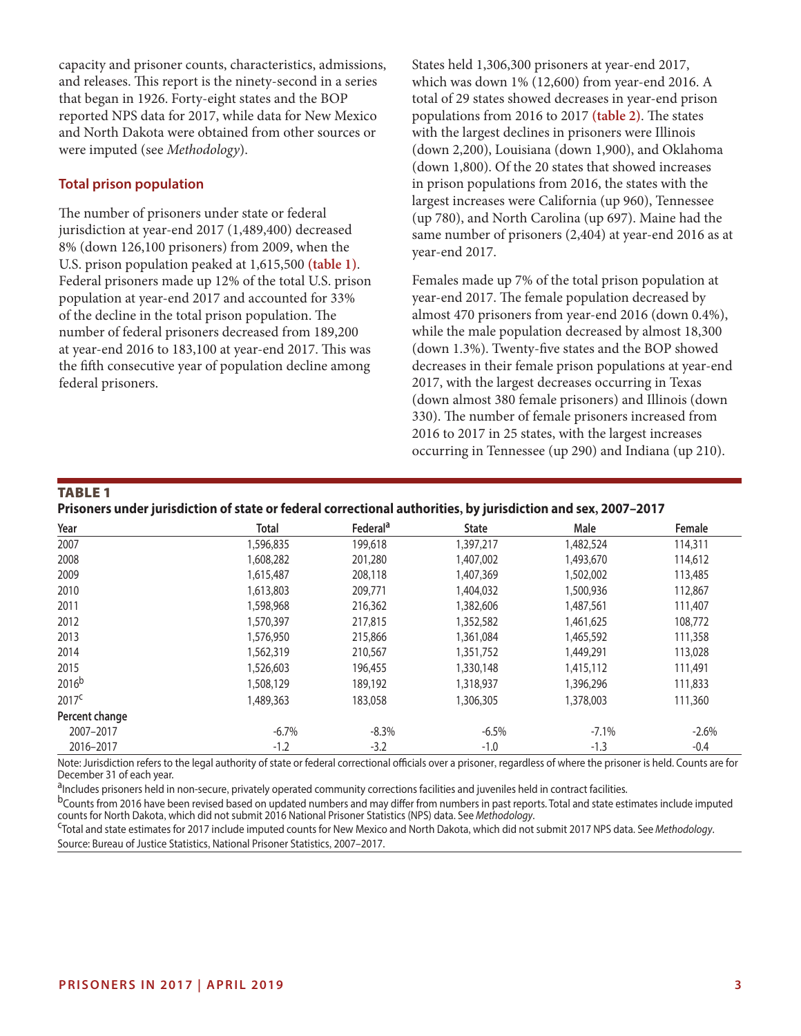capacity and prisoner counts, characteristics, admissions, and releases. This report is the ninety-second in a series that began in 1926. Forty-eight states and the BOP reported NPS data for 2017, while data for New Mexico and North Dakota were obtained from other sources or were imputed (see *Methodology*).

## Total prison population

The number of prisoners under state or federal jurisdiction at year-end 2017 (1,489,400) decreased 8% (down 126,100 prisoners) from 2009, when the U.S. prison population peaked at 1,615,500 **(table 1)**. Federal prisoners made up 12% of the total U.S. prison population at year-end 2017 and accounted for 33% of the decline in the total prison population. The number of federal prisoners decreased from 189,200 at year-end 2016 to 183,100 at year-end 2017. This was the fifth consecutive year of population decline among federal prisoners.

States held 1,306,300 prisoners at year-end 2017, which was down 1% (12,600) from year-end 2016. A total of 29 states showed decreases in year-end prison populations from 2016 to 2017 **(table 2)**. The states with the largest declines in prisoners were Illinois (down 2,200), Louisiana (down 1,900), and Oklahoma (down 1,800). Of the 20 states that showed increases in prison populations from 2016, the states with the largest increases were California (up 960), Tennessee (up 780), and North Carolina (up 697). Maine had the same number of prisoners (2,404) at year-end 2016 as at year-end 2017.

Females made up 7% of the total prison population at year-end 2017. The female population decreased by almost 470 prisoners from year-end 2016 (down 0.4%), while the male population decreased by almost 18,300 (down 1.3%). Twenty-five states and the BOP showed decreases in their female prison populations at year-end 2017, with the largest decreases occurring in Texas (down almost 380 female prisoners) and Illinois (down 330). The number of female prisoners increased from 2016 to 2017 in 25 states, with the largest increases occurring in Tennessee (up 290) and Indiana (up 210).

**TABLE 1**
**Prisoners under jurisdiction of state or federal correctional authorities, by jurisdiction and sex, 2007–2017**

| Year | Total | Federal[a] | State | Male | Female |
|---|---|---|---|---|---|
| 2007 | 1,596,835 | 199,618 | 1,397,217 | 1,482,524 | 114,311 |
| 2008 | 1,608,282 | 201,280 | 1,407,002 | 1,493,670 | 114,612 |
| 2009 | 1,615,487 | 208,118 | 1,407,369 | 1,502,002 | 113,485 |
| 2010 | 1,613,803 | 209,771 | 1,404,032 | 1,500,936 | 112,867 |
| 2011 | 1,598,968 | 216,362 | 1,382,606 | 1,487,561 | 111,407 |
| 2012 | 1,570,397 | 217,815 | 1,352,582 | 1,461,625 | 108,772 |
| 2013 | 1,576,950 | 215,866 | 1,361,084 | 1,465,592 | 111,358 |
| 2014 | 1,562,319 | 210,567 | 1,351,752 | 1,449,291 | 113,028 |
| 2015 | 1,526,603 | 196,455 | 1,330,148 | 1,415,112 | 111,491 |
| 2016[b] | 1,508,129 | 189,192 | 1,318,937 | 1,396,296 | 111,833 |
| 2017[c] | 1,489,363 | 183,058 | 1,306,305 | 1,378,003 | 111,360 |
| **Percent change** | | | | | |
| 2007–2017 | -6.7% | -8.3% | -6.5% | -7.1% | -2.6% |
| 2016–2017 | -1.2 | -3.2 | -1.0 | -1.3 | -0.4 |

Note: Jurisdiction refers to the legal authority of state or federal correctional officials over a prisoner, regardless of where the prisoner is held. Counts are for December 31 of each year.

[a]Includes prisoners held in non-secure, privately operated community corrections facilities and juveniles held in contract facilities.

[b]Counts from 2016 have been revised based on updated numbers and may differ from numbers in past reports. Total and state estimates include imputed counts for North Dakota, which did not submit 2016 National Prisoner Statistics (NPS) data. See *Methodology*.

[c]Total and state estimates for 2017 include imputed counts for New Mexico and North Dakota, which did not submit 2017 NPS data. See *Methodology*.

Source: Bureau of Justice Statistics, National Prisoner Statistics, 2007–2017.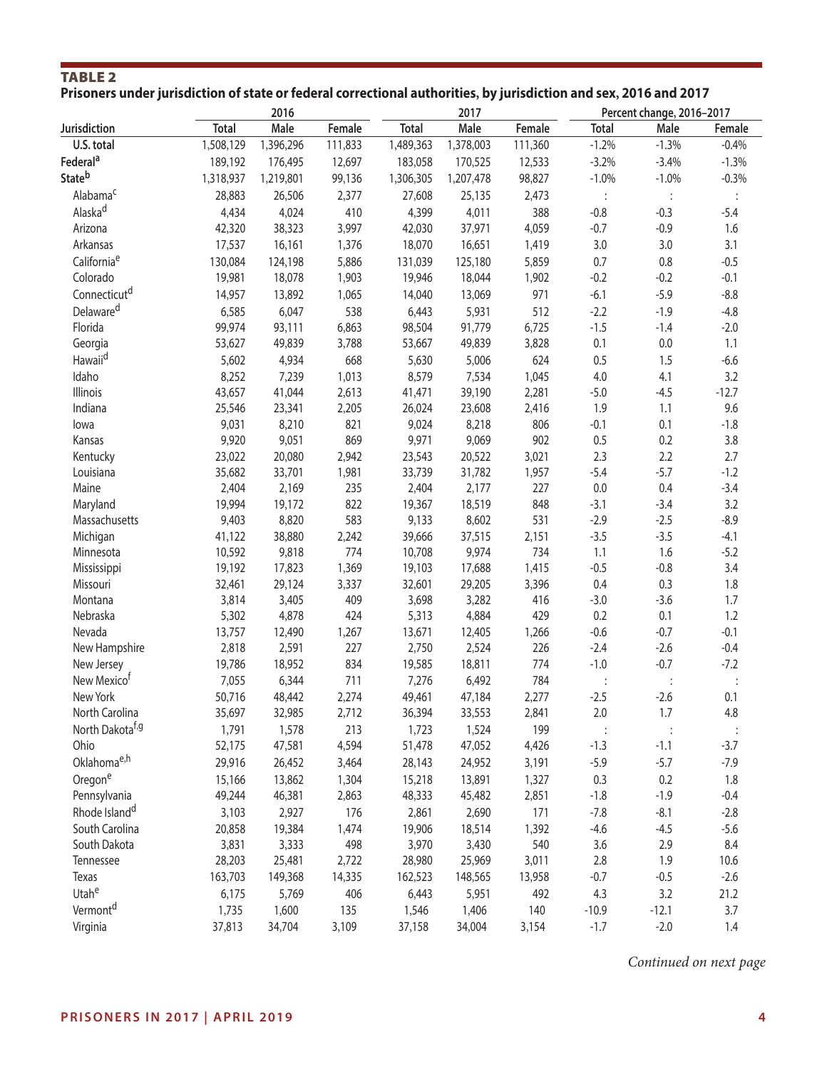## TABLE 2

**Prisoners under jurisdiction of state or federal correctional authorities, by jurisdiction and sex, 2016 and 2017**

| Jurisdiction | 2016 | | | 2017 | | | Percent change, 2016–2017 | | |
|---|---|---|---|---|---|---|---|---|---|
| | Total | Male | Female | Total | Male | Female | Total | Male | Female |
| **U.S. total** | 1,508,129 | 1,396,296 | 111,833 | 1,489,363 | 1,378,003 | 111,360 | -1.2% | -1.3% | -0.4% |
| **Federal**[a] | 189,192 | 176,495 | 12,697 | 183,058 | 170,525 | 12,533 | -3.2% | -3.4% | -1.3% |
| **State**[b] | 1,318,937 | 1,219,801 | 99,136 | 1,306,305 | 1,207,478 | 98,827 | -1.0% | -1.0% | -0.3% |
| Alabama[c] | 28,883 | 26,506 | 2,377 | 27,608 | 25,135 | 2,473 | : | : | : |
| Alaska[d] | 4,434 | 4,024 | 410 | 4,399 | 4,011 | 388 | -0.8 | -0.3 | -5.4 |
| Arizona | 42,320 | 38,323 | 3,997 | 42,030 | 37,971 | 4,059 | -0.7 | -0.9 | 1.6 |
| Arkansas | 17,537 | 16,161 | 1,376 | 18,070 | 16,651 | 1,419 | 3.0 | 3.0 | 3.1 |
| California[e] | 130,084 | 124,198 | 5,886 | 131,039 | 125,180 | 5,859 | 0.7 | 0.8 | -0.5 |
| Colorado | 19,981 | 18,078 | 1,903 | 19,946 | 18,044 | 1,902 | -0.2 | -0.2 | -0.1 |
| Connecticut[d] | 14,957 | 13,892 | 1,065 | 14,040 | 13,069 | 971 | -6.1 | -5.9 | -8.8 |
| Delaware[d] | 6,585 | 6,047 | 538 | 6,443 | 5,931 | 512 | -2.2 | -1.9 | -4.8 |
| Florida | 99,974 | 93,111 | 6,863 | 98,504 | 91,779 | 6,725 | -1.5 | -1.4 | -2.0 |
| Georgia | 53,627 | 49,839 | 3,788 | 53,667 | 49,839 | 3,828 | 0.1 | 0.0 | 1.1 |
| Hawaii[d] | 5,602 | 4,934 | 668 | 5,630 | 5,006 | 624 | 0.5 | 1.5 | -6.6 |
| Idaho | 8,252 | 7,239 | 1,013 | 8,579 | 7,534 | 1,045 | 4.0 | 4.1 | 3.2 |
| Illinois | 43,657 | 41,044 | 2,613 | 41,471 | 39,190 | 2,281 | -5.0 | -4.5 | -12.7 |
| Indiana | 25,546 | 23,341 | 2,205 | 26,024 | 23,608 | 2,416 | 1.9 | 1.1 | 9.6 |
| Iowa | 9,031 | 8,210 | 821 | 9,024 | 8,218 | 806 | -0.1 | 0.1 | -1.8 |
| Kansas | 9,920 | 9,051 | 869 | 9,971 | 9,069 | 902 | 0.5 | 0.2 | 3.8 |
| Kentucky | 23,022 | 20,080 | 2,942 | 23,543 | 20,522 | 3,021 | 2.3 | 2.2 | 2.7 |
| Louisiana | 35,682 | 33,701 | 1,981 | 33,739 | 31,782 | 1,957 | -5.4 | -5.7 | -1.2 |
| Maine | 2,404 | 2,169 | 235 | 2,404 | 2,177 | 227 | 0.0 | 0.4 | -3.4 |
| Maryland | 19,994 | 19,172 | 822 | 19,367 | 18,519 | 848 | -3.1 | -3.4 | 3.2 |
| Massachusetts | 9,403 | 8,820 | 583 | 9,133 | 8,602 | 531 | -2.9 | -2.5 | -8.9 |
| Michigan | 41,122 | 38,880 | 2,242 | 39,666 | 37,515 | 2,151 | -3.5 | -3.5 | -4.1 |
| Minnesota | 10,592 | 9,818 | 774 | 10,708 | 9,974 | 734 | 1.1 | 1.6 | -5.2 |
| Mississippi | 19,192 | 17,823 | 1,369 | 19,103 | 17,688 | 1,415 | -0.5 | -0.8 | 3.4 |
| Missouri | 32,461 | 29,124 | 3,337 | 32,601 | 29,205 | 3,396 | 0.4 | 0.3 | 1.8 |
| Montana | 3,814 | 3,405 | 409 | 3,698 | 3,282 | 416 | -3.0 | -3.6 | 1.7 |
| Nebraska | 5,302 | 4,878 | 424 | 5,313 | 4,884 | 429 | 0.2 | 0.1 | 1.2 |
| Nevada | 13,757 | 12,490 | 1,267 | 13,671 | 12,405 | 1,266 | -0.6 | -0.7 | -0.1 |
| New Hampshire | 2,818 | 2,591 | 227 | 2,750 | 2,524 | 226 | -2.4 | -2.6 | -0.4 |
| New Jersey | 19,786 | 18,952 | 834 | 19,585 | 18,811 | 774 | -1.0 | -0.7 | -7.2 |
| New Mexico[f] | 7,055 | 6,344 | 711 | 7,276 | 6,492 | 784 | : | : | : |
| New York | 50,716 | 48,442 | 2,274 | 49,461 | 47,184 | 2,277 | -2.5 | -2.6 | 0.1 |
| North Carolina | 35,697 | 32,985 | 2,712 | 36,394 | 33,553 | 2,841 | 2.0 | 1.7 | 4.8 |
| North Dakota[f,g] | 1,791 | 1,578 | 213 | 1,723 | 1,524 | 199 | : | : | : |
| Ohio | 52,175 | 47,581 | 4,594 | 51,478 | 47,052 | 4,426 | -1.3 | -1.1 | -3.7 |
| Oklahoma[e,h] | 29,916 | 26,452 | 3,464 | 28,143 | 24,952 | 3,191 | -5.9 | -5.7 | -7.9 |
| Oregon[e] | 15,166 | 13,862 | 1,304 | 15,218 | 13,891 | 1,327 | 0.3 | 0.2 | 1.8 |
| Pennsylvania | 49,244 | 46,381 | 2,863 | 48,333 | 45,482 | 2,851 | -1.8 | -1.9 | -0.4 |
| Rhode Island[d] | 3,103 | 2,927 | 176 | 2,861 | 2,690 | 171 | -7.8 | -8.1 | -2.8 |
| South Carolina | 20,858 | 19,384 | 1,474 | 19,906 | 18,514 | 1,392 | -4.6 | -4.5 | -5.6 |
| South Dakota | 3,831 | 3,333 | 498 | 3,970 | 3,430 | 540 | 3.6 | 2.9 | 8.4 |
| Tennessee | 28,203 | 25,481 | 2,722 | 28,980 | 25,969 | 3,011 | 2.8 | 1.9 | 10.6 |
| Texas | 163,703 | 149,368 | 14,335 | 162,523 | 148,565 | 13,958 | -0.7 | -0.5 | -2.6 |
| Utah[e] | 6,175 | 5,769 | 406 | 6,443 | 5,951 | 492 | 4.3 | 3.2 | 21.2 |
| Vermont[d] | 1,735 | 1,600 | 135 | 1,546 | 1,406 | 140 | -10.9 | -12.1 | 3.7 |
| Virginia | 37,813 | 34,704 | 3,109 | 37,158 | 34,004 | 3,154 | -1.7 | -2.0 | 1.4 |

*Continued on next page*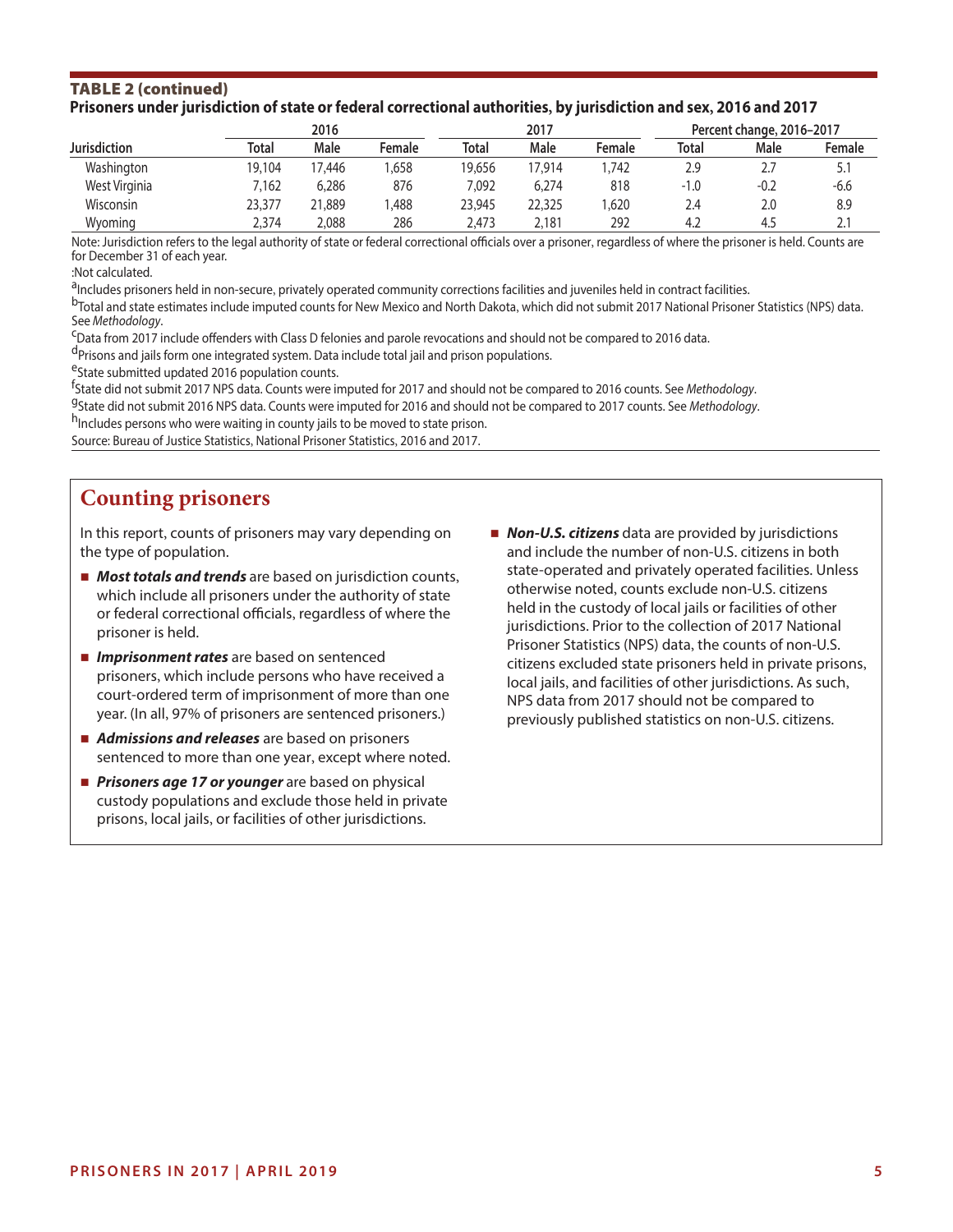**TABLE 2 (continued)**
**Prisoners under jurisdiction of state or federal correctional authorities, by jurisdiction and sex, 2016 and 2017**

| Jurisdiction | 2016 | | | 2017 | | | Percent change, 2016–2017 | | |
|---|---|---|---|---|---|---|---|---|---|
| | Total | Male | Female | Total | Male | Female | Total | Male | Female |
| Washington | 19,104 | 17,446 | 1,658 | 19,656 | 17,914 | 1,742 | 2.9 | 2.7 | 5.1 |
| West Virginia | 7,162 | 6,286 | 876 | 7,092 | 6,274 | 818 | -1.0 | -0.2 | -6.6 |
| Wisconsin | 23,377 | 21,889 | 1,488 | 23,945 | 22,325 | 1,620 | 2.4 | 2.0 | 8.9 |
| Wyoming | 2,374 | 2,088 | 286 | 2,473 | 2,181 | 292 | 4.2 | 4.5 | 2.1 |

Note: Jurisdiction refers to the legal authority of state or federal correctional officials over a prisoner, regardless of where the prisoner is held. Counts are for December 31 of each year.

:Not calculated.

[a]Includes prisoners held in non-secure, privately operated community corrections facilities and juveniles held in contract facilities.

[b]Total and state estimates include imputed counts for New Mexico and North Dakota, which did not submit 2017 National Prisoner Statistics (NPS) data. See *Methodology*.

[c]Data from 2017 include offenders with Class D felonies and parole revocations and should not be compared to 2016 data.

[d]Prisons and jails form one integrated system. Data include total jail and prison populations.

[e]State submitted updated 2016 population counts.

[f]State did not submit 2017 NPS data. Counts were imputed for 2017 and should not be compared to 2016 counts. See *Methodology*.

[g]State did not submit 2016 NPS data. Counts were imputed for 2016 and should not be compared to 2017 counts. See *Methodology*.

[h]Includes persons who were waiting in county jails to be moved to state prison.

Source: Bureau of Justice Statistics, National Prisoner Statistics, 2016 and 2017.

## Counting prisoners

In this report, counts of prisoners may vary depending on the type of population.

- ***Most totals and trends*** are based on jurisdiction counts, which include all prisoners under the authority of state or federal correctional officials, regardless of where the prisoner is held.
- ***Imprisonment rates*** are based on sentenced prisoners, which include persons who have received a court-ordered term of imprisonment of more than one year. (In all, 97% of prisoners are sentenced prisoners.)
- ***Admissions and releases*** are based on prisoners sentenced to more than one year, except where noted.
- ***Prisoners age 17 or younger*** are based on physical custody populations and exclude those held in private prisons, local jails, or facilities of other jurisdictions.
- ***Non-U.S. citizens*** data are provided by jurisdictions and include the number of non-U.S. citizens in both state-operated and privately operated facilities. Unless otherwise noted, counts exclude non-U.S. citizens held in the custody of local jails or facilities of other jurisdictions. Prior to the collection of 2017 National Prisoner Statistics (NPS) data, the counts of non-U.S. citizens excluded state prisoners held in private prisons, local jails, and facilities of other jurisdictions. As such, NPS data from 2017 should not be compared to previously published statistics on non-U.S. citizens.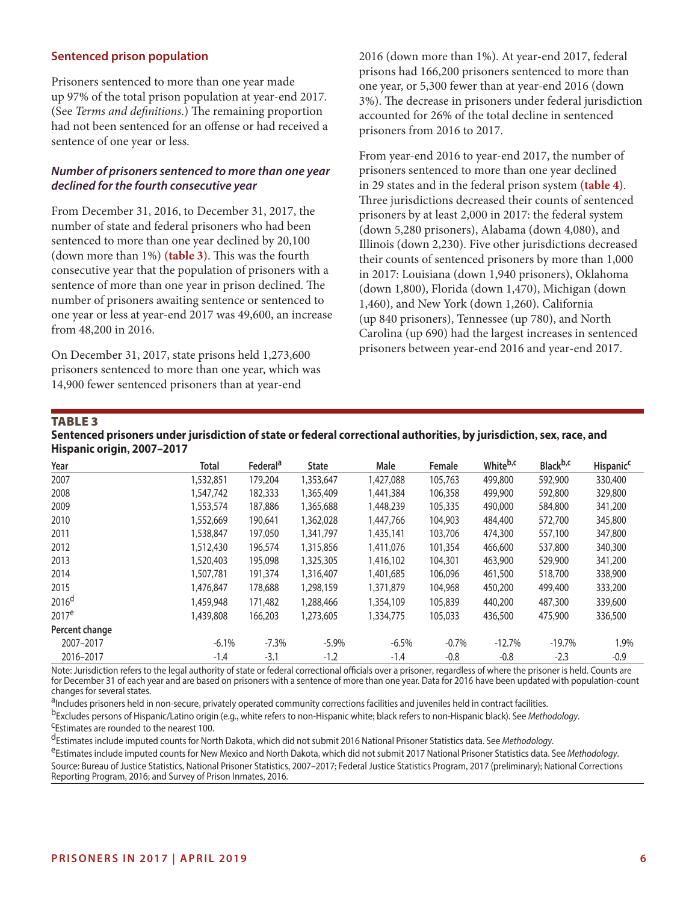### Sentenced prison population

Prisoners sentenced to more than one year made up 97% of the total prison population at year-end 2017. (See *Terms and definitions.*) The remaining proportion had not been sentenced for an offense or had received a sentence of one year or less.

#### *Number of prisoners sentenced to more than one year declined for the fourth consecutive year*

From December 31, 2016, to December 31, 2017, the number of state and federal prisoners who had been sentenced to more than one year declined by 20,100 (down more than 1%) **(table 3)**. This was the fourth consecutive year that the population of prisoners with a sentence of more than one year in prison declined. The number of prisoners awaiting sentence or sentenced to one year or less at year-end 2017 was 49,600, an increase from 48,200 in 2016.

On December 31, 2017, state prisons held 1,273,600 prisoners sentenced to more than one year, which was 14,900 fewer sentenced prisoners than at year-end 2016 (down more than 1%). At year-end 2017, federal prisons had 166,200 prisoners sentenced to more than one year, or 5,300 fewer than at year-end 2016 (down 3%). The decrease in prisoners under federal jurisdiction accounted for 26% of the total decline in sentenced prisoners from 2016 to 2017.

From year-end 2016 to year-end 2017, the number of prisoners sentenced to more than one year declined in 29 states and in the federal prison system **(table 4)**. Three jurisdictions decreased their counts of sentenced prisoners by at least 2,000 in 2017: the federal system (down 5,280 prisoners), Alabama (down 4,080), and Illinois (down 2,230). Five other jurisdictions decreased their counts of sentenced prisoners by more than 1,000 in 2017: Louisiana (down 1,940 prisoners), Oklahoma (down 1,800), Florida (down 1,470), Michigan (down 1,460), and New York (down 1,260). California (up 840 prisoners), Tennessee (up 780), and North Carolina (up 690) had the largest increases in sentenced prisoners between year-end 2016 and year-end 2017.

**TABLE 3**
**Sentenced prisoners under jurisdiction of state or federal correctional authorities, by jurisdiction, sex, race, and Hispanic origin, 2007–2017**

| Year | Total | Federal[a] | State | Male | Female | White[b,c] | Black[b,c] | Hispanic[c] |
|---|---|---|---|---|---|---|---|---|
| 2007 | 1,532,851 | 179,204 | 1,353,647 | 1,427,088 | 105,763 | 499,800 | 592,900 | 330,400 |
| 2008 | 1,547,742 | 182,333 | 1,365,409 | 1,441,384 | 106,358 | 499,900 | 592,800 | 329,800 |
| 2009 | 1,553,574 | 187,886 | 1,365,688 | 1,448,239 | 105,335 | 490,000 | 584,800 | 341,200 |
| 2010 | 1,552,669 | 190,641 | 1,362,028 | 1,447,766 | 104,903 | 484,400 | 572,700 | 345,800 |
| 2011 | 1,538,847 | 197,050 | 1,341,797 | 1,435,141 | 103,706 | 474,300 | 557,100 | 347,800 |
| 2012 | 1,512,430 | 196,574 | 1,315,856 | 1,411,076 | 101,354 | 466,600 | 537,800 | 340,300 |
| 2013 | 1,520,403 | 195,098 | 1,325,305 | 1,416,102 | 104,301 | 463,900 | 529,900 | 341,200 |
| 2014 | 1,507,781 | 191,374 | 1,316,407 | 1,401,685 | 106,096 | 461,500 | 518,700 | 338,900 |
| 2015 | 1,476,847 | 178,688 | 1,298,159 | 1,371,879 | 104,968 | 450,200 | 499,400 | 333,200 |
| 2016[d] | 1,459,948 | 171,482 | 1,288,466 | 1,354,109 | 105,839 | 440,200 | 487,300 | 339,600 |
| 2017[e] | 1,439,808 | 166,203 | 1,273,605 | 1,334,775 | 105,033 | 436,500 | 475,900 | 336,500 |
| **Percent change** | | | | | | | | |
| 2007–2017 | -6.1% | -7.3% | -5.9% | -6.5% | -0.7% | -12.7% | -19.7% | 1.9% |
| 2016–2017 | -1.4 | -3.1 | -1.2 | -1.4 | -0.8 | -0.8 | -2.3 | -0.9 |

Note: Jurisdiction refers to the legal authority of state or federal correctional officials over a prisoner, regardless of where the prisoner is held. Counts are for December 31 of each year and are based on prisoners with a sentence of more than one year. Data for 2016 have been updated with population-count changes for several states.

[a]Includes prisoners held in non-secure, privately operated community corrections facilities and juveniles held in contract facilities.

[b]Excludes persons of Hispanic/Latino origin (e.g., white refers to non-Hispanic white; black refers to non-Hispanic black). See *Methodology*.

[c]Estimates are rounded to the nearest 100.

[d]Estimates include imputed counts for North Dakota, which did not submit 2016 National Prisoner Statistics data. See *Methodology*.

[e]Estimates include imputed counts for New Mexico and North Dakota, which did not submit 2017 National Prisoner Statistics data. See *Methodology*.

Source: Bureau of Justice Statistics, National Prisoner Statistics, 2007–2017; Federal Justice Statistics Program, 2017 (preliminary); National Corrections Reporting Program, 2016; and Survey of Prison Inmates, 2016.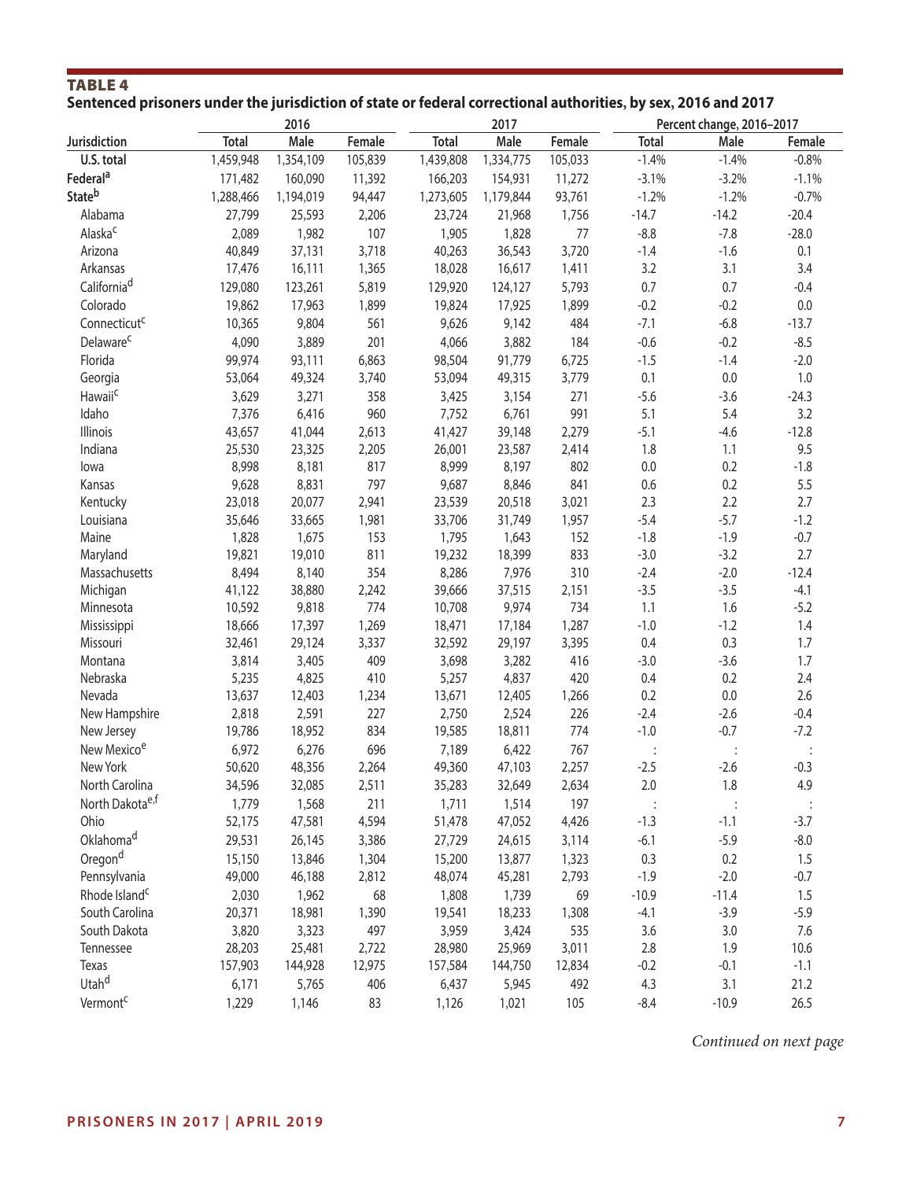**TABLE 4**

**Sentenced prisoners under the jurisdiction of state or federal correctional authorities, by sex, 2016 and 2017**

| Jurisdiction | 2016 | | | 2017 | | | Percent change, 2016–2017 | | |
|---|---|---|---|---|---|---|---|---|---|
| | Total | Male | Female | Total | Male | Female | Total | Male | Female |
| **U.S. total** | 1,459,948 | 1,354,109 | 105,839 | 1,439,808 | 1,334,775 | 105,033 | -1.4% | -1.4% | -0.8% |
| **Federal**[a] | 171,482 | 160,090 | 11,392 | 166,203 | 154,931 | 11,272 | -3.1% | -3.2% | -1.1% |
| **State**[b] | 1,288,466 | 1,194,019 | 94,447 | 1,273,605 | 1,179,844 | 93,761 | -1.2% | -1.2% | -0.7% |
| Alabama | 27,799 | 25,593 | 2,206 | 23,724 | 21,968 | 1,756 | -14.7 | -14.2 | -20.4 |
| Alaska[c] | 2,089 | 1,982 | 107 | 1,905 | 1,828 | 77 | -8.8 | -7.8 | -28.0 |
| Arizona | 40,849 | 37,131 | 3,718 | 40,263 | 36,543 | 3,720 | -1.4 | -1.6 | 0.1 |
| Arkansas | 17,476 | 16,111 | 1,365 | 18,028 | 16,617 | 1,411 | 3.2 | 3.1 | 3.4 |
| California[d] | 129,080 | 123,261 | 5,819 | 129,920 | 124,127 | 5,793 | 0.7 | 0.7 | -0.4 |
| Colorado | 19,862 | 17,963 | 1,899 | 19,824 | 17,925 | 1,899 | -0.2 | -0.2 | 0.0 |
| Connecticut[c] | 10,365 | 9,804 | 561 | 9,626 | 9,142 | 484 | -7.1 | -6.8 | -13.7 |
| Delaware[c] | 4,090 | 3,889 | 201 | 4,066 | 3,882 | 184 | -0.6 | -0.2 | -8.5 |
| Florida | 99,974 | 93,111 | 6,863 | 98,504 | 91,779 | 6,725 | -1.5 | -1.4 | -2.0 |
| Georgia | 53,064 | 49,324 | 3,740 | 53,094 | 49,315 | 3,779 | 0.1 | 0.0 | 1.0 |
| Hawaii[c] | 3,629 | 3,271 | 358 | 3,425 | 3,154 | 271 | -5.6 | -3.6 | -24.3 |
| Idaho | 7,376 | 6,416 | 960 | 7,752 | 6,761 | 991 | 5.1 | 5.4 | 3.2 |
| Illinois | 43,657 | 41,044 | 2,613 | 41,427 | 39,148 | 2,279 | -5.1 | -4.6 | -12.8 |
| Indiana | 25,530 | 23,325 | 2,205 | 26,001 | 23,587 | 2,414 | 1.8 | 1.1 | 9.5 |
| Iowa | 8,998 | 8,181 | 817 | 8,999 | 8,197 | 802 | 0.0 | 0.2 | -1.8 |
| Kansas | 9,628 | 8,831 | 797 | 9,687 | 8,846 | 841 | 0.6 | 0.2 | 5.5 |
| Kentucky | 23,018 | 20,077 | 2,941 | 23,539 | 20,518 | 3,021 | 2.3 | 2.2 | 2.7 |
| Louisiana | 35,646 | 33,665 | 1,981 | 33,706 | 31,749 | 1,957 | -5.4 | -5.7 | -1.2 |
| Maine | 1,828 | 1,675 | 153 | 1,795 | 1,643 | 152 | -1.8 | -1.9 | -0.7 |
| Maryland | 19,821 | 19,010 | 811 | 19,232 | 18,399 | 833 | -3.0 | -3.2 | 2.7 |
| Massachusetts | 8,494 | 8,140 | 354 | 8,286 | 7,976 | 310 | -2.4 | -2.0 | -12.4 |
| Michigan | 41,122 | 38,880 | 2,242 | 39,666 | 37,515 | 2,151 | -3.5 | -3.5 | -4.1 |
| Minnesota | 10,592 | 9,818 | 774 | 10,708 | 9,974 | 734 | 1.1 | 1.6 | -5.2 |
| Mississippi | 18,666 | 17,397 | 1,269 | 18,471 | 17,184 | 1,287 | -1.0 | -1.2 | 1.4 |
| Missouri | 32,461 | 29,124 | 3,337 | 32,592 | 29,197 | 3,395 | 0.4 | 0.3 | 1.7 |
| Montana | 3,814 | 3,405 | 409 | 3,698 | 3,282 | 416 | -3.0 | -3.6 | 1.7 |
| Nebraska | 5,235 | 4,825 | 410 | 5,257 | 4,837 | 420 | 0.4 | 0.2 | 2.4 |
| Nevada | 13,637 | 12,403 | 1,234 | 13,671 | 12,405 | 1,266 | 0.2 | 0.0 | 2.6 |
| New Hampshire | 2,818 | 2,591 | 227 | 2,750 | 2,524 | 226 | -2.4 | -2.6 | -0.4 |
| New Jersey | 19,786 | 18,952 | 834 | 19,585 | 18,811 | 774 | -1.0 | -0.7 | -7.2 |
| New Mexico[e] | 6,972 | 6,276 | 696 | 7,189 | 6,422 | 767 | : | : | : |
| New York | 50,620 | 48,356 | 2,264 | 49,360 | 47,103 | 2,257 | -2.5 | -2.6 | -0.3 |
| North Carolina | 34,596 | 32,085 | 2,511 | 35,283 | 32,649 | 2,634 | 2.0 | 1.8 | 4.9 |
| North Dakota[e,f] | 1,779 | 1,568 | 211 | 1,711 | 1,514 | 197 | : | : | : |
| Ohio | 52,175 | 47,581 | 4,594 | 51,478 | 47,052 | 4,426 | -1.3 | -1.1 | -3.7 |
| Oklahoma[d] | 29,531 | 26,145 | 3,386 | 27,729 | 24,615 | 3,114 | -6.1 | -5.9 | -8.0 |
| Oregon[d] | 15,150 | 13,846 | 1,304 | 15,200 | 13,877 | 1,323 | 0.3 | 0.2 | 1.5 |
| Pennsylvania | 49,000 | 46,188 | 2,812 | 48,074 | 45,281 | 2,793 | -1.9 | -2.0 | -0.7 |
| Rhode Island[c] | 2,030 | 1,962 | 68 | 1,808 | 1,739 | 69 | -10.9 | -11.4 | 1.5 |
| South Carolina | 20,371 | 18,981 | 1,390 | 19,541 | 18,233 | 1,308 | -4.1 | -3.9 | -5.9 |
| South Dakota | 3,820 | 3,323 | 497 | 3,959 | 3,424 | 535 | 3.6 | 3.0 | 7.6 |
| Tennessee | 28,203 | 25,481 | 2,722 | 28,980 | 25,969 | 3,011 | 2.8 | 1.9 | 10.6 |
| Texas | 157,903 | 144,928 | 12,975 | 157,584 | 144,750 | 12,834 | -0.2 | -0.1 | -1.1 |
| Utah[d] | 6,171 | 5,765 | 406 | 6,437 | 5,945 | 492 | 4.3 | 3.1 | 21.2 |
| Vermont[c] | 1,229 | 1,146 | 83 | 1,126 | 1,021 | 105 | -8.4 | -10.9 | 26.5 |

*Continued on next page*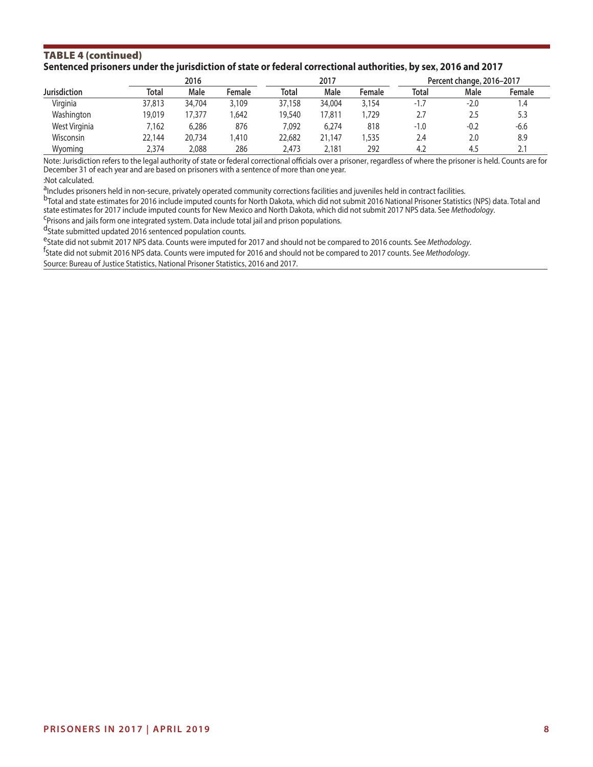## TABLE 4 (continued)

**Sentenced prisoners under the jurisdiction of state or federal correctional authorities, by sex, 2016 and 2017**

| Jurisdiction | 2016 | | | 2017 | | | Percent change, 2016–2017 | | |
|---|---|---|---|---|---|---|---|---|---|
| | Total | Male | Female | Total | Male | Female | Total | Male | Female |
| Virginia | 37,813 | 34,704 | 3,109 | 37,158 | 34,004 | 3,154 | -1.7 | -2.0 | 1.4 |
| Washington | 19,019 | 17,377 | 1,642 | 19,540 | 17,811 | 1,729 | 2.7 | 2.5 | 5.3 |
| West Virginia | 7,162 | 6,286 | 876 | 7,092 | 6,274 | 818 | -1.0 | -0.2 | -6.6 |
| Wisconsin | 22,144 | 20,734 | 1,410 | 22,682 | 21,147 | 1,535 | 2.4 | 2.0 | 8.9 |
| Wyoming | 2,374 | 2,088 | 286 | 2,473 | 2,181 | 292 | 4.2 | 4.5 | 2.1 |

Note: Jurisdiction refers to the legal authority of state or federal correctional officials over a prisoner, regardless of where the prisoner is held. Counts are for December 31 of each year and are based on prisoners with a sentence of more than one year.

:Not calculated.

[a]Includes prisoners held in non-secure, privately operated community corrections facilities and juveniles held in contract facilities.

[b]Total and state estimates for 2016 include imputed counts for North Dakota, which did not submit 2016 National Prisoner Statistics (NPS) data. Total and state estimates for 2017 include imputed counts for New Mexico and North Dakota, which did not submit 2017 NPS data. See *Methodology*.

[c]Prisons and jails form one integrated system. Data include total jail and prison populations.

[d]State submitted updated 2016 sentenced population counts.

[e]State did not submit 2017 NPS data. Counts were imputed for 2017 and should not be compared to 2016 counts. See *Methodology*.

[f]State did not submit 2016 NPS data. Counts were imputed for 2016 and should not be compared to 2017 counts. See *Methodology*.

Source: Bureau of Justice Statistics, National Prisoner Statistics, 2016 and 2017.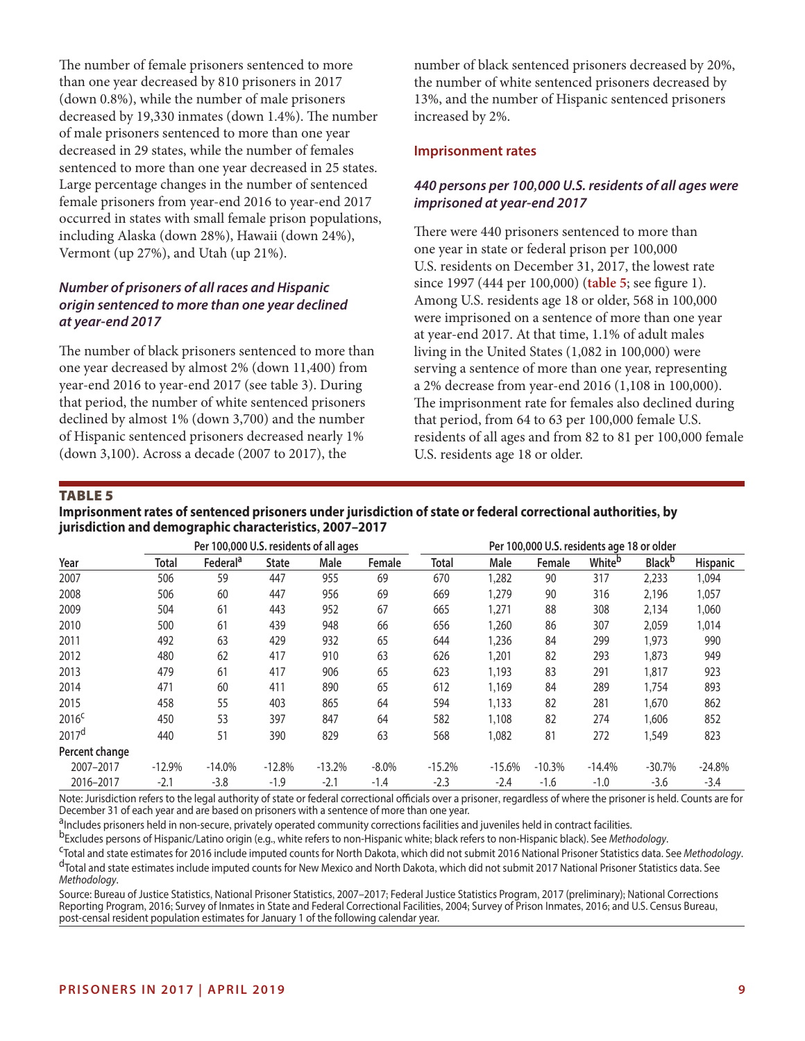The number of female prisoners sentenced to more than one year decreased by 810 prisoners in 2017 (down 0.8%), while the number of male prisoners decreased by 19,330 inmates (down 1.4%). The number of male prisoners sentenced to more than one year decreased in 29 states, while the number of females sentenced to more than one year decreased in 25 states. Large percentage changes in the number of sentenced female prisoners from year-end 2016 to year-end 2017 occurred in states with small female prison populations, including Alaska (down 28%), Hawaii (down 24%), Vermont (up 27%), and Utah (up 21%).

### *Number of prisoners of all races and Hispanic origin sentenced to more than one year declined at year-end 2017*

The number of black prisoners sentenced to more than one year decreased by almost 2% (down 11,400) from year-end 2016 to year-end 2017 (see table 3). During that period, the number of white sentenced prisoners declined by almost 1% (down 3,700) and the number of Hispanic sentenced prisoners decreased nearly 1% (down 3,100). Across a decade (2007 to 2017), the number of black sentenced prisoners decreased by 20%, the number of white sentenced prisoners decreased by 13%, and the number of Hispanic sentenced prisoners increased by 2%.

## Imprisonment rates

### *440 persons per 100,000 U.S. residents of all ages were imprisoned at year-end 2017*

There were 440 prisoners sentenced to more than one year in state or federal prison per 100,000 U.S. residents on December 31, 2017, the lowest rate since 1997 (444 per 100,000) (**table 5**; see figure 1). Among U.S. residents age 18 or older, 568 in 100,000 were imprisoned on a sentence of more than one year at year-end 2017. At that time, 1.1% of adult males living in the United States (1,082 in 100,000) were serving a sentence of more than one year, representing a 2% decrease from year-end 2016 (1,108 in 100,000). The imprisonment rate for females also declined during that period, from 64 to 63 per 100,000 female U.S. residents of all ages and from 82 to 81 per 100,000 female U.S. residents age 18 or older.

**TABLE 5**

**Imprisonment rates of sentenced prisoners under jurisdiction of state or federal correctional authorities, by jurisdiction and demographic characteristics, 2007–2017**

| | Per 100,000 U.S. residents of all ages | | | | | Per 100,000 U.S. residents age 18 or older | | | | | |
|---|---|---|---|---|---|---|---|---|---|---|---|
| Year | Total | Federal[a] | State | Male | Female | Total | Male | Female | White[b] | Black[b] | Hispanic |
| 2007 | 506 | 59 | 447 | 955 | 69 | 670 | 1,282 | 90 | 317 | 2,233 | 1,094 |
| 2008 | 506 | 60 | 447 | 956 | 69 | 669 | 1,279 | 90 | 316 | 2,196 | 1,057 |
| 2009 | 504 | 61 | 443 | 952 | 67 | 665 | 1,271 | 88 | 308 | 2,134 | 1,060 |
| 2010 | 500 | 61 | 439 | 948 | 66 | 656 | 1,260 | 86 | 307 | 2,059 | 1,014 |
| 2011 | 492 | 63 | 429 | 932 | 65 | 644 | 1,236 | 84 | 299 | 1,973 | 990 |
| 2012 | 480 | 62 | 417 | 910 | 63 | 626 | 1,201 | 82 | 293 | 1,873 | 949 |
| 2013 | 479 | 61 | 417 | 906 | 65 | 623 | 1,193 | 83 | 291 | 1,817 | 923 |
| 2014 | 471 | 60 | 411 | 890 | 65 | 612 | 1,169 | 84 | 289 | 1,754 | 893 |
| 2015 | 458 | 55 | 403 | 865 | 64 | 594 | 1,133 | 82 | 281 | 1,670 | 862 |
| 2016[c] | 450 | 53 | 397 | 847 | 64 | 582 | 1,108 | 82 | 274 | 1,606 | 852 |
| 2017[d] | 440 | 51 | 390 | 829 | 63 | 568 | 1,082 | 81 | 272 | 1,549 | 823 |
| **Percent change** | | | | | | | | | | | |
| 2007–2017 | -12.9% | -14.0% | -12.8% | -13.2% | -8.0% | -15.2% | -15.6% | -10.3% | -14.4% | -30.7% | -24.8% |
| 2016–2017 | -2.1 | -3.8 | -1.9 | -2.1 | -1.4 | -2.3 | -2.4 | -1.6 | -1.0 | -3.6 | -3.4 |

Note: Jurisdiction refers to the legal authority of state or federal correctional officials over a prisoner, regardless of where the prisoner is held. Counts are for December 31 of each year and are based on prisoners with a sentence of more than one year.

[a]Includes prisoners held in non-secure, privately operated community corrections facilities and juveniles held in contract facilities.

[b]Excludes persons of Hispanic/Latino origin (e.g., white refers to non-Hispanic white; black refers to non-Hispanic black). See *Methodology*.

[c]Total and state estimates for 2016 include imputed counts for North Dakota, which did not submit 2016 National Prisoner Statistics data. See *Methodology*.

[d]Total and state estimates include imputed counts for New Mexico and North Dakota, which did not submit 2017 National Prisoner Statistics data. See *Methodology*.

Source: Bureau of Justice Statistics, National Prisoner Statistics, 2007–2017; Federal Justice Statistics Program, 2017 (preliminary); National Corrections Reporting Program, 2016; Survey of Inmates in State and Federal Correctional Facilities, 2004; Survey of Prison Inmates, 2016; and U.S. Census Bureau, post-censal resident population estimates for January 1 of the following calendar year.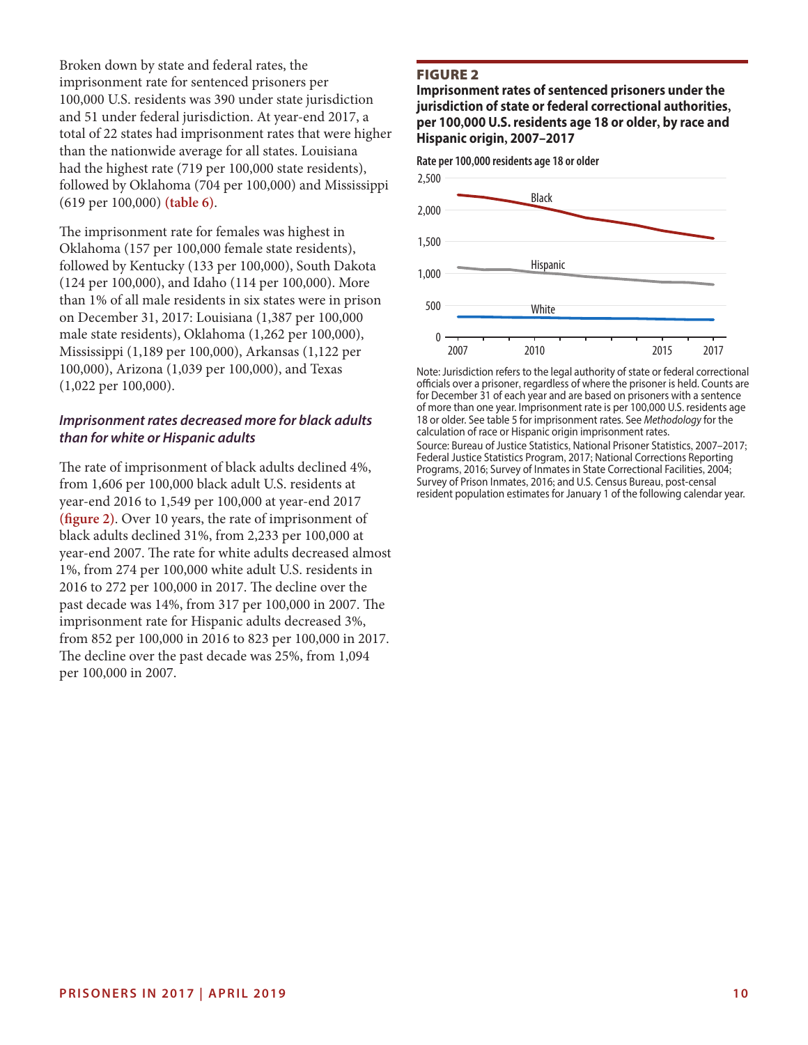Broken down by state and federal rates, the imprisonment rate for sentenced prisoners per 100,000 U.S. residents was 390 under state jurisdiction and 51 under federal jurisdiction. At year-end 2017, a total of 22 states had imprisonment rates that were higher than the nationwide average for all states. Louisiana had the highest rate (719 per 100,000 state residents), followed by Oklahoma (704 per 100,000) and Mississippi (619 per 100,000) **(table 6)**.

The imprisonment rate for females was highest in Oklahoma (157 per 100,000 female state residents), followed by Kentucky (133 per 100,000), South Dakota (124 per 100,000), and Idaho (114 per 100,000). More than 1% of all male residents in six states were in prison on December 31, 2017: Louisiana (1,387 per 100,000 male state residents), Oklahoma (1,262 per 100,000), Mississippi (1,189 per 100,000), Arkansas (1,122 per 100,000), Arizona (1,039 per 100,000), and Texas (1,022 per 100,000).

### *Imprisonment rates decreased more for black adults than for white or Hispanic adults*

The rate of imprisonment of black adults declined 4%, from 1,606 per 100,000 black adult U.S. residents at year-end 2016 to 1,549 per 100,000 at year-end 2017 **(figure 2)**. Over 10 years, the rate of imprisonment of black adults declined 31%, from 2,233 per 100,000 at year-end 2007. The rate for white adults decreased almost 1%, from 274 per 100,000 white adult U.S. residents in 2016 to 272 per 100,000 in 2017. The decline over the past decade was 14%, from 317 per 100,000 in 2007. The imprisonment rate for Hispanic adults decreased 3%, from 852 per 100,000 in 2016 to 823 per 100,000 in 2017. The decline over the past decade was 25%, from 1,094 per 100,000 in 2007.

## FIGURE 2

**Imprisonment rates of sentenced prisoners under the jurisdiction of state or federal correctional authorities, per 100,000 U.S. residents age 18 or older, by race and Hispanic origin, 2007–2017**

Rate per 100,000 residents age 18 or older

Note: Jurisdiction refers to the legal authority of state or federal correctional officials over a prisoner, regardless of where the prisoner is held. Counts are for December 31 of each year and are based on prisoners with a sentence of more than one year. Imprisonment rate is per 100,000 U.S. residents age 18 or older. See table 5 for imprisonment rates. See *Methodology* for the calculation of race or Hispanic origin imprisonment rates.

Source: Bureau of Justice Statistics, National Prisoner Statistics, 2007–2017; Federal Justice Statistics Program, 2017; National Corrections Reporting Programs, 2016; Survey of Inmates in State Correctional Facilities, 2004; Survey of Prison Inmates, 2016; and U.S. Census Bureau, post-censal resident population estimates for January 1 of the following calendar year.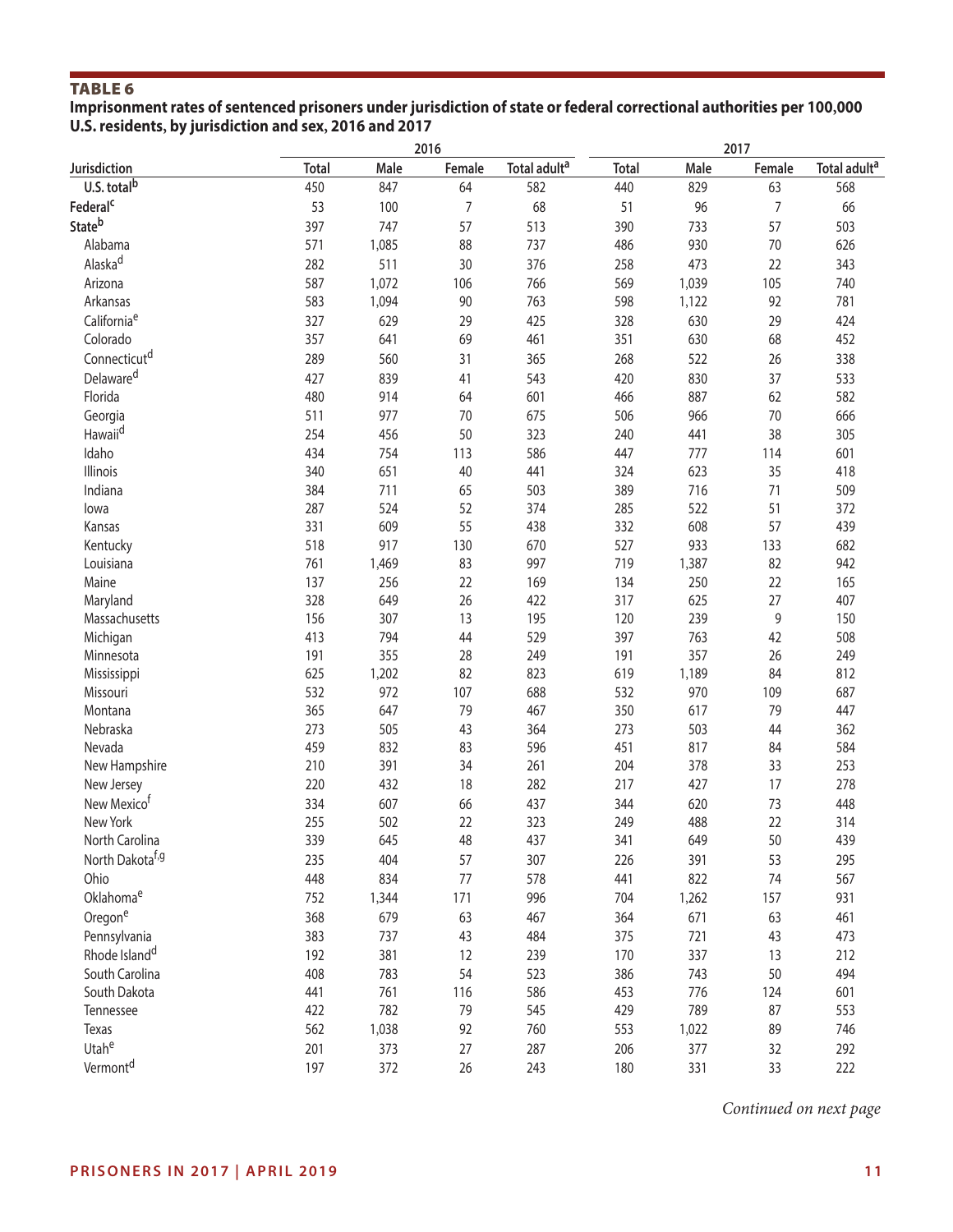## TABLE 6

**Imprisonment rates of sentenced prisoners under jurisdiction of state or federal correctional authorities per 100,000 U.S. residents, by jurisdiction and sex, 2016 and 2017**

| Jurisdiction | 2016 | | | | 2017 | | | |
|---|---|---|---|---|---|---|---|---|
| | Total | Male | Female | Total adult[a] | Total | Male | Female | Total adult[a] |
| **U.S. total[b]** | 450 | 847 | 64 | 582 | 440 | 829 | 63 | 568 |
| **Federal[c]** | 53 | 100 | 7 | 68 | 51 | 96 | 7 | 66 |
| **State[b]** | 397 | 747 | 57 | 513 | 390 | 733 | 57 | 503 |
| Alabama | 571 | 1,085 | 88 | 737 | 486 | 930 | 70 | 626 |
| Alaska[d] | 282 | 511 | 30 | 376 | 258 | 473 | 22 | 343 |
| Arizona | 587 | 1,072 | 106 | 766 | 569 | 1,039 | 105 | 740 |
| Arkansas | 583 | 1,094 | 90 | 763 | 598 | 1,122 | 92 | 781 |
| California[e] | 327 | 629 | 29 | 425 | 328 | 630 | 29 | 424 |
| Colorado | 357 | 641 | 69 | 461 | 351 | 630 | 68 | 452 |
| Connecticut[d] | 289 | 560 | 31 | 365 | 268 | 522 | 26 | 338 |
| Delaware[d] | 427 | 839 | 41 | 543 | 420 | 830 | 37 | 533 |
| Florida | 480 | 914 | 64 | 601 | 466 | 887 | 62 | 582 |
| Georgia | 511 | 977 | 70 | 675 | 506 | 966 | 70 | 666 |
| Hawaii[d] | 254 | 456 | 50 | 323 | 240 | 441 | 38 | 305 |
| Idaho | 434 | 754 | 113 | 586 | 447 | 777 | 114 | 601 |
| Illinois | 340 | 651 | 40 | 441 | 324 | 623 | 35 | 418 |
| Indiana | 384 | 711 | 65 | 503 | 389 | 716 | 71 | 509 |
| Iowa | 287 | 524 | 52 | 374 | 285 | 522 | 51 | 372 |
| Kansas | 331 | 609 | 55 | 438 | 332 | 608 | 57 | 439 |
| Kentucky | 518 | 917 | 130 | 670 | 527 | 933 | 133 | 682 |
| Louisiana | 761 | 1,469 | 83 | 997 | 719 | 1,387 | 82 | 942 |
| Maine | 137 | 256 | 22 | 169 | 134 | 250 | 22 | 165 |
| Maryland | 328 | 649 | 26 | 422 | 317 | 625 | 27 | 407 |
| Massachusetts | 156 | 307 | 13 | 195 | 120 | 239 | 9 | 150 |
| Michigan | 413 | 794 | 44 | 529 | 397 | 763 | 42 | 508 |
| Minnesota | 191 | 355 | 28 | 249 | 191 | 357 | 26 | 249 |
| Mississippi | 625 | 1,202 | 82 | 823 | 619 | 1,189 | 84 | 812 |
| Missouri | 532 | 972 | 107 | 688 | 532 | 970 | 109 | 687 |
| Montana | 365 | 647 | 79 | 467 | 350 | 617 | 79 | 447 |
| Nebraska | 273 | 505 | 43 | 364 | 273 | 503 | 44 | 362 |
| Nevada | 459 | 832 | 83 | 596 | 451 | 817 | 84 | 584 |
| New Hampshire | 210 | 391 | 34 | 261 | 204 | 378 | 33 | 253 |
| New Jersey | 220 | 432 | 18 | 282 | 217 | 427 | 17 | 278 |
| New Mexico[f] | 334 | 607 | 66 | 437 | 344 | 620 | 73 | 448 |
| New York | 255 | 502 | 22 | 323 | 249 | 488 | 22 | 314 |
| North Carolina | 339 | 645 | 48 | 437 | 341 | 649 | 50 | 439 |
| North Dakota[f,g] | 235 | 404 | 57 | 307 | 226 | 391 | 53 | 295 |
| Ohio | 448 | 834 | 77 | 578 | 441 | 822 | 74 | 567 |
| Oklahoma[e] | 752 | 1,344 | 171 | 996 | 704 | 1,262 | 157 | 931 |
| Oregon[e] | 368 | 679 | 63 | 467 | 364 | 671 | 63 | 461 |
| Pennsylvania | 383 | 737 | 43 | 484 | 375 | 721 | 43 | 473 |
| Rhode Island[d] | 192 | 381 | 12 | 239 | 170 | 337 | 13 | 212 |
| South Carolina | 408 | 783 | 54 | 523 | 386 | 743 | 50 | 494 |
| South Dakota | 441 | 761 | 116 | 586 | 453 | 776 | 124 | 601 |
| Tennessee | 422 | 782 | 79 | 545 | 429 | 789 | 87 | 553 |
| Texas | 562 | 1,038 | 92 | 760 | 553 | 1,022 | 89 | 746 |
| Utah[e] | 201 | 373 | 27 | 287 | 206 | 377 | 32 | 292 |
| Vermont[d] | 197 | 372 | 26 | 243 | 180 | 331 | 33 | 222 |

*Continued on next page*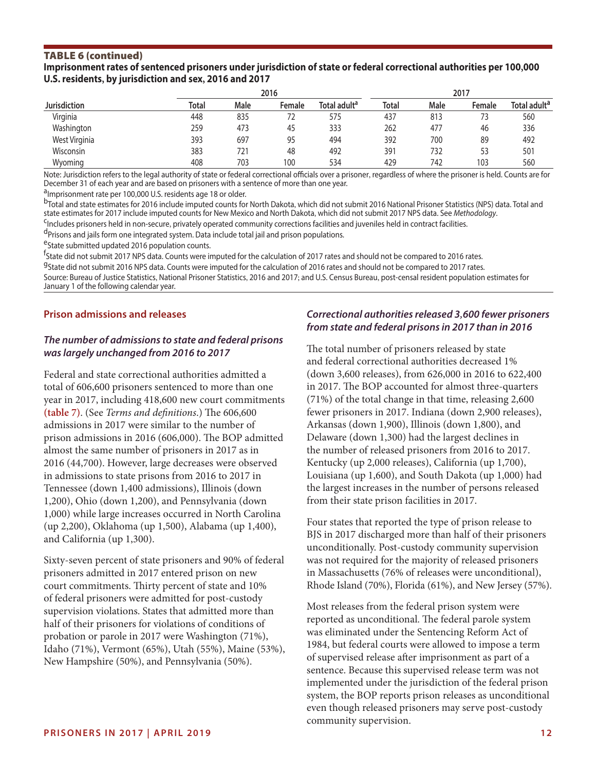**TABLE 6 (continued)**

**Imprisonment rates of sentenced prisoners under jurisdiction of state or federal correctional authorities per 100,000 U.S. residents, by jurisdiction and sex, 2016 and 2017**

| | 2016 | | | | 2017 | | | |
|---|---|---|---|---|---|---|---|---|
| Jurisdiction | Total | Male | Female | Total adult[a] | Total | Male | Female | Total adult[a] |
| Virginia | 448 | 835 | 72 | 575 | 437 | 813 | 73 | 560 |
| Washington | 259 | 473 | 45 | 333 | 262 | 477 | 46 | 336 |
| West Virginia | 393 | 697 | 95 | 494 | 392 | 700 | 89 | 492 |
| Wisconsin | 383 | 721 | 48 | 492 | 391 | 732 | 53 | 501 |
| Wyoming | 408 | 703 | 100 | 534 | 429 | 742 | 103 | 560 |

Note: Jurisdiction refers to the legal authority of state or federal correctional officials over a prisoner, regardless of where the prisoner is held. Counts are for December 31 of each year and are based on prisoners with a sentence of more than one year.

[a]Imprisonment rate per 100,000 U.S. residents age 18 or older.

[b]Total and state estimates for 2016 include imputed counts for North Dakota, which did not submit 2016 National Prisoner Statistics (NPS) data. Total and state estimates for 2017 include imputed counts for New Mexico and North Dakota, which did not submit 2017 NPS data. See *Methodology*.

[c]Includes prisoners held in non-secure, privately operated community corrections facilities and juveniles held in contract facilities.

[d]Prisons and jails form one integrated system. Data include total jail and prison populations.

[e]State submitted updated 2016 population counts.

[f]State did not submit 2017 NPS data. Counts were imputed for the calculation of 2017 rates and should not be compared to 2016 rates.

[g]State did not submit 2016 NPS data. Counts were imputed for the calculation of 2016 rates and should not be compared to 2017 rates.

Source: Bureau of Justice Statistics, National Prisoner Statistics, 2016 and 2017; and U.S. Census Bureau, post-censal resident population estimates for January 1 of the following calendar year.

## Prison admissions and releases

### *The number of admissions to state and federal prisons was largely unchanged from 2016 to 2017*

Federal and state correctional authorities admitted a total of 606,600 prisoners sentenced to more than one year in 2017, including 418,600 new court commitments **(table 7)**. (See *Terms and definitions*.) The 606,600 admissions in 2017 were similar to the number of prison admissions in 2016 (606,000). The BOP admitted almost the same number of prisoners in 2017 as in 2016 (44,700). However, large decreases were observed in admissions to state prisons from 2016 to 2017 in Tennessee (down 1,400 admissions), Illinois (down 1,200), Ohio (down 1,200), and Pennsylvania (down 1,000) while large increases occurred in North Carolina (up 2,200), Oklahoma (up 1,500), Alabama (up 1,400), and California (up 1,300).

Sixty-seven percent of state prisoners and 90% of federal prisoners admitted in 2017 entered prison on new court commitments. Thirty percent of state and 10% of federal prisoners were admitted for post-custody supervision violations. States that admitted more than half of their prisoners for violations of conditions of probation or parole in 2017 were Washington (71%), Idaho (71%), Vermont (65%), Utah (55%), Maine (53%), New Hampshire (50%), and Pennsylvania (50%).

### *Correctional authorities released 3,600 fewer prisoners from state and federal prisons in 2017 than in 2016*

The total number of prisoners released by state and federal correctional authorities decreased 1% (down 3,600 releases), from 626,000 in 2016 to 622,400 in 2017. The BOP accounted for almost three-quarters (71%) of the total change in that time, releasing 2,600 fewer prisoners in 2017. Indiana (down 2,900 releases), Arkansas (down 1,900), Illinois (down 1,800), and Delaware (down 1,300) had the largest declines in the number of released prisoners from 2016 to 2017. Kentucky (up 2,000 releases), California (up 1,700), Louisiana (up 1,600), and South Dakota (up 1,000) had the largest increases in the number of persons released from their state prison facilities in 2017.

Four states that reported the type of prison release to BJS in 2017 discharged more than half of their prisoners unconditionally. Post-custody community supervision was not required for the majority of released prisoners in Massachusetts (76% of releases were unconditional), Rhode Island (70%), Florida (61%), and New Jersey (57%).

Most releases from the federal prison system were reported as unconditional. The federal parole system was eliminated under the Sentencing Reform Act of 1984, but federal courts were allowed to impose a term of supervised release after imprisonment as part of a sentence. Because this supervised release term was not implemented under the jurisdiction of the federal prison system, the BOP reports prison releases as unconditional even though released prisoners may serve post-custody community supervision.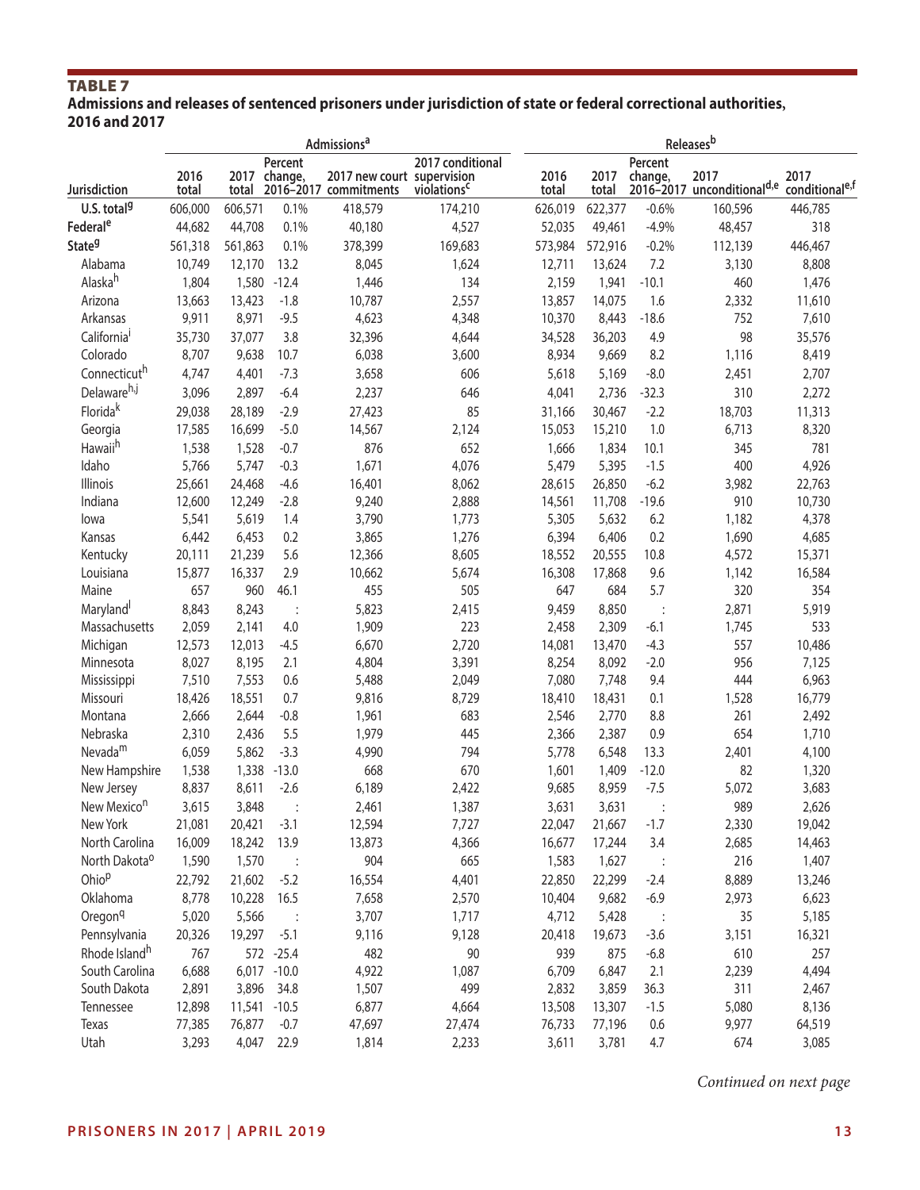## TABLE 7

**Admissions and releases of sentenced prisoners under jurisdiction of state or federal correctional authorities, 2016 and 2017**

| Jurisdiction | Admissions[a] | | | | | Releases[b] | | | | |
|---|---|---|---|---|---|---|---|---|---|---|
| | 2016 total | 2017 total | Percent change, 2016–2017 | 2017 new court commitments | 2017 conditional supervision violations[c] | 2016 total | 2017 total | Percent change, 2016–2017 | 2017 unconditional[d,e] | 2017 conditional[e,f] |
| U.S. total[g] | 606,000 | 606,571 | 0.1% | 418,579 | 174,210 | 626,019 | 622,377 | -0.6% | 160,596 | 446,785 |
| Federal[e] | 44,682 | 44,708 | 0.1% | 40,180 | 4,527 | 52,035 | 49,461 | -4.9% | 48,457 | 318 |
| State[g] | 561,318 | 561,863 | 0.1% | 378,399 | 169,683 | 573,984 | 572,916 | -0.2% | 112,139 | 446,467 |
| Alabama | 10,749 | 12,170 | 13.2 | 8,045 | 1,624 | 12,711 | 13,624 | 7.2 | 3,130 | 8,808 |
| Alaska[h] | 1,804 | 1,580 | -12.4 | 1,446 | 134 | 2,159 | 1,941 | -10.1 | 460 | 1,476 |
| Arizona | 13,663 | 13,423 | -1.8 | 10,787 | 2,557 | 13,857 | 14,075 | 1.6 | 2,332 | 11,610 |
| Arkansas | 9,911 | 8,971 | -9.5 | 4,623 | 4,348 | 10,370 | 8,443 | -18.6 | 752 | 7,610 |
| California[i] | 35,730 | 37,077 | 3.8 | 32,396 | 4,644 | 34,528 | 36,203 | 4.9 | 98 | 35,576 |
| Colorado | 8,707 | 9,638 | 10.7 | 6,038 | 3,600 | 8,934 | 9,669 | 8.2 | 1,116 | 8,419 |
| Connecticut[h] | 4,747 | 4,401 | -7.3 | 3,658 | 606 | 5,618 | 5,169 | -8.0 | 2,451 | 2,707 |
| Delaware[h,j] | 3,096 | 2,897 | -6.4 | 2,237 | 646 | 4,041 | 2,736 | -32.3 | 310 | 2,272 |
| Florida[k] | 29,038 | 28,189 | -2.9 | 27,423 | 85 | 31,166 | 30,467 | -2.2 | 18,703 | 11,313 |
| Georgia | 17,585 | 16,699 | -5.0 | 14,567 | 2,124 | 15,053 | 15,210 | 1.0 | 6,713 | 8,320 |
| Hawaii[h] | 1,538 | 1,528 | -0.7 | 876 | 652 | 1,666 | 1,834 | 10.1 | 345 | 781 |
| Idaho | 5,766 | 5,747 | -0.3 | 1,671 | 4,076 | 5,479 | 5,395 | -1.5 | 400 | 4,926 |
| Illinois | 25,661 | 24,468 | -4.6 | 16,401 | 8,062 | 28,615 | 26,850 | -6.2 | 3,982 | 22,763 |
| Indiana | 12,600 | 12,249 | -2.8 | 9,240 | 2,888 | 14,561 | 11,708 | -19.6 | 910 | 10,730 |
| Iowa | 5,541 | 5,619 | 1.4 | 3,790 | 1,773 | 5,305 | 5,632 | 6.2 | 1,182 | 4,378 |
| Kansas | 6,442 | 6,453 | 0.2 | 3,865 | 1,276 | 6,394 | 6,406 | 0.2 | 1,690 | 4,685 |
| Kentucky | 20,111 | 21,239 | 5.6 | 12,366 | 8,605 | 18,552 | 20,555 | 10.8 | 4,572 | 15,371 |
| Louisiana | 15,877 | 16,337 | 2.9 | 10,662 | 5,674 | 16,308 | 17,868 | 9.6 | 1,142 | 16,584 |
| Maine | 657 | 960 | 46.1 | 455 | 505 | 647 | 684 | 5.7 | 320 | 354 |
| Maryland[l] | 8,843 | 8,243 | : | 5,823 | 2,415 | 9,459 | 8,850 | : | 2,871 | 5,919 |
| Massachusetts | 2,059 | 2,141 | 4.0 | 1,909 | 223 | 2,458 | 2,309 | -6.1 | 1,745 | 533 |
| Michigan | 12,573 | 12,013 | -4.5 | 6,670 | 2,720 | 14,081 | 13,470 | -4.3 | 557 | 10,486 |
| Minnesota | 8,027 | 8,195 | 2.1 | 4,804 | 3,391 | 8,254 | 8,092 | -2.0 | 956 | 7,125 |
| Mississippi | 7,510 | 7,553 | 0.6 | 5,488 | 2,049 | 7,080 | 7,748 | 9.4 | 444 | 6,963 |
| Missouri | 18,426 | 18,551 | 0.7 | 9,816 | 8,729 | 18,410 | 18,431 | 0.1 | 1,528 | 16,779 |
| Montana | 2,666 | 2,644 | -0.8 | 1,961 | 683 | 2,546 | 2,770 | 8.8 | 261 | 2,492 |
| Nebraska | 2,310 | 2,436 | 5.5 | 1,979 | 445 | 2,366 | 2,387 | 0.9 | 654 | 1,710 |
| Nevada[m] | 6,059 | 5,862 | -3.3 | 4,990 | 794 | 5,778 | 6,548 | 13.3 | 2,401 | 4,100 |
| New Hampshire | 1,538 | 1,338 | -13.0 | 668 | 670 | 1,601 | 1,409 | -12.0 | 82 | 1,320 |
| New Jersey | 8,837 | 8,611 | -2.6 | 6,189 | 2,422 | 9,685 | 8,959 | -7.5 | 5,072 | 3,683 |
| New Mexico[n] | 3,615 | 3,848 | : | 2,461 | 1,387 | 3,631 | 3,631 | : | 989 | 2,626 |
| New York | 21,081 | 20,421 | -3.1 | 12,594 | 7,727 | 22,047 | 21,667 | -1.7 | 2,330 | 19,042 |
| North Carolina | 16,009 | 18,242 | 13.9 | 13,873 | 4,366 | 16,677 | 17,244 | 3.4 | 2,685 | 14,463 |
| North Dakota[o] | 1,590 | 1,570 | : | 904 | 665 | 1,583 | 1,627 | : | 216 | 1,407 |
| Ohio[p] | 22,792 | 21,602 | -5.2 | 16,554 | 4,401 | 22,850 | 22,299 | -2.4 | 8,889 | 13,246 |
| Oklahoma | 8,778 | 10,228 | 16.5 | 7,658 | 2,570 | 10,404 | 9,682 | -6.9 | 2,973 | 6,623 |
| Oregon[q] | 5,020 | 5,566 | : | 3,707 | 1,717 | 4,712 | 5,428 | : | 35 | 5,185 |
| Pennsylvania | 20,326 | 19,297 | -5.1 | 9,116 | 9,128 | 20,418 | 19,673 | -3.6 | 3,151 | 16,321 |
| Rhode Island[h] | 767 | 572 | -25.4 | 482 | 90 | 939 | 875 | -6.8 | 610 | 257 |
| South Carolina | 6,688 | 6,017 | -10.0 | 4,922 | 1,087 | 6,709 | 6,847 | 2.1 | 2,239 | 4,494 |
| South Dakota | 2,891 | 3,896 | 34.8 | 1,507 | 499 | 2,832 | 3,859 | 36.3 | 311 | 2,467 |
| Tennessee | 12,898 | 11,541 | -10.5 | 6,877 | 4,664 | 13,508 | 13,307 | -1.5 | 5,080 | 8,136 |
| Texas | 77,385 | 76,877 | -0.7 | 47,697 | 27,474 | 76,733 | 77,196 | 0.6 | 9,977 | 64,519 |
| Utah | 3,293 | 4,047 | 22.9 | 1,814 | 2,233 | 3,611 | 3,781 | 4.7 | 674 | 3,085 |

*Continued on next page*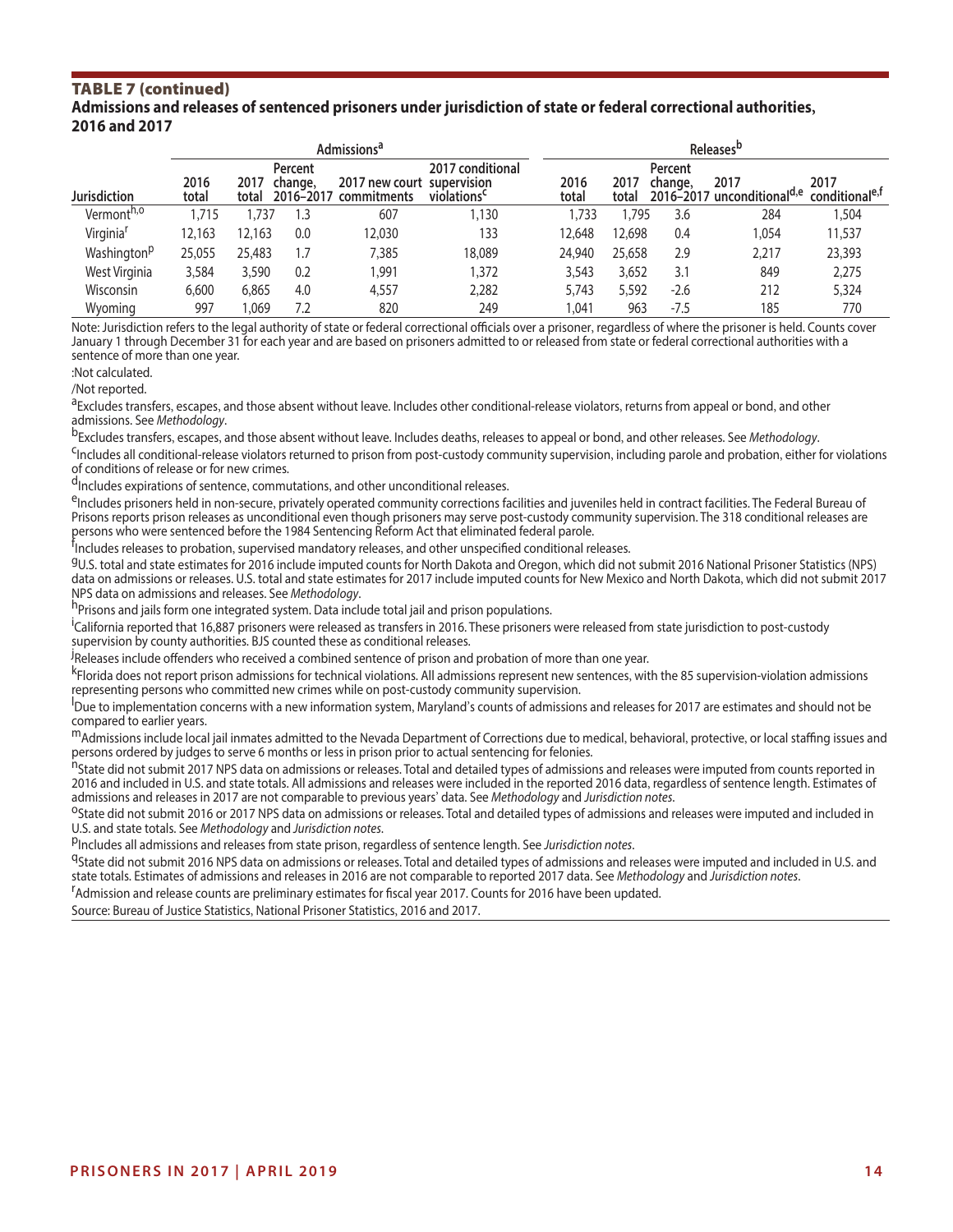## TABLE 7 (continued)

**Admissions and releases of sentenced prisoners under jurisdiction of state or federal correctional authorities, 2016 and 2017**

| | Admissions[a] | | | | | Releases[b] | | | | |
|---|---|---|---|---|---|---|---|---|---|---|
| Jurisdiction | 2016 total | 2017 total | Percent change, 2016–2017 | 2017 new court commitments | 2017 conditional supervision violations[c] | 2016 total | 2017 total | Percent change, 2016–2017 | 2017 unconditional[d,e] | 2017 conditional[e,f] |
| Vermont[h,o] | 1,715 | 1,737 | 1.3 | 607 | 1,130 | 1,733 | 1,795 | 3.6 | 284 | 1,504 |
| Virginia[r] | 12,163 | 12,163 | 0.0 | 12,030 | 133 | 12,648 | 12,698 | 0.4 | 1,054 | 11,537 |
| Washington[p] | 25,055 | 25,483 | 1.7 | 7,385 | 18,089 | 24,940 | 25,658 | 2.9 | 2,217 | 23,393 |
| West Virginia | 3,584 | 3,590 | 0.2 | 1,991 | 1,372 | 3,543 | 3,652 | 3.1 | 849 | 2,275 |
| Wisconsin | 6,600 | 6,865 | 4.0 | 4,557 | 2,282 | 5,743 | 5,592 | -2.6 | 212 | 5,324 |
| Wyoming | 997 | 1,069 | 7.2 | 820 | 249 | 1,041 | 963 | -7.5 | 185 | 770 |

Note: Jurisdiction refers to the legal authority of state or federal correctional officials over a prisoner, regardless of where the prisoner is held. Counts cover January 1 through December 31 for each year and are based on prisoners admitted to or released from state or federal correctional authorities with a sentence of more than one year.

:Not calculated.

/Not reported.

[a]Excludes transfers, escapes, and those absent without leave. Includes other conditional-release violators, returns from appeal or bond, and other admissions. See *Methodology*.

[b]Excludes transfers, escapes, and those absent without leave. Includes deaths, releases to appeal or bond, and other releases. See *Methodology*.

[c]Includes all conditional-release violators returned to prison from post-custody community supervision, including parole and probation, either for violations of conditions of release or for new crimes.

[d]Includes expirations of sentence, commutations, and other unconditional releases.

[e]Includes prisoners held in non-secure, privately operated community corrections facilities and juveniles held in contract facilities. The Federal Bureau of Prisons reports prison releases as unconditional even though prisoners may serve post-custody community supervision. The 318 conditional releases are persons who were sentenced before the 1984 Sentencing Reform Act that eliminated federal parole.

[f]Includes releases to probation, supervised mandatory releases, and other unspecified conditional releases.

[g]U.S. total and state estimates for 2016 include imputed counts for North Dakota and Oregon, which did not submit 2016 National Prisoner Statistics (NPS) data on admissions or releases. U.S. total and state estimates for 2017 include imputed counts for New Mexico and North Dakota, which did not submit 2017 NPS data on admissions and releases. See *Methodology*.

[h]Prisons and jails form one integrated system. Data include total jail and prison populations.

[i]California reported that 16,887 prisoners were released as transfers in 2016. These prisoners were released from state jurisdiction to post-custody supervision by county authorities. BJS counted these as conditional releases.

[j]Releases include offenders who received a combined sentence of prison and probation of more than one year.

[k]Florida does not report prison admissions for technical violations. All admissions represent new sentences, with the 85 supervision-violation admissions representing persons who committed new crimes while on post-custody community supervision.

[l]Due to implementation concerns with a new information system, Maryland's counts of admissions and releases for 2017 are estimates and should not be compared to earlier years.

[m]Admissions include local jail inmates admitted to the Nevada Department of Corrections due to medical, behavioral, protective, or local staffing issues and persons ordered by judges to serve 6 months or less in prison prior to actual sentencing for felonies.

[n]State did not submit 2017 NPS data on admissions or releases. Total and detailed types of admissions and releases were imputed from counts reported in 2016 and included in U.S. and state totals. All admissions and releases were included in the reported 2016 data, regardless of sentence length. Estimates of admissions and releases in 2017 are not comparable to previous years' data. See *Methodology* and *Jurisdiction notes*.

[o]State did not submit 2016 or 2017 NPS data on admissions or releases. Total and detailed types of admissions and releases were imputed and included in U.S. and state totals. See *Methodology* and *Jurisdiction notes*.

[p]Includes all admissions and releases from state prison, regardless of sentence length. See *Jurisdiction notes*.

[q]State did not submit 2016 NPS data on admissions or releases. Total and detailed types of admissions and releases were imputed and included in U.S. and state totals. Estimates of admissions and releases in 2016 are not comparable to reported 2017 data. See *Methodology* and *Jurisdiction notes*.

[r]Admission and release counts are preliminary estimates for fiscal year 2017. Counts for 2016 have been updated.

Source: Bureau of Justice Statistics, National Prisoner Statistics, 2016 and 2017.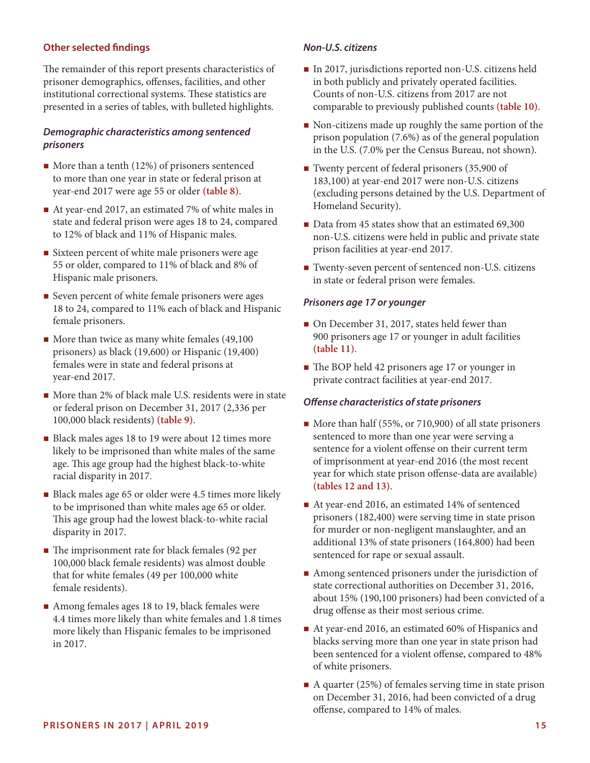## Other selected findings

The remainder of this report presents characteristics of prisoner demographics, offenses, facilities, and other institutional correctional systems. These statistics are presented in a series of tables, with bulleted highlights.

### *Demographic characteristics among sentenced prisoners*

- More than a tenth (12%) of prisoners sentenced to more than one year in state or federal prison at year-end 2017 were age 55 or older **(table 8)**.
- At year-end 2017, an estimated 7% of white males in state and federal prison were ages 18 to 24, compared to 12% of black and 11% of Hispanic males.
- Sixteen percent of white male prisoners were age 55 or older, compared to 11% of black and 8% of Hispanic male prisoners.
- Seven percent of white female prisoners were ages 18 to 24, compared to 11% each of black and Hispanic female prisoners.
- More than twice as many white females (49,100 prisoners) as black (19,600) or Hispanic (19,400) females were in state and federal prisons at year-end 2017.
- More than 2% of black male U.S. residents were in state or federal prison on December 31, 2017 (2,336 per 100,000 black residents) **(table 9)**.
- Black males ages 18 to 19 were about 12 times more likely to be imprisoned than white males of the same age. This age group had the highest black-to-white racial disparity in 2017.
- Black males age 65 or older were 4.5 times more likely to be imprisoned than white males age 65 or older. This age group had the lowest black-to-white racial disparity in 2017.
- The imprisonment rate for black females (92 per 100,000 black female residents) was almost double that for white females (49 per 100,000 white female residents).
- Among females ages 18 to 19, black females were 4.4 times more likely than white females and 1.8 times more likely than Hispanic females to be imprisoned in 2017.

### *Non-U.S. citizens*

- In 2017, jurisdictions reported non-U.S. citizens held in both publicly and privately operated facilities. Counts of non-U.S. citizens from 2017 are not comparable to previously published counts **(table 10)**.
- Non-citizens made up roughly the same portion of the prison population (7.6%) as of the general population in the U.S. (7.0% per the Census Bureau, not shown).
- Twenty percent of federal prisoners (35,900 of 183,100) at year-end 2017 were non-U.S. citizens (excluding persons detained by the U.S. Department of Homeland Security).
- Data from 45 states show that an estimated 69,300 non-U.S. citizens were held in public and private state prison facilities at year-end 2017.
- Twenty-seven percent of sentenced non-U.S. citizens in state or federal prison were females.

### *Prisoners age 17 or younger*

- On December 31, 2017, states held fewer than 900 prisoners age 17 or younger in adult facilities **(table 11)**.
- The BOP held 42 prisoners age 17 or younger in private contract facilities at year-end 2017.

### *Offense characteristics of state prisoners*

- More than half (55%, or 710,900) of all state prisoners sentenced to more than one year were serving a sentence for a violent offense on their current term of imprisonment at year-end 2016 (the most recent year for which state prison offense-data are available) **(tables 12 and 13)**.
- At year-end 2016, an estimated 14% of sentenced prisoners (182,400) were serving time in state prison for murder or non-negligent manslaughter, and an additional 13% of state prisoners (164,800) had been sentenced for rape or sexual assault.
- Among sentenced prisoners under the jurisdiction of state correctional authorities on December 31, 2016, about 15% (190,100 prisoners) had been convicted of a drug offense as their most serious crime.
- At year-end 2016, an estimated 60% of Hispanics and blacks serving more than one year in state prison had been sentenced for a violent offense, compared to 48% of white prisoners.
- A quarter (25%) of females serving time in state prison on December 31, 2016, had been convicted of a drug offense, compared to 14% of males.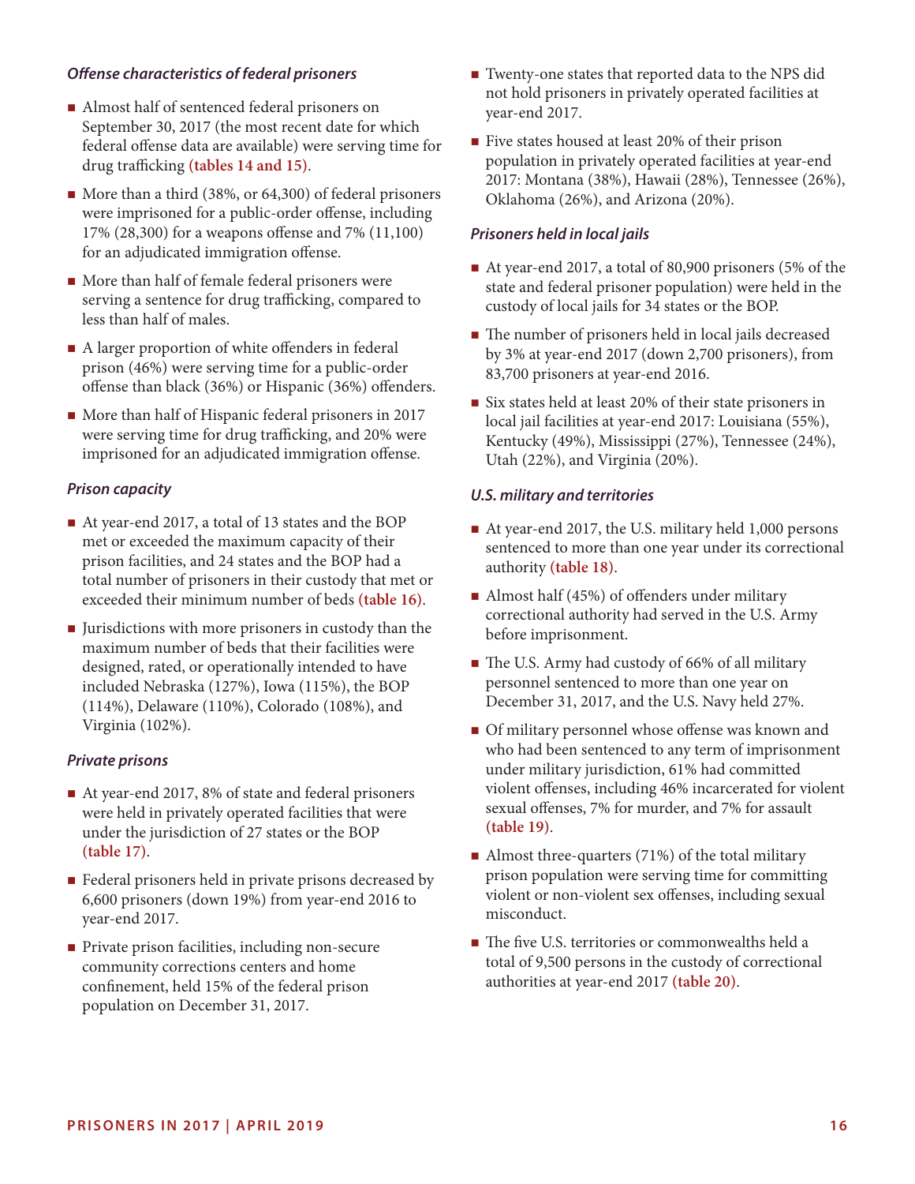### *Offense characteristics of federal prisoners*

- Almost half of sentenced federal prisoners on September 30, 2017 (the most recent date for which federal offense data are available) were serving time for drug trafficking **(tables 14 and 15)**.
- More than a third (38%, or 64,300) of federal prisoners were imprisoned for a public-order offense, including 17% (28,300) for a weapons offense and 7% (11,100) for an adjudicated immigration offense.
- More than half of female federal prisoners were serving a sentence for drug trafficking, compared to less than half of males.
- A larger proportion of white offenders in federal prison (46%) were serving time for a public-order offense than black (36%) or Hispanic (36%) offenders.
- More than half of Hispanic federal prisoners in 2017 were serving time for drug trafficking, and 20% were imprisoned for an adjudicated immigration offense.

### *Prison capacity*

- At year-end 2017, a total of 13 states and the BOP met or exceeded the maximum capacity of their prison facilities, and 24 states and the BOP had a total number of prisoners in their custody that met or exceeded their minimum number of beds **(table 16)**.
- Jurisdictions with more prisoners in custody than the maximum number of beds that their facilities were designed, rated, or operationally intended to have included Nebraska (127%), Iowa (115%), the BOP (114%), Delaware (110%), Colorado (108%), and Virginia (102%).

### *Private prisons*

- At year-end 2017, 8% of state and federal prisoners were held in privately operated facilities that were under the jurisdiction of 27 states or the BOP **(table 17)**.
- Federal prisoners held in private prisons decreased by 6,600 prisoners (down 19%) from year-end 2016 to year-end 2017.
- Private prison facilities, including non-secure community corrections centers and home confinement, held 15% of the federal prison population on December 31, 2017.
- Twenty-one states that reported data to the NPS did not hold prisoners in privately operated facilities at year-end 2017.
- Five states housed at least 20% of their prison population in privately operated facilities at year-end 2017: Montana (38%), Hawaii (28%), Tennessee (26%), Oklahoma (26%), and Arizona (20%).

### *Prisoners held in local jails*

- At year-end 2017, a total of 80,900 prisoners (5% of the state and federal prisoner population) were held in the custody of local jails for 34 states or the BOP.
- The number of prisoners held in local jails decreased by 3% at year-end 2017 (down 2,700 prisoners), from 83,700 prisoners at year-end 2016.
- Six states held at least 20% of their state prisoners in local jail facilities at year-end 2017: Louisiana (55%), Kentucky (49%), Mississippi (27%), Tennessee (24%), Utah (22%), and Virginia (20%).

### *U.S. military and territories*

- At year-end 2017, the U.S. military held 1,000 persons sentenced to more than one year under its correctional authority **(table 18)**.
- Almost half (45%) of offenders under military correctional authority had served in the U.S. Army before imprisonment.
- The U.S. Army had custody of 66% of all military personnel sentenced to more than one year on December 31, 2017, and the U.S. Navy held 27%.
- Of military personnel whose offense was known and who had been sentenced to any term of imprisonment under military jurisdiction, 61% had committed violent offenses, including 46% incarcerated for violent sexual offenses, 7% for murder, and 7% for assault **(table 19)**.
- Almost three-quarters (71%) of the total military prison population were serving time for committing violent or non-violent sex offenses, including sexual misconduct.
- The five U.S. territories or commonwealths held a total of 9,500 persons in the custody of correctional authorities at year-end 2017 **(table 20)**.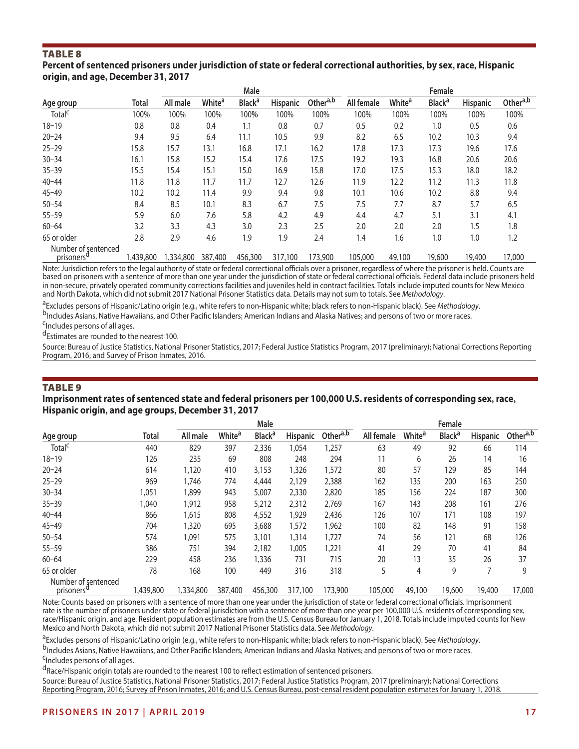## TABLE 8

**Percent of sentenced prisoners under jurisdiction of state or federal correctional authorities, by sex, race, Hispanic origin, and age, December 31, 2017**

| | | Male | | | | | Female | | | | |
|---|---|---|---|---|---|---|---|---|---|---|---|
| Age group | Total | All male | White[a] | Black[a] | Hispanic | Other[a,b] | All female | White[a] | Black[a] | Hispanic | Other[a,b] |
| Total[c] | 100% | 100% | 100% | 100% | 100% | 100% | 100% | 100% | 100% | 100% | 100% |
| 18–19 | 0.8 | 0.8 | 0.4 | 1.1 | 0.8 | 0.7 | 0.5 | 0.2 | 1.0 | 0.5 | 0.6 |
| 20–24 | 9.4 | 9.5 | 6.4 | 11.1 | 10.5 | 9.9 | 8.2 | 6.5 | 10.2 | 10.3 | 9.4 |
| 25–29 | 15.8 | 15.7 | 13.1 | 16.8 | 17.1 | 16.2 | 17.8 | 17.3 | 17.3 | 19.6 | 17.6 |
| 30–34 | 16.1 | 15.8 | 15.2 | 15.4 | 17.6 | 17.5 | 19.2 | 19.3 | 16.8 | 20.6 | 20.6 |
| 35–39 | 15.5 | 15.4 | 15.1 | 15.0 | 16.9 | 15.8 | 17.0 | 17.5 | 15.3 | 18.0 | 18.2 |
| 40–44 | 11.8 | 11.8 | 11.7 | 11.7 | 12.7 | 12.6 | 11.9 | 12.2 | 11.2 | 11.3 | 11.8 |
| 45–49 | 10.2 | 10.2 | 11.4 | 9.9 | 9.4 | 9.8 | 10.1 | 10.6 | 10.2 | 8.8 | 9.4 |
| 50–54 | 8.4 | 8.5 | 10.1 | 8.3 | 6.7 | 7.5 | 7.5 | 7.7 | 8.7 | 5.7 | 6.5 |
| 55–59 | 5.9 | 6.0 | 7.6 | 5.8 | 4.2 | 4.9 | 4.4 | 4.7 | 5.1 | 3.1 | 4.1 |
| 60–64 | 3.2 | 3.3 | 4.3 | 3.0 | 2.3 | 2.5 | 2.0 | 2.0 | 2.0 | 1.5 | 1.8 |
| 65 or older | 2.8 | 2.9 | 4.6 | 1.9 | 1.9 | 2.4 | 1.4 | 1.6 | 1.0 | 1.0 | 1.2 |
| Number of sentenced prisoners[d] | 1,439,800 | 1,334,800 | 387,400 | 456,300 | 317,100 | 173,900 | 105,000 | 49,100 | 19,600 | 19,400 | 17,000 |

Note: Jurisdiction refers to the legal authority of state or federal correctional officials over a prisoner, regardless of where the prisoner is held. Counts are based on prisoners with a sentence of more than one year under the jurisdiction of state or federal correctional officials. Federal data include prisoners held in non-secure, privately operated community corrections facilities and juveniles held in contract facilities. Totals include imputed counts for New Mexico and North Dakota, which did not submit 2017 National Prisoner Statistics data. Details may not sum to totals. See *Methodology*.

[a]Excludes persons of Hispanic/Latino origin (e.g., white refers to non-Hispanic white; black refers to non-Hispanic black). See *Methodology*.

[b]Includes Asians, Native Hawaiians, and Other Pacific Islanders; American Indians and Alaska Natives; and persons of two or more races.

[c]Includes persons of all ages.

[d]Estimates are rounded to the nearest 100.

Source: Bureau of Justice Statistics, National Prisoner Statistics, 2017; Federal Justice Statistics Program, 2017 (preliminary); National Corrections Reporting Program, 2016; and Survey of Prison Inmates, 2016.

## TABLE 9

**Imprisonment rates of sentenced state and federal prisoners per 100,000 U.S. residents of corresponding sex, race, Hispanic origin, and age groups, December 31, 2017**

| | | Male | | | | | Female | | | | |
|---|---|---|---|---|---|---|---|---|---|---|---|
| Age group | Total | All male | White[a] | Black[a] | Hispanic | Other[a,b] | All female | White[a] | Black[a] | Hispanic | Other[a,b] |
| Total[c] | 440 | 829 | 397 | 2,336 | 1,054 | 1,257 | 63 | 49 | 92 | 66 | 114 |
| 18–19 | 126 | 235 | 69 | 808 | 248 | 294 | 11 | 6 | 26 | 14 | 16 |
| 20–24 | 614 | 1,120 | 410 | 3,153 | 1,326 | 1,572 | 80 | 57 | 129 | 85 | 144 |
| 25–29 | 969 | 1,746 | 774 | 4,444 | 2,129 | 2,388 | 162 | 135 | 200 | 163 | 250 |
| 30–34 | 1,051 | 1,899 | 943 | 5,007 | 2,330 | 2,820 | 185 | 156 | 224 | 187 | 300 |
| 35–39 | 1,040 | 1,912 | 958 | 5,212 | 2,312 | 2,769 | 167 | 143 | 208 | 161 | 276 |
| 40–44 | 866 | 1,615 | 808 | 4,552 | 1,929 | 2,436 | 126 | 107 | 171 | 108 | 197 |
| 45–49 | 704 | 1,320 | 695 | 3,688 | 1,572 | 1,962 | 100 | 82 | 148 | 91 | 158 |
| 50–54 | 574 | 1,091 | 575 | 3,101 | 1,314 | 1,727 | 74 | 56 | 121 | 68 | 126 |
| 55–59 | 386 | 751 | 394 | 2,182 | 1,005 | 1,221 | 41 | 29 | 70 | 41 | 84 |
| 60–64 | 229 | 458 | 236 | 1,336 | 731 | 715 | 20 | 13 | 35 | 26 | 37 |
| 65 or older | 78 | 168 | 100 | 449 | 316 | 318 | 5 | 4 | 9 | 7 | 9 |
| Number of sentenced prisoners[d] | 1,439,800 | 1,334,800 | 387,400 | 456,300 | 317,100 | 173,900 | 105,000 | 49,100 | 19,600 | 19,400 | 17,000 |

Note: Counts based on prisoners with a sentence of more than one year under the jurisdiction of state or federal correctional officials. Imprisonment rate is the number of prisoners under state or federal jurisdiction with a sentence of more than one year per 100,000 U.S. residents of corresponding sex, race/Hispanic origin, and age. Resident population estimates are from the U.S. Census Bureau for January 1, 2018. Totals include imputed counts for New Mexico and North Dakota, which did not submit 2017 National Prisoner Statistics data. See *Methodology*.

[a]Excludes persons of Hispanic/Latino origin (e.g., white refers to non-Hispanic white; black refers to non-Hispanic black). See *Methodology*.

[b]Includes Asians, Native Hawaiians, and Other Pacific Islanders; American Indians and Alaska Natives; and persons of two or more races.

[c]Includes persons of all ages.

[d]Race/Hispanic origin totals are rounded to the nearest 100 to reflect estimation of sentenced prisoners.

Source: Bureau of Justice Statistics, National Prisoner Statistics, 2017; Federal Justice Statistics Program, 2017 (preliminary); National Corrections Reporting Program, 2016; Survey of Prison Inmates, 2016; and U.S. Census Bureau, post-censal resident population estimates for January 1, 2018.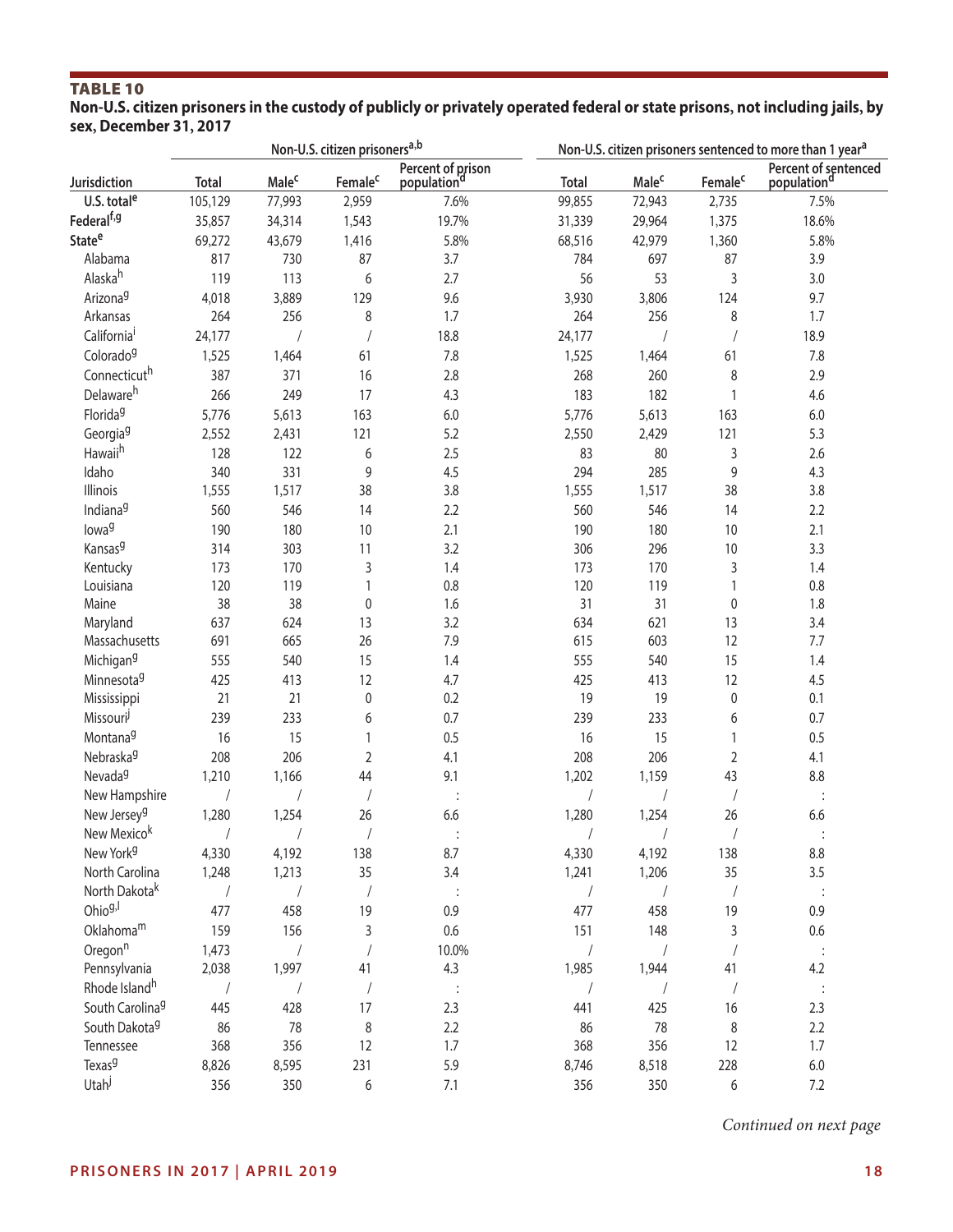**TABLE 10**

**Non-U.S. citizen prisoners in the custody of publicly or privately operated federal or state prisons, not including jails, by sex, December 31, 2017**

| | Non-U.S. citizen prisoners[a,b] | | | | Non-U.S. citizen prisoners sentenced to more than 1 year[a] | | | |
|---|---|---|---|---|---|---|---|---|
| Jurisdiction | Total | Male[c] | Female[c] | Percent of prison population[d] | Total | Male[c] | Female[c] | Percent of sentenced population[d] |
| **U.S. total[e]** | 105,129 | 77,993 | 2,959 | 7.6% | 99,855 | 72,943 | 2,735 | 7.5% |
| **Federal[f,g]** | 35,857 | 34,314 | 1,543 | 19.7% | 31,339 | 29,964 | 1,375 | 18.6% |
| **State[e]** | 69,272 | 43,679 | 1,416 | 5.8% | 68,516 | 42,979 | 1,360 | 5.8% |
| Alabama | 817 | 730 | 87 | 3.7 | 784 | 697 | 87 | 3.9 |
| Alaska[h] | 119 | 113 | 6 | 2.7 | 56 | 53 | 3 | 3.0 |
| Arizona[g] | 4,018 | 3,889 | 129 | 9.6 | 3,930 | 3,806 | 124 | 9.7 |
| Arkansas | 264 | 256 | 8 | 1.7 | 264 | 256 | 8 | 1.7 |
| California[i] | 24,177 | / | / | 18.8 | 24,177 | / | / | 18.9 |
| Colorado[g] | 1,525 | 1,464 | 61 | 7.8 | 1,525 | 1,464 | 61 | 7.8 |
| Connecticut[h] | 387 | 371 | 16 | 2.8 | 268 | 260 | 8 | 2.9 |
| Delaware[h] | 266 | 249 | 17 | 4.3 | 183 | 182 | 1 | 4.6 |
| Florida[g] | 5,776 | 5,613 | 163 | 6.0 | 5,776 | 5,613 | 163 | 6.0 |
| Georgia[g] | 2,552 | 2,431 | 121 | 5.2 | 2,550 | 2,429 | 121 | 5.3 |
| Hawaii[h] | 128 | 122 | 6 | 2.5 | 83 | 80 | 3 | 2.6 |
| Idaho | 340 | 331 | 9 | 4.5 | 294 | 285 | 9 | 4.3 |
| Illinois | 1,555 | 1,517 | 38 | 3.8 | 1,555 | 1,517 | 38 | 3.8 |
| Indiana[g] | 560 | 546 | 14 | 2.2 | 560 | 546 | 14 | 2.2 |
| Iowa[g] | 190 | 180 | 10 | 2.1 | 190 | 180 | 10 | 2.1 |
| Kansas[g] | 314 | 303 | 11 | 3.2 | 306 | 296 | 10 | 3.3 |
| Kentucky | 173 | 170 | 3 | 1.4 | 173 | 170 | 3 | 1.4 |
| Louisiana | 120 | 119 | 1 | 0.8 | 120 | 119 | 1 | 0.8 |
| Maine | 38 | 38 | 0 | 1.6 | 31 | 31 | 0 | 1.8 |
| Maryland | 637 | 624 | 13 | 3.2 | 634 | 621 | 13 | 3.4 |
| Massachusetts | 691 | 665 | 26 | 7.9 | 615 | 603 | 12 | 7.7 |
| Michigan[g] | 555 | 540 | 15 | 1.4 | 555 | 540 | 15 | 1.4 |
| Minnesota[g] | 425 | 413 | 12 | 4.7 | 425 | 413 | 12 | 4.5 |
| Mississippi | 21 | 21 | 0 | 0.2 | 19 | 19 | 0 | 0.1 |
| Missouri[j] | 239 | 233 | 6 | 0.7 | 239 | 233 | 6 | 0.7 |
| Montana[g] | 16 | 15 | 1 | 0.5 | 16 | 15 | 1 | 0.5 |
| Nebraska[g] | 208 | 206 | 2 | 4.1 | 208 | 206 | 2 | 4.1 |
| Nevada[g] | 1,210 | 1,166 | 44 | 9.1 | 1,202 | 1,159 | 43 | 8.8 |
| New Hampshire | / | / | / | : | / | / | / | : |
| New Jersey[g] | 1,280 | 1,254 | 26 | 6.6 | 1,280 | 1,254 | 26 | 6.6 |
| New Mexico[k] | / | / | / | : | / | / | / | : |
| New York[g] | 4,330 | 4,192 | 138 | 8.7 | 4,330 | 4,192 | 138 | 8.8 |
| North Carolina | 1,248 | 1,213 | 35 | 3.4 | 1,241 | 1,206 | 35 | 3.5 |
| North Dakota[k] | / | / | / | : | / | / | / | : |
| Ohio[g,l] | 477 | 458 | 19 | 0.9 | 477 | 458 | 19 | 0.9 |
| Oklahoma[m] | 159 | 156 | 3 | 0.6 | 151 | 148 | 3 | 0.6 |
| Oregon[n] | 1,473 | / | / | 10.0% | / | / | / | : |
| Pennsylvania | 2,038 | 1,997 | 41 | 4.3 | 1,985 | 1,944 | 41 | 4.2 |
| Rhode Island[h] | / | / | / | : | / | / | / | : |
| South Carolina[g] | 445 | 428 | 17 | 2.3 | 441 | 425 | 16 | 2.3 |
| South Dakota[g] | 86 | 78 | 8 | 2.2 | 86 | 78 | 8 | 2.2 |
| Tennessee | 368 | 356 | 12 | 1.7 | 368 | 356 | 12 | 1.7 |
| Texas[g] | 8,826 | 8,595 | 231 | 5.9 | 8,746 | 8,518 | 228 | 6.0 |
| Utah[j] | 356 | 350 | 6 | 7.1 | 356 | 350 | 6 | 7.2 |

*Continued on next page*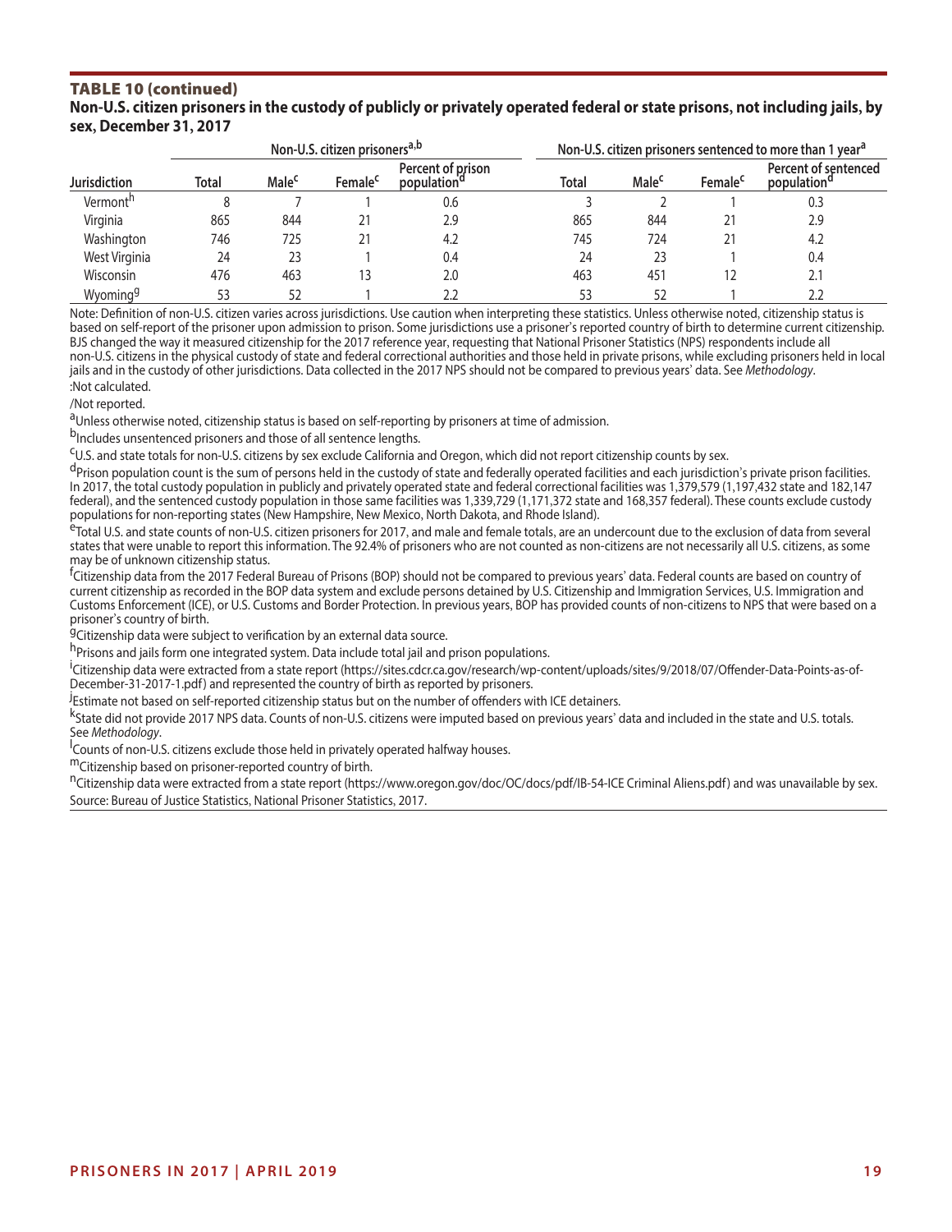## TABLE 10 (continued)

**Non-U.S. citizen prisoners in the custody of publicly or privately operated federal or state prisons, not including jails, by sex, December 31, 2017**

| | Non-U.S. citizen prisoners[a,b] | | | | Non-U.S. citizen prisoners sentenced to more than 1 year[a] | | | |
|---|---|---|---|---|---|---|---|---|
| Jurisdiction | Total | Male[c] | Female[c] | Percent of prison population[d] | Total | Male[c] | Female[c] | Percent of sentenced population[d] |
| Vermont[h] | 8 | 7 | 1 | 0.6 | 3 | 2 | 1 | 0.3 |
| Virginia | 865 | 844 | 21 | 2.9 | 865 | 844 | 21 | 2.9 |
| Washington | 746 | 725 | 21 | 4.2 | 745 | 724 | 21 | 4.2 |
| West Virginia | 24 | 23 | 1 | 0.4 | 24 | 23 | 1 | 0.4 |
| Wisconsin | 476 | 463 | 13 | 2.0 | 463 | 451 | 12 | 2.1 |
| Wyoming[g] | 53 | 52 | 1 | 2.2 | 53 | 52 | 1 | 2.2 |

Note: Definition of non-U.S. citizen varies across jurisdictions. Use caution when interpreting these statistics. Unless otherwise noted, citizenship status is based on self-report of the prisoner upon admission to prison. Some jurisdictions use a prisoner's reported country of birth to determine current citizenship. BJS changed the way it measured citizenship for the 2017 reference year, requesting that National Prisoner Statistics (NPS) respondents include all non-U.S. citizens in the physical custody of state and federal correctional authorities and those held in private prisons, while excluding prisoners held in local jails and in the custody of other jurisdictions. Data collected in the 2017 NPS should not be compared to previous years' data. See *Methodology*.

:Not calculated.

/Not reported.

[a]Unless otherwise noted, citizenship status is based on self-reporting by prisoners at time of admission.

[b]Includes unsentenced prisoners and those of all sentence lengths.

[c]U.S. and state totals for non-U.S. citizens by sex exclude California and Oregon, which did not report citizenship counts by sex.

[d]Prison population count is the sum of persons held in the custody of state and federally operated facilities and each jurisdiction's private prison facilities. In 2017, the total custody population in publicly and privately operated state and federal correctional facilities was 1,379,579 (1,197,432 state and 182,147 federal), and the sentenced custody population in those same facilities was 1,339,729 (1,171,372 state and 168,357 federal). These counts exclude custody populations for non-reporting states (New Hampshire, New Mexico, North Dakota, and Rhode Island).

[e]Total U.S. and state counts of non-U.S. citizen prisoners for 2017, and male and female totals, are an undercount due to the exclusion of data from several states that were unable to report this information. The 92.4% of prisoners who are not counted as non-citizens are not necessarily all U.S. citizens, as some may be of unknown citizenship status.

[f]Citizenship data from the 2017 Federal Bureau of Prisons (BOP) should not be compared to previous years' data. Federal counts are based on country of current citizenship as recorded in the BOP data system and exclude persons detained by U.S. Citizenship and Immigration Services, U.S. Immigration and Customs Enforcement (ICE), or U.S. Customs and Border Protection. In previous years, BOP has provided counts of non-citizens to NPS that were based on a prisoner's country of birth.

[g]Citizenship data were subject to verification by an external data source.

[h]Prisons and jails form one integrated system. Data include total jail and prison populations.

[i]Citizenship data were extracted from a state report (https://sites.cdcr.ca.gov/research/wp-content/uploads/sites/9/2018/07/Offender-Data-Points-as-of-December-31-2017-1.pdf) and represented the country of birth as reported by prisoners.

[j]Estimate not based on self-reported citizenship status but on the number of offenders with ICE detainers.

[k]State did not provide 2017 NPS data. Counts of non-U.S. citizens were imputed based on previous years' data and included in the state and U.S. totals. See *Methodology*.

[l]Counts of non-U.S. citizens exclude those held in privately operated halfway houses.

[m]Citizenship based on prisoner-reported country of birth.

[n]Citizenship data were extracted from a state report (https://www.oregon.gov/doc/OC/docs/pdf/IB-54-ICE Criminal Aliens.pdf) and was unavailable by sex.

Source: Bureau of Justice Statistics, National Prisoner Statistics, 2017.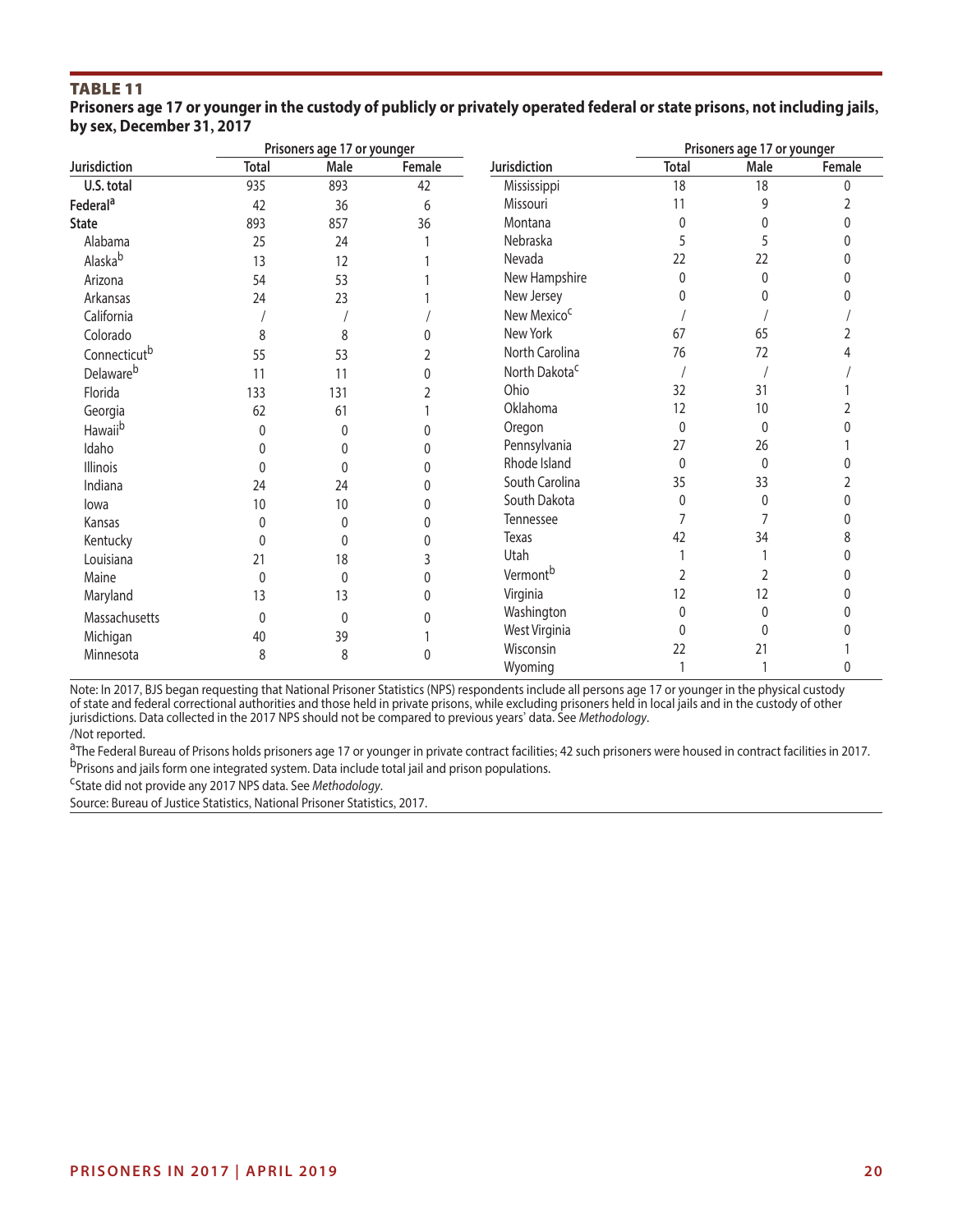**TABLE 11**

**Prisoners age 17 or younger in the custody of publicly or privately operated federal or state prisons, not including jails, by sex, December 31, 2017**

| | Prisoners age 17 or younger | | |
|---|---|---|---|
| Jurisdiction | Total | Male | Female |
| **U.S. total** | 935 | 893 | 42 |
| **Federal**[a] | 42 | 36 | 6 |
| **State** | 893 | 857 | 36 |
| Alabama | 25 | 24 | 1 |
| Alaska[b] | 13 | 12 | 1 |
| Arizona | 54 | 53 | 1 |
| Arkansas | 24 | 23 | 1 |
| California | / | / | / |
| Colorado | 8 | 8 | 0 |
| Connecticut[b] | 55 | 53 | 2 |
| Delaware[b] | 11 | 11 | 0 |
| Florida | 133 | 131 | 2 |
| Georgia | 62 | 61 | 1 |
| Hawaii[b] | 0 | 0 | 0 |
| Idaho | 0 | 0 | 0 |
| Illinois | 0 | 0 | 0 |
| Indiana | 24 | 24 | 0 |
| Iowa | 10 | 10 | 0 |
| Kansas | 0 | 0 | 0 |
| Kentucky | 0 | 0 | 0 |
| Louisiana | 21 | 18 | 3 |
| Maine | 0 | 0 | 0 |
| Maryland | 13 | 13 | 0 |
| Massachusetts | 0 | 0 | 0 |
| Michigan | 40 | 39 | 1 |
| Minnesota | 8 | 8 | 0 |
| Mississippi | 18 | 18 | 0 |
| Missouri | 11 | 9 | 2 |
| Montana | 0 | 0 | 0 |
| Nebraska | 5 | 5 | 0 |
| Nevada | 22 | 22 | 0 |
| New Hampshire | 0 | 0 | 0 |
| New Jersey | 0 | 0 | 0 |
| New Mexico[c] | / | / | / |
| New York | 67 | 65 | 2 |
| North Carolina | 76 | 72 | 4 |
| North Dakota[c] | / | / | / |
| Ohio | 32 | 31 | 1 |
| Oklahoma | 12 | 10 | 2 |
| Oregon | 0 | 0 | 0 |
| Pennsylvania | 27 | 26 | 1 |
| Rhode Island | 0 | 0 | 0 |
| South Carolina | 35 | 33 | 2 |
| South Dakota | 0 | 0 | 0 |
| Tennessee | 7 | 7 | 0 |
| Texas | 42 | 34 | 8 |
| Utah | 1 | 1 | 0 |
| Vermont[b] | 2 | 2 | 0 |
| Virginia | 12 | 12 | 0 |
| Washington | 0 | 0 | 0 |
| West Virginia | 0 | 0 | 0 |
| Wisconsin | 22 | 21 | 1 |
| Wyoming | 1 | 1 | 0 |

Note: In 2017, BJS began requesting that National Prisoner Statistics (NPS) respondents include all persons age 17 or younger in the physical custody of state and federal correctional authorities and those held in private prisons, while excluding prisoners held in local jails and in the custody of other jurisdictions. Data collected in the 2017 NPS should not be compared to previous years' data. See *Methodology*.

/Not reported.

[a]The Federal Bureau of Prisons holds prisoners age 17 or younger in private contract facilities; 42 such prisoners were housed in contract facilities in 2017.

[b]Prisons and jails form one integrated system. Data include total jail and prison populations.

[c]State did not provide any 2017 NPS data. See *Methodology*.

Source: Bureau of Justice Statistics, National Prisoner Statistics, 2017.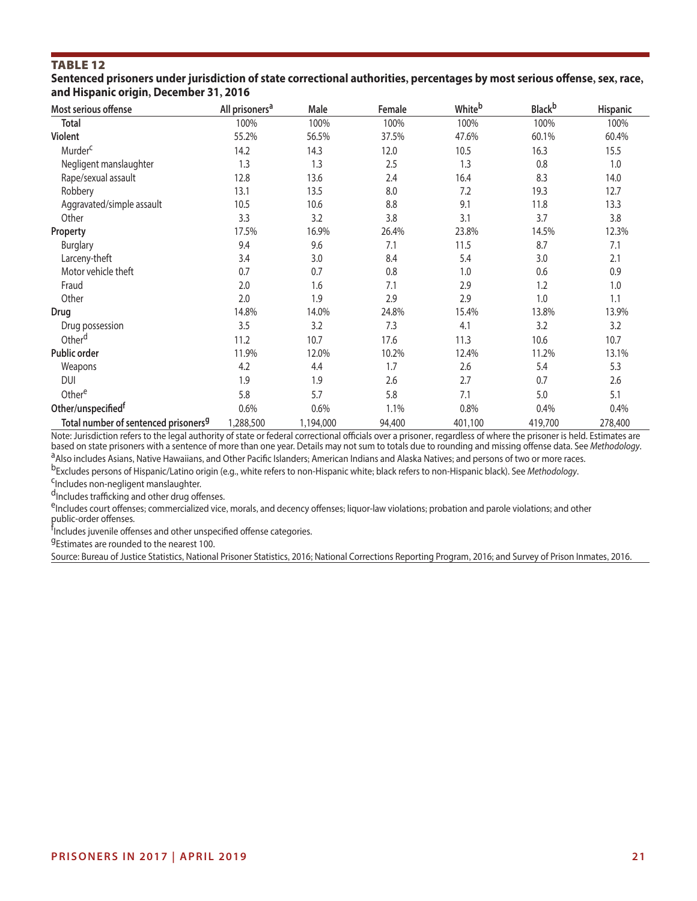## TABLE 12

**Sentenced prisoners under jurisdiction of state correctional authorities, percentages by most serious offense, sex, race, and Hispanic origin, December 31, 2016**

| Most serious offense | All prisoners[a] | Male | Female | White[b] | Black[b] | Hispanic |
|---|---|---|---|---|---|---|
| **Total** | 100% | 100% | 100% | 100% | 100% | 100% |
| **Violent** | 55.2% | 56.5% | 37.5% | 47.6% | 60.1% | 60.4% |
| Murder[c] | 14.2 | 14.3 | 12.0 | 10.5 | 16.3 | 15.5 |
| Negligent manslaughter | 1.3 | 1.3 | 2.5 | 1.3 | 0.8 | 1.0 |
| Rape/sexual assault | 12.8 | 13.6 | 2.4 | 16.4 | 8.3 | 14.0 |
| Robbery | 13.1 | 13.5 | 8.0 | 7.2 | 19.3 | 12.7 |
| Aggravated/simple assault | 10.5 | 10.6 | 8.8 | 9.1 | 11.8 | 13.3 |
| Other | 3.3 | 3.2 | 3.8 | 3.1 | 3.7 | 3.8 |
| **Property** | 17.5% | 16.9% | 26.4% | 23.8% | 14.5% | 12.3% |
| Burglary | 9.4 | 9.6 | 7.1 | 11.5 | 8.7 | 7.1 |
| Larceny-theft | 3.4 | 3.0 | 8.4 | 5.4 | 3.0 | 2.1 |
| Motor vehicle theft | 0.7 | 0.7 | 0.8 | 1.0 | 0.6 | 0.9 |
| Fraud | 2.0 | 1.6 | 7.1 | 2.9 | 1.2 | 1.0 |
| Other | 2.0 | 1.9 | 2.9 | 2.9 | 1.0 | 1.1 |
| **Drug** | 14.8% | 14.0% | 24.8% | 15.4% | 13.8% | 13.9% |
| Drug possession | 3.5 | 3.2 | 7.3 | 4.1 | 3.2 | 3.2 |
| Other[d] | 11.2 | 10.7 | 17.6 | 11.3 | 10.6 | 10.7 |
| **Public order** | 11.9% | 12.0% | 10.2% | 12.4% | 11.2% | 13.1% |
| Weapons | 4.2 | 4.4 | 1.7 | 2.6 | 5.4 | 5.3 |
| DUI | 1.9 | 1.9 | 2.6 | 2.7 | 0.7 | 2.6 |
| Other[e] | 5.8 | 5.7 | 5.8 | 7.1 | 5.0 | 5.1 |
| **Other/unspecified[f]** | 0.6% | 0.6% | 1.1% | 0.8% | 0.4% | 0.4% |
| **Total number of sentenced prisoners[g]** | 1,288,500 | 1,194,000 | 94,400 | 401,100 | 419,700 | 278,400 |

Note: Jurisdiction refers to the legal authority of state or federal correctional officials over a prisoner, regardless of where the prisoner is held. Estimates are based on state prisoners with a sentence of more than one year. Details may not sum to totals due to rounding and missing offense data. See *Methodology*.

[a]Also includes Asians, Native Hawaiians, and Other Pacific Islanders; American Indians and Alaska Natives; and persons of two or more races.

[b]Excludes persons of Hispanic/Latino origin (e.g., white refers to non-Hispanic white; black refers to non-Hispanic black). See *Methodology*.

[c]Includes non-negligent manslaughter.

[d]Includes trafficking and other drug offenses.

[e]Includes court offenses; commercialized vice, morals, and decency offenses; liquor-law violations; probation and parole violations; and other public-order offenses.

[f]Includes juvenile offenses and other unspecified offense categories.

[g]Estimates are rounded to the nearest 100.

Source: Bureau of Justice Statistics, National Prisoner Statistics, 2016; National Corrections Reporting Program, 2016; and Survey of Prison Inmates, 2016.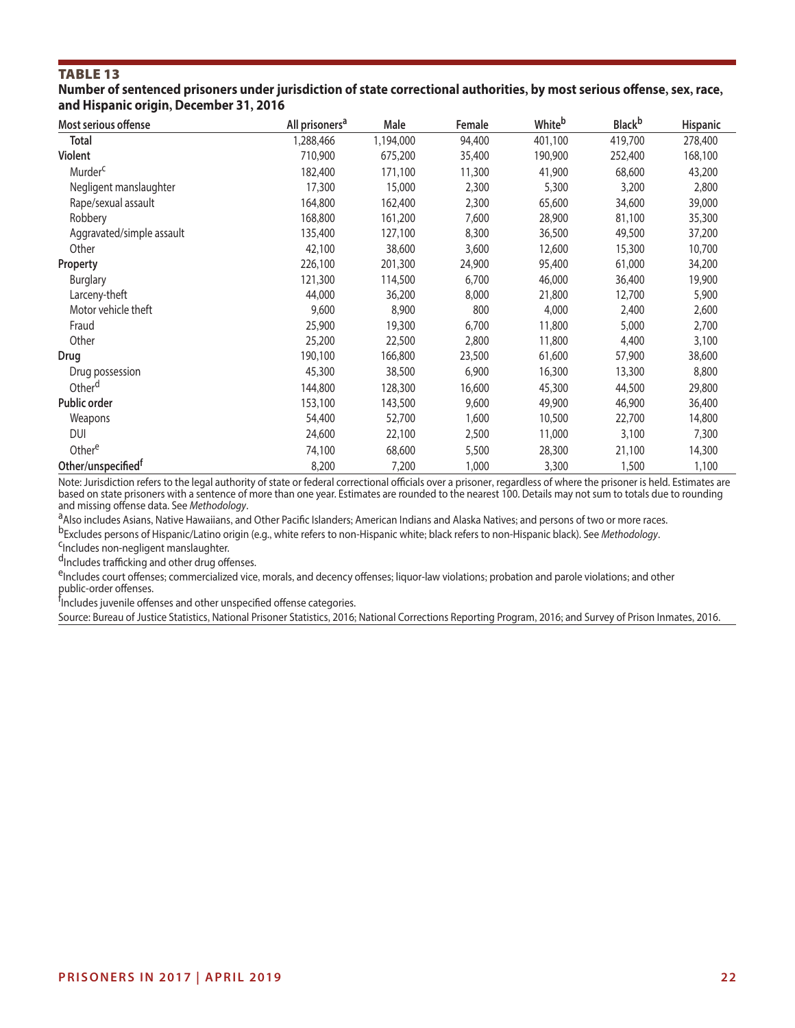## TABLE 13

**Number of sentenced prisoners under jurisdiction of state correctional authorities, by most serious offense, sex, race, and Hispanic origin, December 31, 2016**

| Most serious offense | All prisoners[a] | Male | Female | White[b] | Black[b] | Hispanic |
|---|---|---|---|---|---|---|
| **Total** | 1,288,466 | 1,194,000 | 94,400 | 401,100 | 419,700 | 278,400 |
| **Violent** | 710,900 | 675,200 | 35,400 | 190,900 | 252,400 | 168,100 |
| Murder[c] | 182,400 | 171,100 | 11,300 | 41,900 | 68,600 | 43,200 |
| Negligent manslaughter | 17,300 | 15,000 | 2,300 | 5,300 | 3,200 | 2,800 |
| Rape/sexual assault | 164,800 | 162,400 | 2,300 | 65,600 | 34,600 | 39,000 |
| Robbery | 168,800 | 161,200 | 7,600 | 28,900 | 81,100 | 35,300 |
| Aggravated/simple assault | 135,400 | 127,100 | 8,300 | 36,500 | 49,500 | 37,200 |
| Other | 42,100 | 38,600 | 3,600 | 12,600 | 15,300 | 10,700 |
| **Property** | 226,100 | 201,300 | 24,900 | 95,400 | 61,000 | 34,200 |
| Burglary | 121,300 | 114,500 | 6,700 | 46,000 | 36,400 | 19,900 |
| Larceny-theft | 44,000 | 36,200 | 8,000 | 21,800 | 12,700 | 5,900 |
| Motor vehicle theft | 9,600 | 8,900 | 800 | 4,000 | 2,400 | 2,600 |
| Fraud | 25,900 | 19,300 | 6,700 | 11,800 | 5,000 | 2,700 |
| Other | 25,200 | 22,500 | 2,800 | 11,800 | 4,400 | 3,100 |
| **Drug** | 190,100 | 166,800 | 23,500 | 61,600 | 57,900 | 38,600 |
| Drug possession | 45,300 | 38,500 | 6,900 | 16,300 | 13,300 | 8,800 |
| Other[d] | 144,800 | 128,300 | 16,600 | 45,300 | 44,500 | 29,800 |
| **Public order** | 153,100 | 143,500 | 9,600 | 49,900 | 46,900 | 36,400 |
| Weapons | 54,400 | 52,700 | 1,600 | 10,500 | 22,700 | 14,800 |
| DUI | 24,600 | 22,100 | 2,500 | 11,000 | 3,100 | 7,300 |
| Other[e] | 74,100 | 68,600 | 5,500 | 28,300 | 21,100 | 14,300 |
| **Other/unspecified[f]** | 8,200 | 7,200 | 1,000 | 3,300 | 1,500 | 1,100 |

Note: Jurisdiction refers to the legal authority of state or federal correctional officials over a prisoner, regardless of where the prisoner is held. Estimates are based on state prisoners with a sentence of more than one year. Estimates are rounded to the nearest 100. Details may not sum to totals due to rounding and missing offense data. See *Methodology*.

[a]Also includes Asians, Native Hawaiians, and Other Pacific Islanders; American Indians and Alaska Natives; and persons of two or more races.

[b]Excludes persons of Hispanic/Latino origin (e.g., white refers to non-Hispanic white; black refers to non-Hispanic black). See *Methodology*.

[c]Includes non-negligent manslaughter.

[d]Includes trafficking and other drug offenses.

[e]Includes court offenses; commercialized vice, morals, and decency offenses; liquor-law violations; probation and parole violations; and other public-order offenses.

[f]Includes juvenile offenses and other unspecified offense categories.

Source: Bureau of Justice Statistics, National Prisoner Statistics, 2016; National Corrections Reporting Program, 2016; and Survey of Prison Inmates, 2016.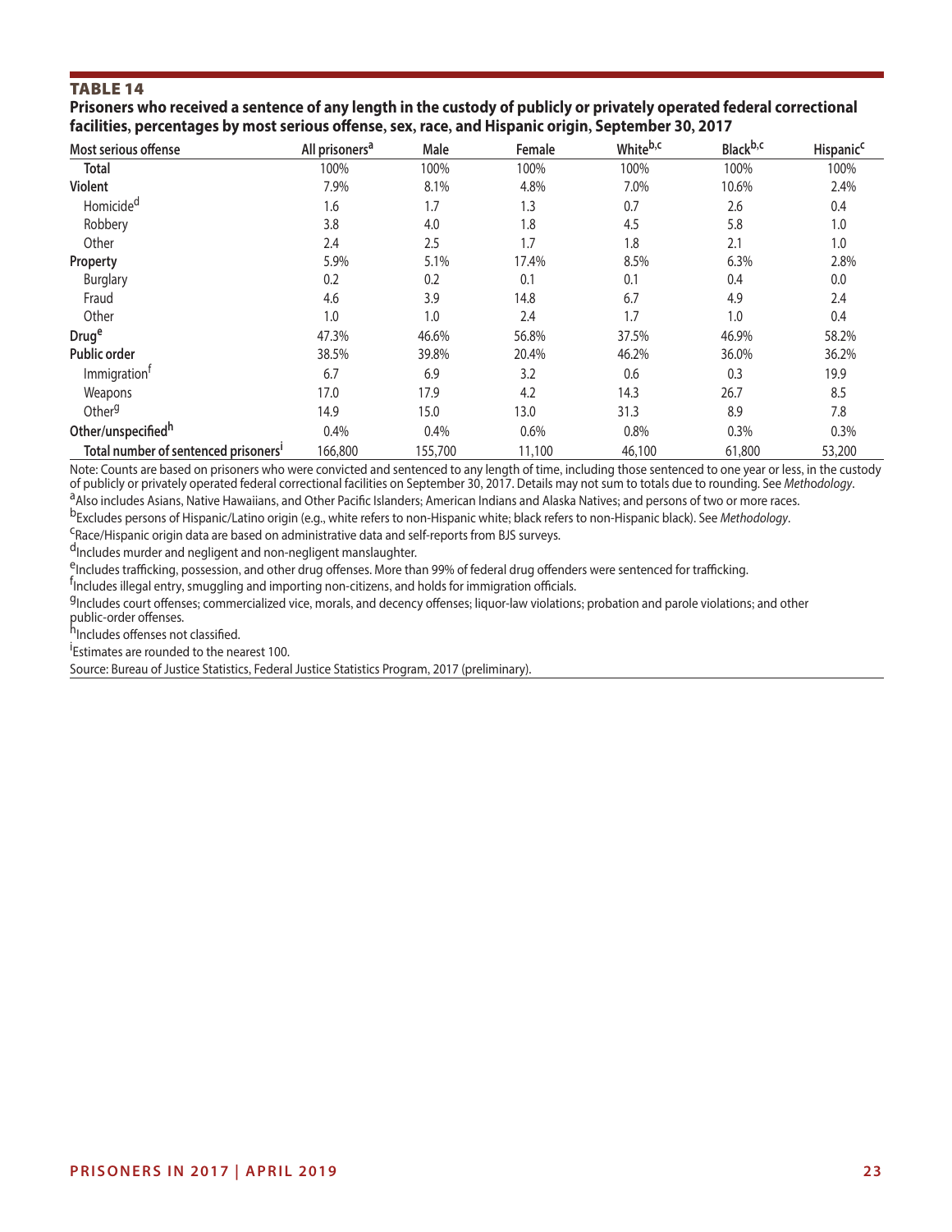## TABLE 14

**Prisoners who received a sentence of any length in the custody of publicly or privately operated federal correctional facilities, percentages by most serious offense, sex, race, and Hispanic origin, September 30, 2017**

| Most serious offense | All prisoners[a] | Male | Female | White[b,c] | Black[b,c] | Hispanic[c] |
|---|---|---|---|---|---|---|
| **Total** | 100% | 100% | 100% | 100% | 100% | 100% |
| **Violent** | 7.9% | 8.1% | 4.8% | 7.0% | 10.6% | 2.4% |
| Homicide[d] | 1.6 | 1.7 | 1.3 | 0.7 | 2.6 | 0.4 |
| Robbery | 3.8 | 4.0 | 1.8 | 4.5 | 5.8 | 1.0 |
| Other | 2.4 | 2.5 | 1.7 | 1.8 | 2.1 | 1.0 |
| **Property** | 5.9% | 5.1% | 17.4% | 8.5% | 6.3% | 2.8% |
| Burglary | 0.2 | 0.2 | 0.1 | 0.1 | 0.4 | 0.0 |
| Fraud | 4.6 | 3.9 | 14.8 | 6.7 | 4.9 | 2.4 |
| Other | 1.0 | 1.0 | 2.4 | 1.7 | 1.0 | 0.4 |
| **Drug[e]** | 47.3% | 46.6% | 56.8% | 37.5% | 46.9% | 58.2% |
| **Public order** | 38.5% | 39.8% | 20.4% | 46.2% | 36.0% | 36.2% |
| Immigration[f] | 6.7 | 6.9 | 3.2 | 0.6 | 0.3 | 19.9 |
| Weapons | 17.0 | 17.9 | 4.2 | 14.3 | 26.7 | 8.5 |
| Other[g] | 14.9 | 15.0 | 13.0 | 31.3 | 8.9 | 7.8 |
| **Other/unspecified[h]** | 0.4% | 0.4% | 0.6% | 0.8% | 0.3% | 0.3% |
| **Total number of sentenced prisoners[i]** | 166,800 | 155,700 | 11,100 | 46,100 | 61,800 | 53,200 |

Note: Counts are based on prisoners who were convicted and sentenced to any length of time, including those sentenced to one year or less, in the custody of publicly or privately operated federal correctional facilities on September 30, 2017. Details may not sum to totals due to rounding. See *Methodology*.

[a]Also includes Asians, Native Hawaiians, and Other Pacific Islanders; American Indians and Alaska Natives; and persons of two or more races.

[b]Excludes persons of Hispanic/Latino origin (e.g., white refers to non-Hispanic white; black refers to non-Hispanic black). See *Methodology*.

[c]Race/Hispanic origin data are based on administrative data and self-reports from BJS surveys.

[d]Includes murder and negligent and non-negligent manslaughter.

[e]Includes trafficking, possession, and other drug offenses. More than 99% of federal drug offenders were sentenced for trafficking.

[f]Includes illegal entry, smuggling and importing non-citizens, and holds for immigration officials.

[g]Includes court offenses; commercialized vice, morals, and decency offenses; liquor-law violations; probation and parole violations; and other public-order offenses.

[h]Includes offenses not classified.

[i]Estimates are rounded to the nearest 100.

Source: Bureau of Justice Statistics, Federal Justice Statistics Program, 2017 (preliminary).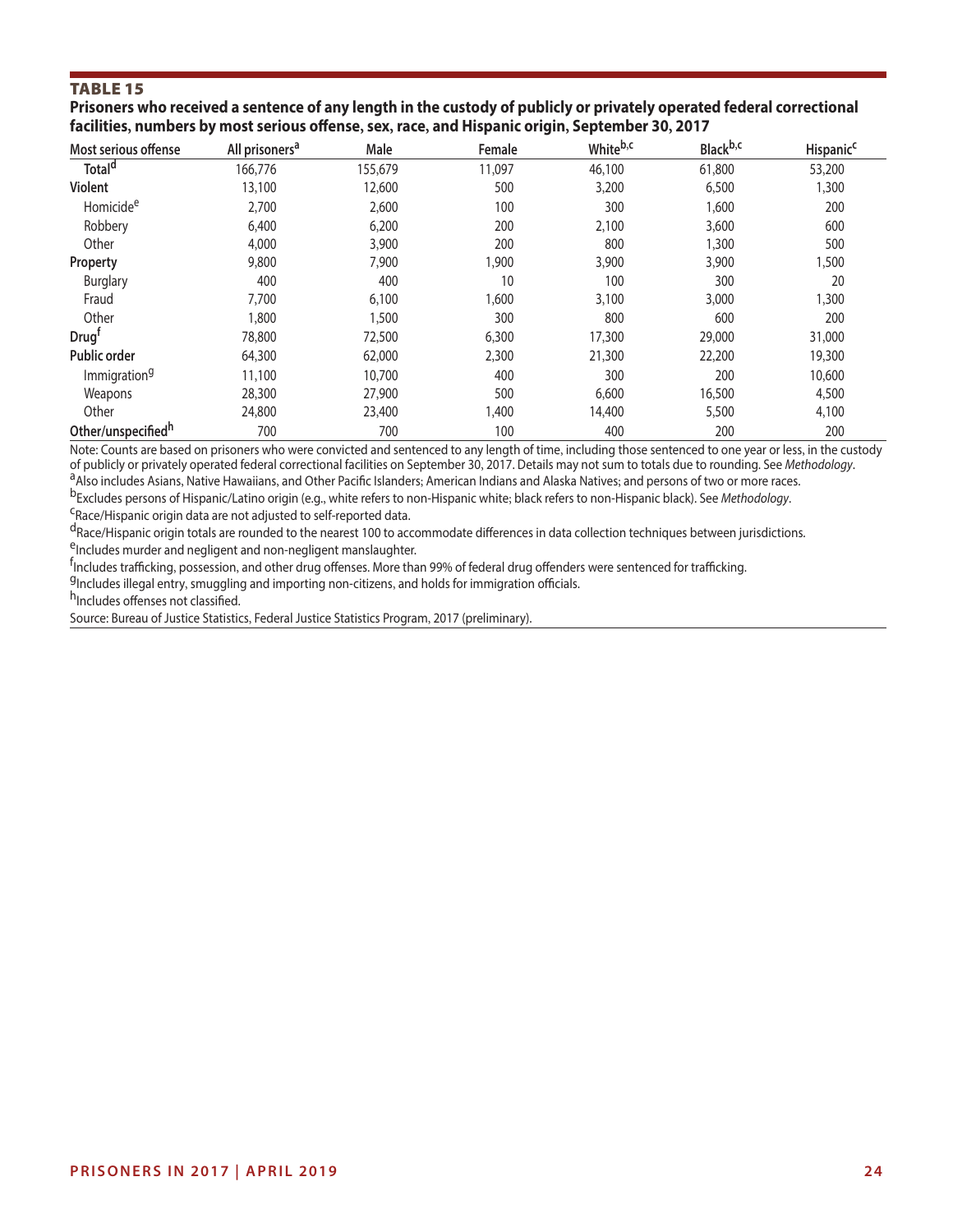**TABLE 15**

**Prisoners who received a sentence of any length in the custody of publicly or privately operated federal correctional facilities, numbers by most serious offense, sex, race, and Hispanic origin, September 30, 2017**

| Most serious offense | All prisoners[a] | Male | Female | White[b,c] | Black[b,c] | Hispanic[c] |
|---|---|---|---|---|---|---|
| **Total[d]** | 166,776 | 155,679 | 11,097 | 46,100 | 61,800 | 53,200 |
| **Violent** | 13,100 | 12,600 | 500 | 3,200 | 6,500 | 1,300 |
| Homicide[e] | 2,700 | 2,600 | 100 | 300 | 1,600 | 200 |
| Robbery | 6,400 | 6,200 | 200 | 2,100 | 3,600 | 600 |
| Other | 4,000 | 3,900 | 200 | 800 | 1,300 | 500 |
| **Property** | 9,800 | 7,900 | 1,900 | 3,900 | 3,900 | 1,500 |
| Burglary | 400 | 400 | 10 | 100 | 300 | 20 |
| Fraud | 7,700 | 6,100 | 1,600 | 3,100 | 3,000 | 1,300 |
| Other | 1,800 | 1,500 | 300 | 800 | 600 | 200 |
| **Drug[f]** | 78,800 | 72,500 | 6,300 | 17,300 | 29,000 | 31,000 |
| **Public order** | 64,300 | 62,000 | 2,300 | 21,300 | 22,200 | 19,300 |
| Immigration[g] | 11,100 | 10,700 | 400 | 300 | 200 | 10,600 |
| Weapons | 28,300 | 27,900 | 500 | 6,600 | 16,500 | 4,500 |
| Other | 24,800 | 23,400 | 1,400 | 14,400 | 5,500 | 4,100 |
| **Other/unspecified[h]** | 700 | 700 | 100 | 400 | 200 | 200 |

Note: Counts are based on prisoners who were convicted and sentenced to any length of time, including those sentenced to one year or less, in the custody of publicly or privately operated federal correctional facilities on September 30, 2017. Details may not sum to totals due to rounding. See *Methodology*.

[a]Also includes Asians, Native Hawaiians, and Other Pacific Islanders; American Indians and Alaska Natives; and persons of two or more races.

[b]Excludes persons of Hispanic/Latino origin (e.g., white refers to non-Hispanic white; black refers to non-Hispanic black). See *Methodology*.

[c]Race/Hispanic origin data are not adjusted to self-reported data.

[d]Race/Hispanic origin totals are rounded to the nearest 100 to accommodate differences in data collection techniques between jurisdictions.

[e]Includes murder and negligent and non-negligent manslaughter.

[f]Includes trafficking, possession, and other drug offenses. More than 99% of federal drug offenders were sentenced for trafficking.

[g]Includes illegal entry, smuggling and importing non-citizens, and holds for immigration officials.

[h]Includes offenses not classified.

Source: Bureau of Justice Statistics, Federal Justice Statistics Program, 2017 (preliminary).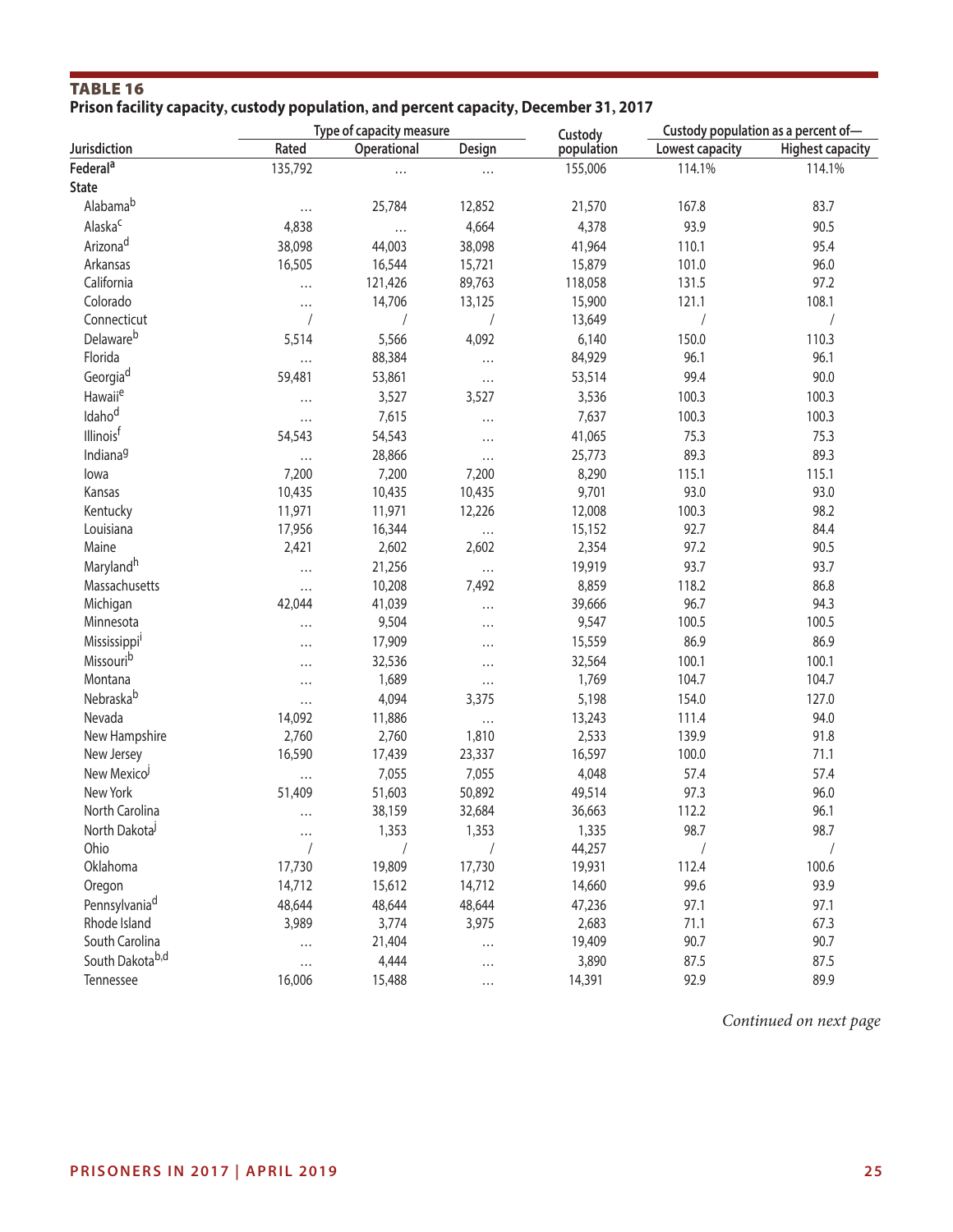**TABLE 16**
**Prison facility capacity, custody population, and percent capacity, December 31, 2017**

| Jurisdiction | Type of capacity measure | | | Custody population | Custody population as a percent of— | |
|---|---|---|---|---|---|---|
| | Rated | Operational | Design | | Lowest capacity | Highest capacity |
| **Federal**[a] | 135,792 | … | … | 155,006 | 114.1% | 114.1% |
| **State** | | | | | | |
| Alabama[b] | … | 25,784 | 12,852 | 21,570 | 167.8 | 83.7 |
| Alaska[c] | 4,838 | … | 4,664 | 4,378 | 93.9 | 90.5 |
| Arizona[d] | 38,098 | 44,003 | 38,098 | 41,964 | 110.1 | 95.4 |
| Arkansas | 16,505 | 16,544 | 15,721 | 15,879 | 101.0 | 96.0 |
| California | … | 121,426 | 89,763 | 118,058 | 131.5 | 97.2 |
| Colorado | … | 14,706 | 13,125 | 15,900 | 121.1 | 108.1 |
| Connecticut | / | / | / | 13,649 | / | / |
| Delaware[b] | 5,514 | 5,566 | 4,092 | 6,140 | 150.0 | 110.3 |
| Florida | … | 88,384 | … | 84,929 | 96.1 | 96.1 |
| Georgia[d] | 59,481 | 53,861 | … | 53,514 | 99.4 | 90.0 |
| Hawaii[e] | … | 3,527 | 3,527 | 3,536 | 100.3 | 100.3 |
| Idaho[d] | … | 7,615 | … | 7,637 | 100.3 | 100.3 |
| Illinois[f] | 54,543 | 54,543 | … | 41,065 | 75.3 | 75.3 |
| Indiana[g] | … | 28,866 | … | 25,773 | 89.3 | 89.3 |
| Iowa | 7,200 | 7,200 | 7,200 | 8,290 | 115.1 | 115.1 |
| Kansas | 10,435 | 10,435 | 10,435 | 9,701 | 93.0 | 93.0 |
| Kentucky | 11,971 | 11,971 | 12,226 | 12,008 | 100.3 | 98.2 |
| Louisiana | 17,956 | 16,344 | … | 15,152 | 92.7 | 84.4 |
| Maine | 2,421 | 2,602 | 2,602 | 2,354 | 97.2 | 90.5 |
| Maryland[h] | … | 21,256 | … | 19,919 | 93.7 | 93.7 |
| Massachusetts | … | 10,208 | 7,492 | 8,859 | 118.2 | 86.8 |
| Michigan | 42,044 | 41,039 | … | 39,666 | 96.7 | 94.3 |
| Minnesota | … | 9,504 | … | 9,547 | 100.5 | 100.5 |
| Mississippi[i] | … | 17,909 | … | 15,559 | 86.9 | 86.9 |
| Missouri[b] | … | 32,536 | … | 32,564 | 100.1 | 100.1 |
| Montana | … | 1,689 | … | 1,769 | 104.7 | 104.7 |
| Nebraska[b] | … | 4,094 | 3,375 | 5,198 | 154.0 | 127.0 |
| Nevada | 14,092 | 11,886 | … | 13,243 | 111.4 | 94.0 |
| New Hampshire | 2,760 | 2,760 | 1,810 | 2,533 | 139.9 | 91.8 |
| New Jersey | 16,590 | 17,439 | 23,337 | 16,597 | 100.0 | 71.1 |
| New Mexico[j] | … | 7,055 | 7,055 | 4,048 | 57.4 | 57.4 |
| New York | 51,409 | 51,603 | 50,892 | 49,514 | 97.3 | 96.0 |
| North Carolina | … | 38,159 | 32,684 | 36,663 | 112.2 | 96.1 |
| North Dakota[j] | … | 1,353 | 1,353 | 1,335 | 98.7 | 98.7 |
| Ohio | / | / | / | 44,257 | / | / |
| Oklahoma | 17,730 | 19,809 | 17,730 | 19,931 | 112.4 | 100.6 |
| Oregon | 14,712 | 15,612 | 14,712 | 14,660 | 99.6 | 93.9 |
| Pennsylvania[d] | 48,644 | 48,644 | 48,644 | 47,236 | 97.1 | 97.1 |
| Rhode Island | 3,989 | 3,774 | 3,975 | 2,683 | 71.1 | 67.3 |
| South Carolina | … | 21,404 | … | 19,409 | 90.7 | 90.7 |
| South Dakota[b,d] | … | 4,444 | … | 3,890 | 87.5 | 87.5 |
| Tennessee | 16,006 | 15,488 | … | 14,391 | 92.9 | 89.9 |

*Continued on next page*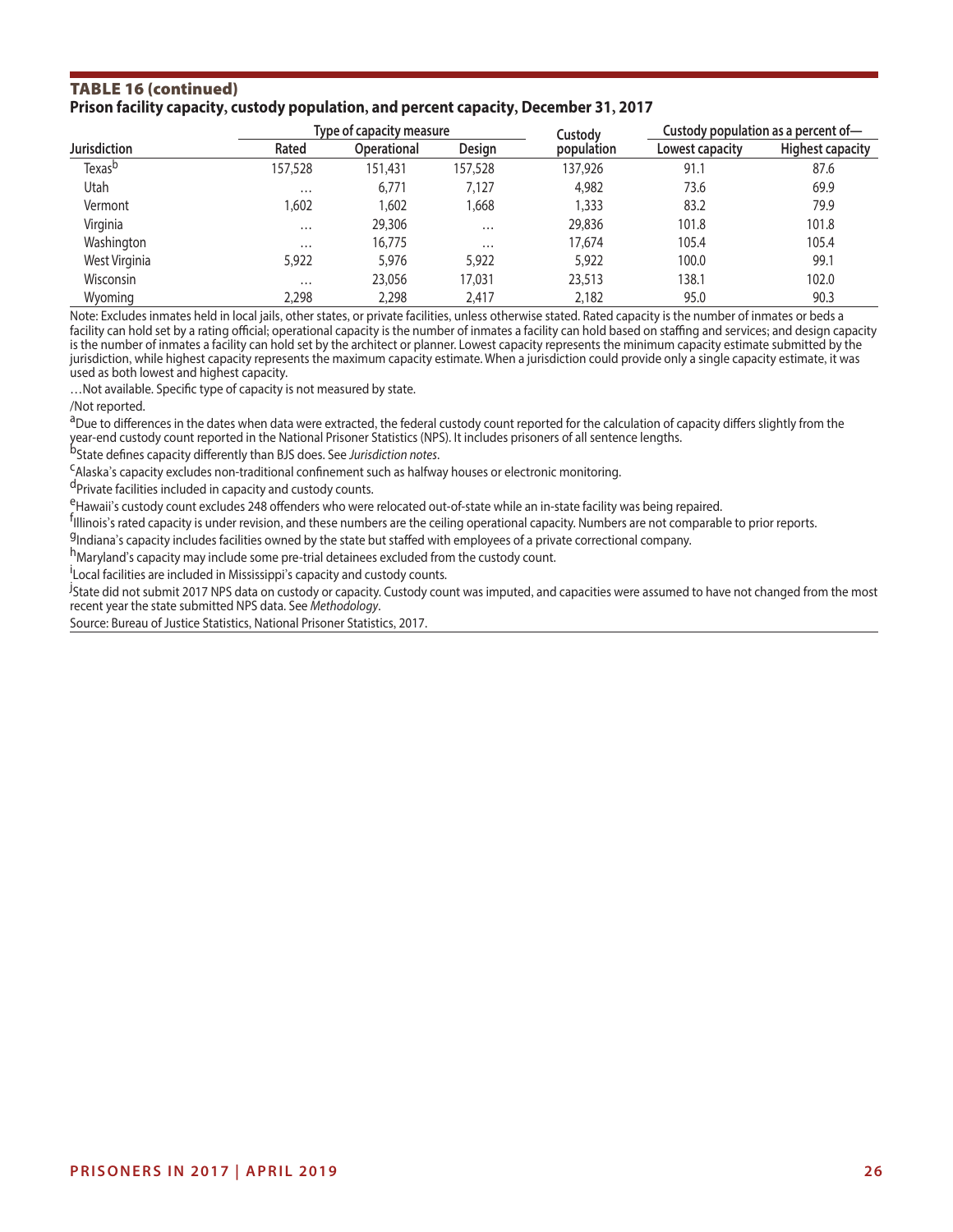## TABLE 16 (continued)

**Prison facility capacity, custody population, and percent capacity, December 31, 2017**

| Jurisdiction | Type of capacity measure | | | Custody population | Custody population as a percent of— | |
|---|---|---|---|---|---|---|
| | Rated | Operational | Design | | Lowest capacity | Highest capacity |
| Texas[b] | 157,528 | 151,431 | 157,528 | 137,926 | 91.1 | 87.6 |
| Utah | … | 6,771 | 7,127 | 4,982 | 73.6 | 69.9 |
| Vermont | 1,602 | 1,602 | 1,668 | 1,333 | 83.2 | 79.9 |
| Virginia | … | 29,306 | … | 29,836 | 101.8 | 101.8 |
| Washington | … | 16,775 | … | 17,674 | 105.4 | 105.4 |
| West Virginia | 5,922 | 5,976 | 5,922 | 5,922 | 100.0 | 99.1 |
| Wisconsin | … | 23,056 | 17,031 | 23,513 | 138.1 | 102.0 |
| Wyoming | 2,298 | 2,298 | 2,417 | 2,182 | 95.0 | 90.3 |

Note: Excludes inmates held in local jails, other states, or private facilities, unless otherwise stated. Rated capacity is the number of inmates or beds a facility can hold set by a rating official; operational capacity is the number of inmates a facility can hold based on staffing and services; and design capacity is the number of inmates a facility can hold set by the architect or planner. Lowest capacity represents the minimum capacity estimate submitted by the jurisdiction, while highest capacity represents the maximum capacity estimate. When a jurisdiction could provide only a single capacity estimate, it was used as both lowest and highest capacity.

…Not available. Specific type of capacity is not measured by state.

/Not reported.

[a]Due to differences in the dates when data were extracted, the federal custody count reported for the calculation of capacity differs slightly from the year-end custody count reported in the National Prisoner Statistics (NPS). It includes prisoners of all sentence lengths.

[b]State defines capacity differently than BJS does. See *Jurisdiction notes*.

[c]Alaska's capacity excludes non-traditional confinement such as halfway houses or electronic monitoring.

[d]Private facilities included in capacity and custody counts.

[e]Hawaii's custody count excludes 248 offenders who were relocated out-of-state while an in-state facility was being repaired.

[f]Illinois's rated capacity is under revision, and these numbers are the ceiling operational capacity. Numbers are not comparable to prior reports.

[g]Indiana's capacity includes facilities owned by the state but staffed with employees of a private correctional company.

[h]Maryland's capacity may include some pre-trial detainees excluded from the custody count.

[i]Local facilities are included in Mississippi's capacity and custody counts.

[j]State did not submit 2017 NPS data on custody or capacity. Custody count was imputed, and capacities were assumed to have not changed from the most recent year the state submitted NPS data. See *Methodology*.

Source: Bureau of Justice Statistics, National Prisoner Statistics, 2017.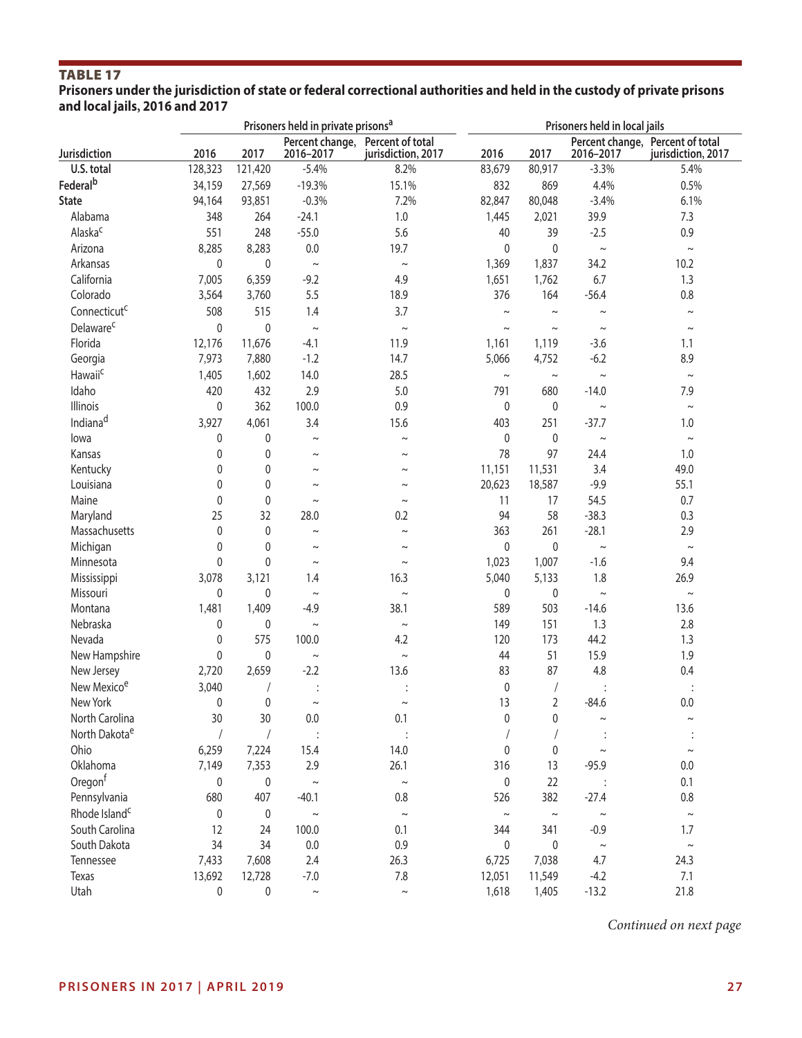**TABLE 17**

**Prisoners under the jurisdiction of state or federal correctional authorities and held in the custody of private prisons and local jails, 2016 and 2017**

| Jurisdiction | Prisoners held in private prisons[a] | | | | Prisoners held in local jails | | | |
|---|---|---|---|---|---|---|---|---|
| | 2016 | 2017 | Percent change, 2016–2017 | Percent of total jurisdiction, 2017 | 2016 | 2017 | Percent change, 2016–2017 | Percent of total jurisdiction, 2017 |
| **U.S. total** | 128,323 | 121,420 | -5.4% | 8.2% | 83,679 | 80,917 | -3.3% | 5.4% |
| **Federal[b]** | 34,159 | 27,569 | -19.3% | 15.1% | 832 | 869 | 4.4% | 0.5% |
| **State** | 94,164 | 93,851 | -0.3% | 7.2% | 82,847 | 80,048 | -3.4% | 6.1% |
| Alabama | 348 | 264 | -24.1 | 1.0 | 1,445 | 2,021 | 39.9 | 7.3 |
| Alaska[c] | 551 | 248 | -55.0 | 5.6 | 40 | 39 | -2.5 | 0.9 |
| Arizona | 8,285 | 8,283 | 0.0 | 19.7 | 0 | 0 | ~ | ~ |
| Arkansas | 0 | 0 | ~ | ~ | 1,369 | 1,837 | 34.2 | 10.2 |
| California | 7,005 | 6,359 | -9.2 | 4.9 | 1,651 | 1,762 | 6.7 | 1.3 |
| Colorado | 3,564 | 3,760 | 5.5 | 18.9 | 376 | 164 | -56.4 | 0.8 |
| Connecticut[c] | 508 | 515 | 1.4 | 3.7 | ~ | ~ | ~ | ~ |
| Delaware[c] | 0 | 0 | ~ | ~ | ~ | ~ | ~ | ~ |
| Florida | 12,176 | 11,676 | -4.1 | 11.9 | 1,161 | 1,119 | -3.6 | 1.1 |
| Georgia | 7,973 | 7,880 | -1.2 | 14.7 | 5,066 | 4,752 | -6.2 | 8.9 |
| Hawaii[c] | 1,405 | 1,602 | 14.0 | 28.5 | ~ | ~ | ~ | ~ |
| Idaho | 420 | 432 | 2.9 | 5.0 | 791 | 680 | -14.0 | 7.9 |
| Illinois | 0 | 362 | 100.0 | 0.9 | 0 | 0 | ~ | ~ |
| Indiana[d] | 3,927 | 4,061 | 3.4 | 15.6 | 403 | 251 | -37.7 | 1.0 |
| Iowa | 0 | 0 | ~ | ~ | 0 | 0 | ~ | ~ |
| Kansas | 0 | 0 | ~ | ~ | 78 | 97 | 24.4 | 1.0 |
| Kentucky | 0 | 0 | ~ | ~ | 11,151 | 11,531 | 3.4 | 49.0 |
| Louisiana | 0 | 0 | ~ | ~ | 20,623 | 18,587 | -9.9 | 55.1 |
| Maine | 0 | 0 | ~ | ~ | 11 | 17 | 54.5 | 0.7 |
| Maryland | 25 | 32 | 28.0 | 0.2 | 94 | 58 | -38.3 | 0.3 |
| Massachusetts | 0 | 0 | ~ | ~ | 363 | 261 | -28.1 | 2.9 |
| Michigan | 0 | 0 | ~ | ~ | 0 | 0 | ~ | ~ |
| Minnesota | 0 | 0 | ~ | ~ | 1,023 | 1,007 | -1.6 | 9.4 |
| Mississippi | 3,078 | 3,121 | 1.4 | 16.3 | 5,040 | 5,133 | 1.8 | 26.9 |
| Missouri | 0 | 0 | ~ | ~ | 0 | 0 | ~ | ~ |
| Montana | 1,481 | 1,409 | -4.9 | 38.1 | 589 | 503 | -14.6 | 13.6 |
| Nebraska | 0 | 0 | ~ | ~ | 149 | 151 | 1.3 | 2.8 |
| Nevada | 0 | 575 | 100.0 | 4.2 | 120 | 173 | 44.2 | 1.3 |
| New Hampshire | 0 | 0 | ~ | ~ | 44 | 51 | 15.9 | 1.9 |
| New Jersey | 2,720 | 2,659 | -2.2 | 13.6 | 83 | 87 | 4.8 | 0.4 |
| New Mexico[e] | 3,040 | / | : | : | 0 | / | : | : |
| New York | 0 | 0 | ~ | ~ | 13 | 2 | -84.6 | 0.0 |
| North Carolina | 30 | 30 | 0.0 | 0.1 | 0 | 0 | ~ | ~ |
| North Dakota[e] | / | / | : | : | / | / | : | : |
| Ohio | 6,259 | 7,224 | 15.4 | 14.0 | 0 | 0 | ~ | ~ |
| Oklahoma | 7,149 | 7,353 | 2.9 | 26.1 | 316 | 13 | -95.9 | 0.0 |
| Oregon[f] | 0 | 0 | ~ | ~ | 0 | 22 | : | 0.1 |
| Pennsylvania | 680 | 407 | -40.1 | 0.8 | 526 | 382 | -27.4 | 0.8 |
| Rhode Island[c] | 0 | 0 | ~ | ~ | ~ | ~ | ~ | ~ |
| South Carolina | 12 | 24 | 100.0 | 0.1 | 344 | 341 | -0.9 | 1.7 |
| South Dakota | 34 | 34 | 0.0 | 0.9 | 0 | 0 | ~ | ~ |
| Tennessee | 7,433 | 7,608 | 2.4 | 26.3 | 6,725 | 7,038 | 4.7 | 24.3 |
| Texas | 13,692 | 12,728 | -7.0 | 7.8 | 12,051 | 11,549 | -4.2 | 7.1 |
| Utah | 0 | 0 | ~ | ~ | 1,618 | 1,405 | -13.2 | 21.8 |

*Continued on next page*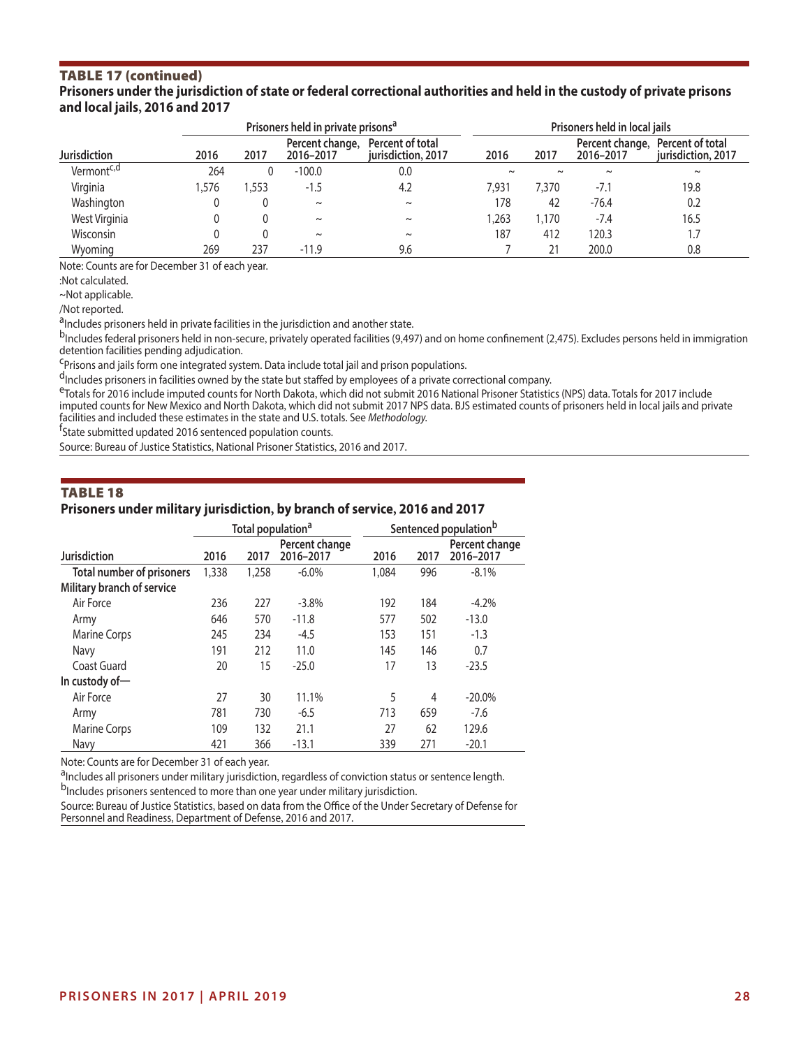## TABLE 17 (continued)

**Prisoners under the jurisdiction of state or federal correctional authorities and held in the custody of private prisons and local jails, 2016 and 2017**

| | Prisoners held in private prisons[a] | | | | Prisoners held in local jails | | | |
|---|---|---|---|---|---|---|---|---|
| Jurisdiction | 2016 | 2017 | Percent change, 2016–2017 | Percent of total jurisdiction, 2017 | 2016 | 2017 | Percent change, 2016–2017 | Percent of total jurisdiction, 2017 |
| Vermont[c,d] | 264 | 0 | -100.0 | 0.0 | ~ | ~ | ~ | ~ |
| Virginia | 1,576 | 1,553 | -1.5 | 4.2 | 7,931 | 7,370 | -7.1 | 19.8 |
| Washington | 0 | 0 | ~ | ~ | 178 | 42 | -76.4 | 0.2 |
| West Virginia | 0 | 0 | ~ | ~ | 1,263 | 1,170 | -7.4 | 16.5 |
| Wisconsin | 0 | 0 | ~ | ~ | 187 | 412 | 120.3 | 1.7 |
| Wyoming | 269 | 237 | -11.9 | 9.6 | 7 | 21 | 200.0 | 0.8 |

Note: Counts are for December 31 of each year.

:Not calculated.

~Not applicable.

/Not reported.

[a]Includes prisoners held in private facilities in the jurisdiction and another state.

[b]Includes federal prisoners held in non-secure, privately operated facilities (9,497) and on home confinement (2,475). Excludes persons held in immigration detention facilities pending adjudication.

[c]Prisons and jails form one integrated system. Data include total jail and prison populations.

[d]Includes prisoners in facilities owned by the state but staffed by employees of a private correctional company.

[e]Totals for 2016 include imputed counts for North Dakota, which did not submit 2016 National Prisoner Statistics (NPS) data. Totals for 2017 include imputed counts for New Mexico and North Dakota, which did not submit 2017 NPS data. BJS estimated counts of prisoners held in local jails and private facilities and included these estimates in the state and U.S. totals. See *Methodology.*

[f]State submitted updated 2016 sentenced population counts.

Source: Bureau of Justice Statistics, National Prisoner Statistics, 2016 and 2017.

## TABLE 18

**Prisoners under military jurisdiction, by branch of service, 2016 and 2017**

| | Total population[a] | | | Sentenced population[b] | | |
|---|---|---|---|---|---|---|
| Jurisdiction | 2016 | 2017 | Percent change 2016–2017 | 2016 | 2017 | Percent change 2016–2017 |
| **Total number of prisoners** | 1,338 | 1,258 | -6.0% | 1,084 | 996 | -8.1% |
| **Military branch of service** | | | | | | |
| Air Force | 236 | 227 | -3.8% | 192 | 184 | -4.2% |
| Army | 646 | 570 | -11.8 | 577 | 502 | -13.0 |
| Marine Corps | 245 | 234 | -4.5 | 153 | 151 | -1.3 |
| Navy | 191 | 212 | 11.0 | 145 | 146 | 0.7 |
| Coast Guard | 20 | 15 | -25.0 | 17 | 13 | -23.5 |
| **In custody of—** | | | | | | |
| Air Force | 27 | 30 | 11.1% | 5 | 4 | -20.0% |
| Army | 781 | 730 | -6.5 | 713 | 659 | -7.6 |
| Marine Corps | 109 | 132 | 21.1 | 27 | 62 | 129.6 |
| Navy | 421 | 366 | -13.1 | 339 | 271 | -20.1 |

Note: Counts are for December 31 of each year.

[a]Includes all prisoners under military jurisdiction, regardless of conviction status or sentence length.

[b]Includes prisoners sentenced to more than one year under military jurisdiction.

Source: Bureau of Justice Statistics, based on data from the Office of the Under Secretary of Defense for Personnel and Readiness, Department of Defense, 2016 and 2017.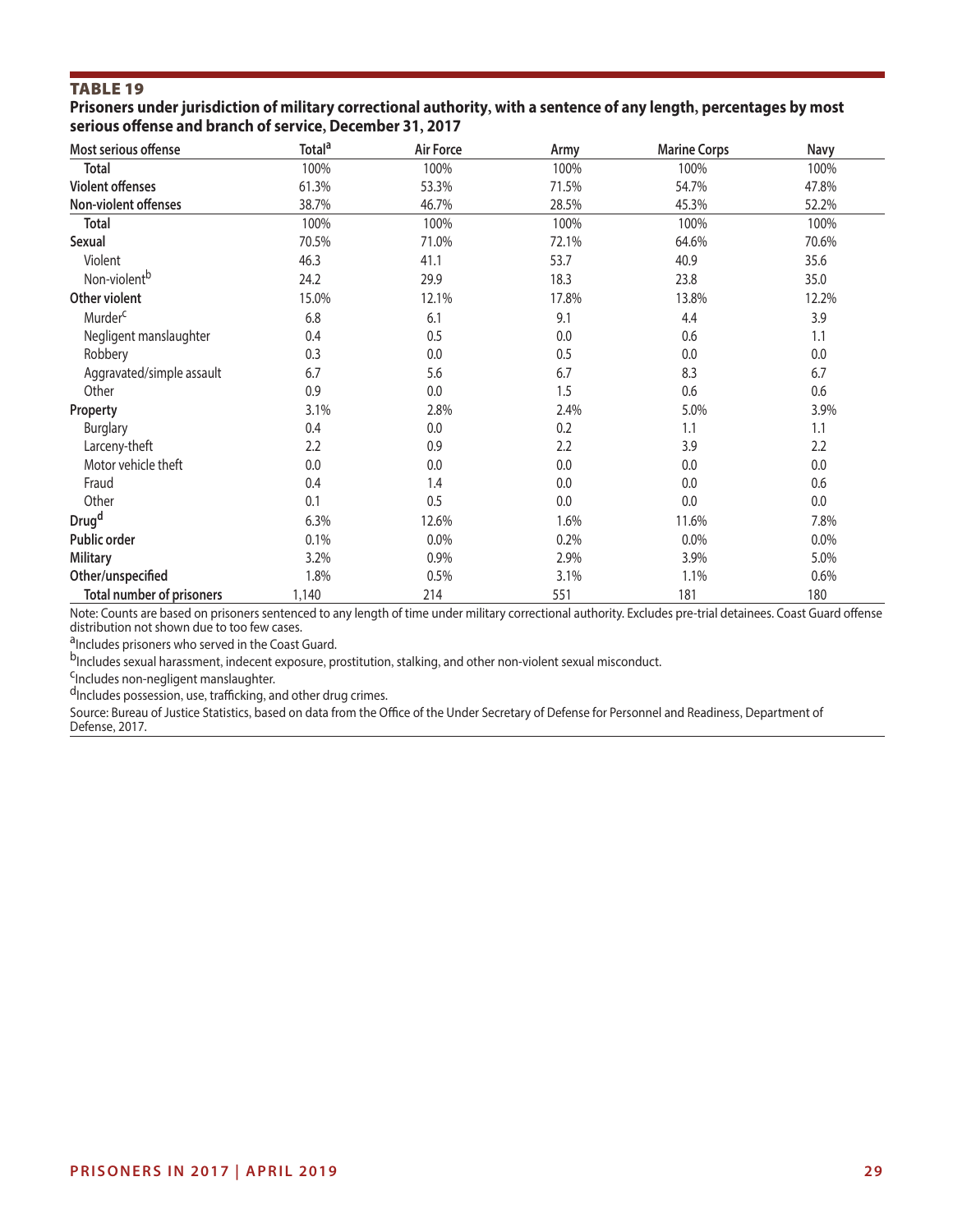## TABLE 19

**Prisoners under jurisdiction of military correctional authority, with a sentence of any length, percentages by most serious offense and branch of service, December 31, 2017**

| Most serious offense | Total[a] | Air Force | Army | Marine Corps | Navy |
|---|---|---|---|---|---|
| **Total** | 100% | 100% | 100% | 100% | 100% |
| **Violent offenses** | 61.3% | 53.3% | 71.5% | 54.7% | 47.8% |
| **Non-violent offenses** | 38.7% | 46.7% | 28.5% | 45.3% | 52.2% |
| **Total** | 100% | 100% | 100% | 100% | 100% |
| **Sexual** | 70.5% | 71.0% | 72.1% | 64.6% | 70.6% |
| Violent | 46.3 | 41.1 | 53.7 | 40.9 | 35.6 |
| Non-violent[b] | 24.2 | 29.9 | 18.3 | 23.8 | 35.0 |
| **Other violent** | 15.0% | 12.1% | 17.8% | 13.8% | 12.2% |
| Murder[c] | 6.8 | 6.1 | 9.1 | 4.4 | 3.9 |
| Negligent manslaughter | 0.4 | 0.5 | 0.0 | 0.6 | 1.1 |
| Robbery | 0.3 | 0.0 | 0.5 | 0.0 | 0.0 |
| Aggravated/simple assault | 6.7 | 5.6 | 6.7 | 8.3 | 6.7 |
| Other | 0.9 | 0.0 | 1.5 | 0.6 | 0.6 |
| **Property** | 3.1% | 2.8% | 2.4% | 5.0% | 3.9% |
| Burglary | 0.4 | 0.0 | 0.2 | 1.1 | 1.1 |
| Larceny-theft | 2.2 | 0.9 | 2.2 | 3.9 | 2.2 |
| Motor vehicle theft | 0.0 | 0.0 | 0.0 | 0.0 | 0.0 |
| Fraud | 0.4 | 1.4 | 0.0 | 0.0 | 0.6 |
| Other | 0.1 | 0.5 | 0.0 | 0.0 | 0.0 |
| **Drug[d]** | 6.3% | 12.6% | 1.6% | 11.6% | 7.8% |
| **Public order** | 0.1% | 0.0% | 0.2% | 0.0% | 0.0% |
| **Military** | 3.2% | 0.9% | 2.9% | 3.9% | 5.0% |
| **Other/unspecified** | 1.8% | 0.5% | 3.1% | 1.1% | 0.6% |
| **Total number of prisoners** | 1,140 | 214 | 551 | 181 | 180 |

Note: Counts are based on prisoners sentenced to any length of time under military correctional authority. Excludes pre-trial detainees. Coast Guard offense distribution not shown due to too few cases.

[a]Includes prisoners who served in the Coast Guard.

[b]Includes sexual harassment, indecent exposure, prostitution, stalking, and other non-violent sexual misconduct.

[c]Includes non-negligent manslaughter.

[d]Includes possession, use, trafficking, and other drug crimes.

Source: Bureau of Justice Statistics, based on data from the Office of the Under Secretary of Defense for Personnel and Readiness, Department of Defense, 2017.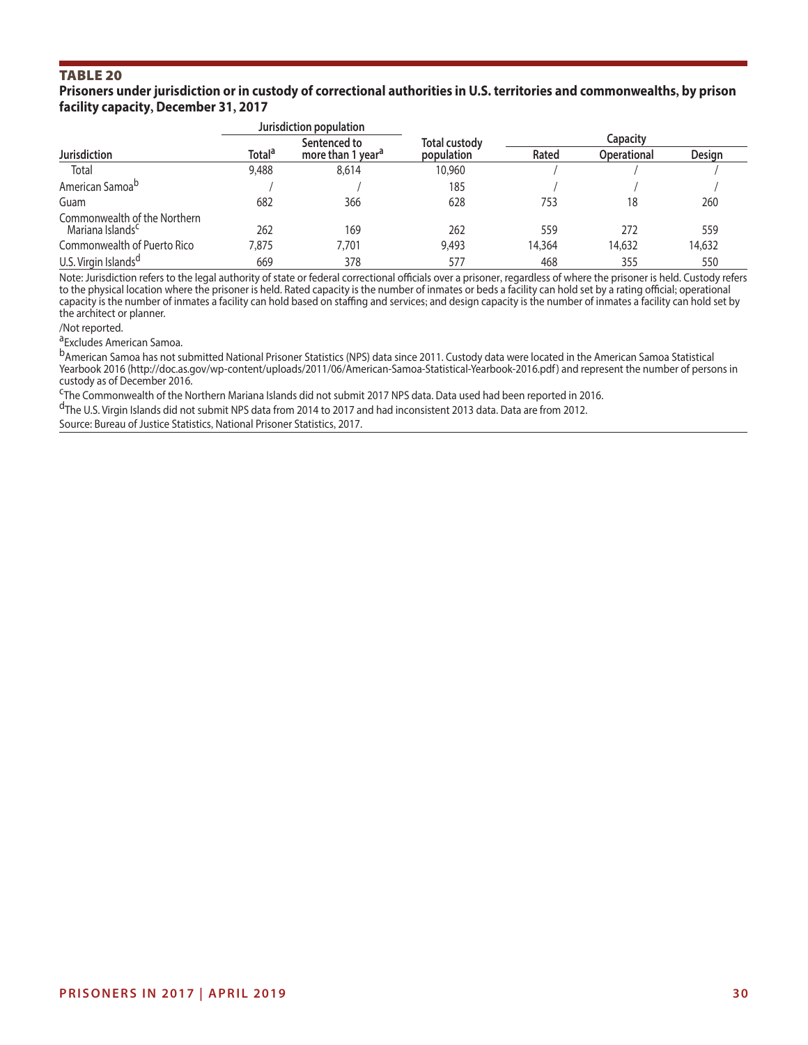**TABLE 20**

**Prisoners under jurisdiction or in custody of correctional authorities in U.S. territories and commonwealths, by prison facility capacity, December 31, 2017**

| | Jurisdiction population | | | Capacity | | |
|---|---|---|---|---|---|---|
| Jurisdiction | Total[a] | Sentenced to more than 1 year[a] | Total custody population | Rated | Operational | Design |
| Total | 9,488 | 8,614 | 10,960 | / | / | / |
| American Samoa[b] | / | / | 185 | / | / | / |
| Guam | 682 | 366 | 628 | 753 | 18 | 260 |
| Commonwealth of the Northern Mariana Islands[c] | 262 | 169 | 262 | 559 | 272 | 559 |
| Commonwealth of Puerto Rico | 7,875 | 7,701 | 9,493 | 14,364 | 14,632 | 14,632 |
| U.S. Virgin Islands[d] | 669 | 378 | 577 | 468 | 355 | 550 |

Note: Jurisdiction refers to the legal authority of state or federal correctional officials over a prisoner, regardless of where the prisoner is held. Custody refers to the physical location where the prisoner is held. Rated capacity is the number of inmates or beds a facility can hold set by a rating official; operational capacity is the number of inmates a facility can hold based on staffing and services; and design capacity is the number of inmates a facility can hold set by the architect or planner.

/Not reported.

[a]Excludes American Samoa.

[b]American Samoa has not submitted National Prisoner Statistics (NPS) data since 2011. Custody data were located in the American Samoa Statistical Yearbook 2016 (http://doc.as.gov/wp-content/uploads/2011/06/American-Samoa-Statistical-Yearbook-2016.pdf) and represent the number of persons in custody as of December 2016.

[c]The Commonwealth of the Northern Mariana Islands did not submit 2017 NPS data. Data used had been reported in 2016.

[d]The U.S. Virgin Islands did not submit NPS data from 2014 to 2017 and had inconsistent 2013 data. Data are from 2012.

Source: Bureau of Justice Statistics, National Prisoner Statistics, 2017.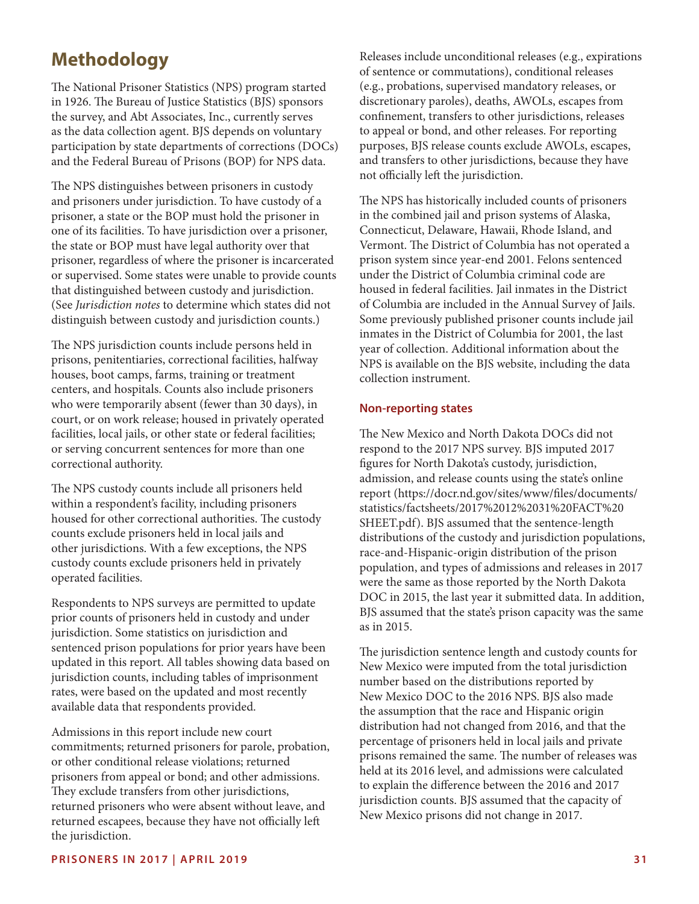# Methodology

The National Prisoner Statistics (NPS) program started in 1926. The Bureau of Justice Statistics (BJS) sponsors the survey, and Abt Associates, Inc., currently serves as the data collection agent. BJS depends on voluntary participation by state departments of corrections (DOCs) and the Federal Bureau of Prisons (BOP) for NPS data.

The NPS distinguishes between prisoners in custody and prisoners under jurisdiction. To have custody of a prisoner, a state or the BOP must hold the prisoner in one of its facilities. To have jurisdiction over a prisoner, the state or BOP must have legal authority over that prisoner, regardless of where the prisoner is incarcerated or supervised. Some states were unable to provide counts that distinguished between custody and jurisdiction. (See *Jurisdiction notes* to determine which states did not distinguish between custody and jurisdiction counts.)

The NPS jurisdiction counts include persons held in prisons, penitentiaries, correctional facilities, halfway houses, boot camps, farms, training or treatment centers, and hospitals. Counts also include prisoners who were temporarily absent (fewer than 30 days), in court, or on work release; housed in privately operated facilities, local jails, or other state or federal facilities; or serving concurrent sentences for more than one correctional authority.

The NPS custody counts include all prisoners held within a respondent's facility, including prisoners housed for other correctional authorities. The custody counts exclude prisoners held in local jails and other jurisdictions. With a few exceptions, the NPS custody counts exclude prisoners held in privately operated facilities.

Respondents to NPS surveys are permitted to update prior counts of prisoners held in custody and under jurisdiction. Some statistics on jurisdiction and sentenced prison populations for prior years have been updated in this report. All tables showing data based on jurisdiction counts, including tables of imprisonment rates, were based on the updated and most recently available data that respondents provided.

Admissions in this report include new court commitments; returned prisoners for parole, probation, or other conditional release violations; returned prisoners from appeal or bond; and other admissions. They exclude transfers from other jurisdictions, returned prisoners who were absent without leave, and returned escapees, because they have not officially left the jurisdiction.

Releases include unconditional releases (e.g., expirations of sentence or commutations), conditional releases (e.g., probations, supervised mandatory releases, or discretionary paroles), deaths, AWOLs, escapes from confinement, transfers to other jurisdictions, releases to appeal or bond, and other releases. For reporting purposes, BJS release counts exclude AWOLs, escapes, and transfers to other jurisdictions, because they have not officially left the jurisdiction.

The NPS has historically included counts of prisoners in the combined jail and prison systems of Alaska, Connecticut, Delaware, Hawaii, Rhode Island, and Vermont. The District of Columbia has not operated a prison system since year-end 2001. Felons sentenced under the District of Columbia criminal code are housed in federal facilities. Jail inmates in the District of Columbia are included in the Annual Survey of Jails. Some previously published prisoner counts include jail inmates in the District of Columbia for 2001, the last year of collection. Additional information about the NPS is available on the BJS website, including the data collection instrument.

### Non-reporting states

The New Mexico and North Dakota DOCs did not respond to the 2017 NPS survey. BJS imputed 2017 figures for North Dakota's custody, jurisdiction, admission, and release counts using the state's online report (https://docr.nd.gov/sites/www/files/documents/statistics/factsheets/2017%2012%2031%20FACT%20SHEET.pdf). BJS assumed that the sentence-length distributions of the custody and jurisdiction populations, race-and-Hispanic-origin distribution of the prison population, and types of admissions and releases in 2017 were the same as those reported by the North Dakota DOC in 2015, the last year it submitted data. In addition, BJS assumed that the state's prison capacity was the same as in 2015.

The jurisdiction sentence length and custody counts for New Mexico were imputed from the total jurisdiction number based on the distributions reported by New Mexico DOC to the 2016 NPS. BJS also made the assumption that the race and Hispanic origin distribution had not changed from 2016, and that the percentage of prisoners held in local jails and private prisons remained the same. The number of releases was held at its 2016 level, and admissions were calculated to explain the difference between the 2016 and 2017 jurisdiction counts. BJS assumed that the capacity of New Mexico prisons did not change in 2017.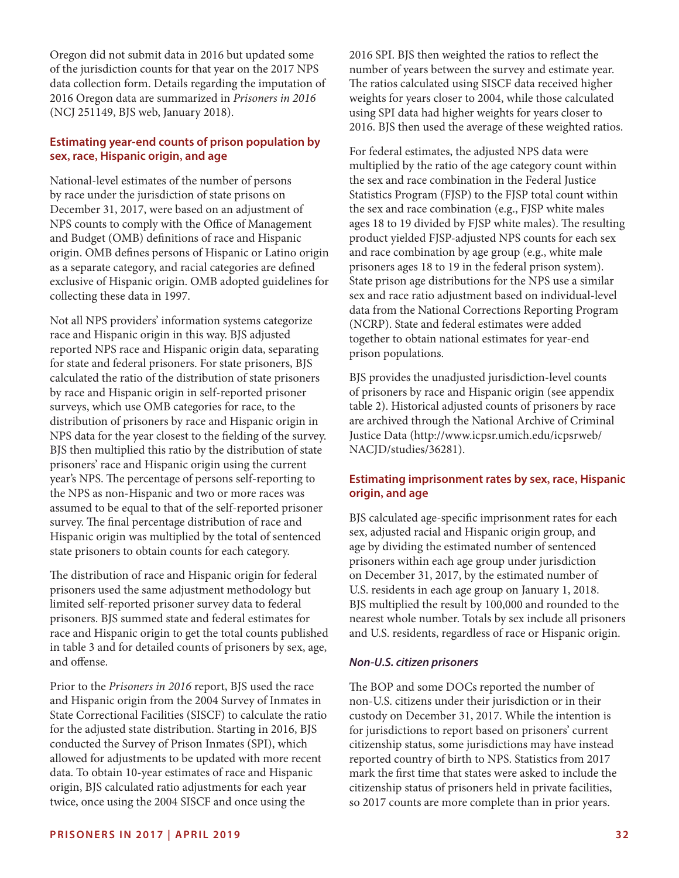Oregon did not submit data in 2016 but updated some of the jurisdiction counts for that year on the 2017 NPS data collection form. Details regarding the imputation of 2016 Oregon data are summarized in *Prisoners in 2016* (NCJ 251149, BJS web, January 2018).

### Estimating year-end counts of prison population by sex, race, Hispanic origin, and age

National-level estimates of the number of persons by race under the jurisdiction of state prisons on December 31, 2017, were based on an adjustment of NPS counts to comply with the Office of Management and Budget (OMB) definitions of race and Hispanic origin. OMB defines persons of Hispanic or Latino origin as a separate category, and racial categories are defined exclusive of Hispanic origin. OMB adopted guidelines for collecting these data in 1997.

Not all NPS providers' information systems categorize race and Hispanic origin in this way. BJS adjusted reported NPS race and Hispanic origin data, separating for state and federal prisoners. For state prisoners, BJS calculated the ratio of the distribution of state prisoners by race and Hispanic origin in self-reported prisoner surveys, which use OMB categories for race, to the distribution of prisoners by race and Hispanic origin in NPS data for the year closest to the fielding of the survey. BJS then multiplied this ratio by the distribution of state prisoners' race and Hispanic origin using the current year's NPS. The percentage of persons self-reporting to the NPS as non-Hispanic and two or more races was assumed to be equal to that of the self-reported prisoner survey. The final percentage distribution of race and Hispanic origin was multiplied by the total of sentenced state prisoners to obtain counts for each category.

The distribution of race and Hispanic origin for federal prisoners used the same adjustment methodology but limited self-reported prisoner survey data to federal prisoners. BJS summed state and federal estimates for race and Hispanic origin to get the total counts published in table 3 and for detailed counts of prisoners by sex, age, and offense.

Prior to the *Prisoners in 2016* report, BJS used the race and Hispanic origin from the 2004 Survey of Inmates in State Correctional Facilities (SISCF) to calculate the ratio for the adjusted state distribution. Starting in 2016, BJS conducted the Survey of Prison Inmates (SPI), which allowed for adjustments to be updated with more recent data. To obtain 10-year estimates of race and Hispanic origin, BJS calculated ratio adjustments for each year twice, once using the 2004 SISCF and once using the 2016 SPI. BJS then weighted the ratios to reflect the number of years between the survey and estimate year. The ratios calculated using SISCF data received higher weights for years closer to 2004, while those calculated using SPI data had higher weights for years closer to 2016. BJS then used the average of these weighted ratios.

For federal estimates, the adjusted NPS data were multiplied by the ratio of the age category count within the sex and race combination in the Federal Justice Statistics Program (FJSP) to the FJSP total count within the sex and race combination (e.g., FJSP white males ages 18 to 19 divided by FJSP white males). The resulting product yielded FJSP-adjusted NPS counts for each sex and race combination by age group (e.g., white male prisoners ages 18 to 19 in the federal prison system). State prison age distributions for the NPS use a similar sex and race ratio adjustment based on individual-level data from the National Corrections Reporting Program (NCRP). State and federal estimates were added together to obtain national estimates for year-end prison populations.

BJS provides the unadjusted jurisdiction-level counts of prisoners by race and Hispanic origin (see appendix table 2). Historical adjusted counts of prisoners by race are archived through the National Archive of Criminal Justice Data (http://www.icpsr.umich.edu/icpsrweb/NACJD/studies/36281).

### Estimating imprisonment rates by sex, race, Hispanic origin, and age

BJS calculated age-specific imprisonment rates for each sex, adjusted racial and Hispanic origin group, and age by dividing the estimated number of sentenced prisoners within each age group under jurisdiction on December 31, 2017, by the estimated number of U.S. residents in each age group on January 1, 2018. BJS multiplied the result by 100,000 and rounded to the nearest whole number. Totals by sex include all prisoners and U.S. residents, regardless of race or Hispanic origin.

#### *Non-U.S. citizen prisoners*

The BOP and some DOCs reported the number of non-U.S. citizens under their jurisdiction or in their custody on December 31, 2017. While the intention is for jurisdictions to report based on prisoners' current citizenship status, some jurisdictions may have instead reported country of birth to NPS. Statistics from 2017 mark the first time that states were asked to include the citizenship status of prisoners held in private facilities, so 2017 counts are more complete than in prior years.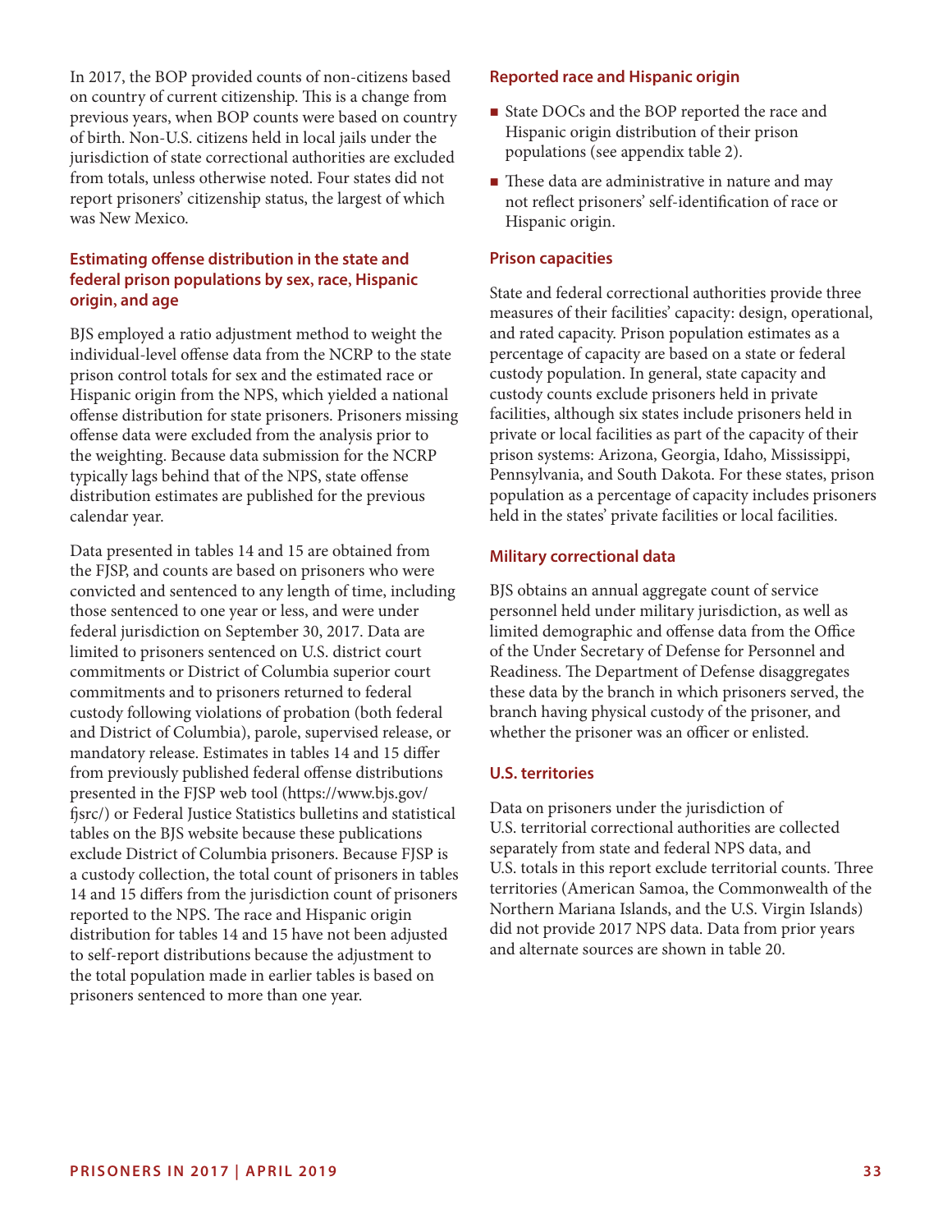In 2017, the BOP provided counts of non-citizens based on country of current citizenship. This is a change from previous years, when BOP counts were based on country of birth. Non-U.S. citizens held in local jails under the jurisdiction of state correctional authorities are excluded from totals, unless otherwise noted. Four states did not report prisoners' citizenship status, the largest of which was New Mexico.

### Estimating offense distribution in the state and federal prison populations by sex, race, Hispanic origin, and age

BJS employed a ratio adjustment method to weight the individual-level offense data from the NCRP to the state prison control totals for sex and the estimated race or Hispanic origin from the NPS, which yielded a national offense distribution for state prisoners. Prisoners missing offense data were excluded from the analysis prior to the weighting. Because data submission for the NCRP typically lags behind that of the NPS, state offense distribution estimates are published for the previous calendar year.

Data presented in tables 14 and 15 are obtained from the FJSP, and counts are based on prisoners who were convicted and sentenced to any length of time, including those sentenced to one year or less, and were under federal jurisdiction on September 30, 2017. Data are limited to prisoners sentenced on U.S. district court commitments or District of Columbia superior court commitments and to prisoners returned to federal custody following violations of probation (both federal and District of Columbia), parole, supervised release, or mandatory release. Estimates in tables 14 and 15 differ from previously published federal offense distributions presented in the FJSP web tool (https://www.bjs.gov/fjsrc/) or Federal Justice Statistics bulletins and statistical tables on the BJS website because these publications exclude District of Columbia prisoners. Because FJSP is a custody collection, the total count of prisoners in tables 14 and 15 differs from the jurisdiction count of prisoners reported to the NPS. The race and Hispanic origin distribution for tables 14 and 15 have not been adjusted to self-report distributions because the adjustment to the total population made in earlier tables is based on prisoners sentenced to more than one year.

### Reported race and Hispanic origin

- State DOCs and the BOP reported the race and Hispanic origin distribution of their prison populations (see appendix table 2).
- These data are administrative in nature and may not reflect prisoners' self-identification of race or Hispanic origin.

### Prison capacities

State and federal correctional authorities provide three measures of their facilities' capacity: design, operational, and rated capacity. Prison population estimates as a percentage of capacity are based on a state or federal custody population. In general, state capacity and custody counts exclude prisoners held in private facilities, although six states include prisoners held in private or local facilities as part of the capacity of their prison systems: Arizona, Georgia, Idaho, Mississippi, Pennsylvania, and South Dakota. For these states, prison population as a percentage of capacity includes prisoners held in the states' private facilities or local facilities.

### Military correctional data

BJS obtains an annual aggregate count of service personnel held under military jurisdiction, as well as limited demographic and offense data from the Office of the Under Secretary of Defense for Personnel and Readiness. The Department of Defense disaggregates these data by the branch in which prisoners served, the branch having physical custody of the prisoner, and whether the prisoner was an officer or enlisted.

### U.S. territories

Data on prisoners under the jurisdiction of U.S. territorial correctional authorities are collected separately from state and federal NPS data, and U.S. totals in this report exclude territorial counts. Three territories (American Samoa, the Commonwealth of the Northern Mariana Islands, and the U.S. Virgin Islands) did not provide 2017 NPS data. Data from prior years and alternate sources are shown in table 20.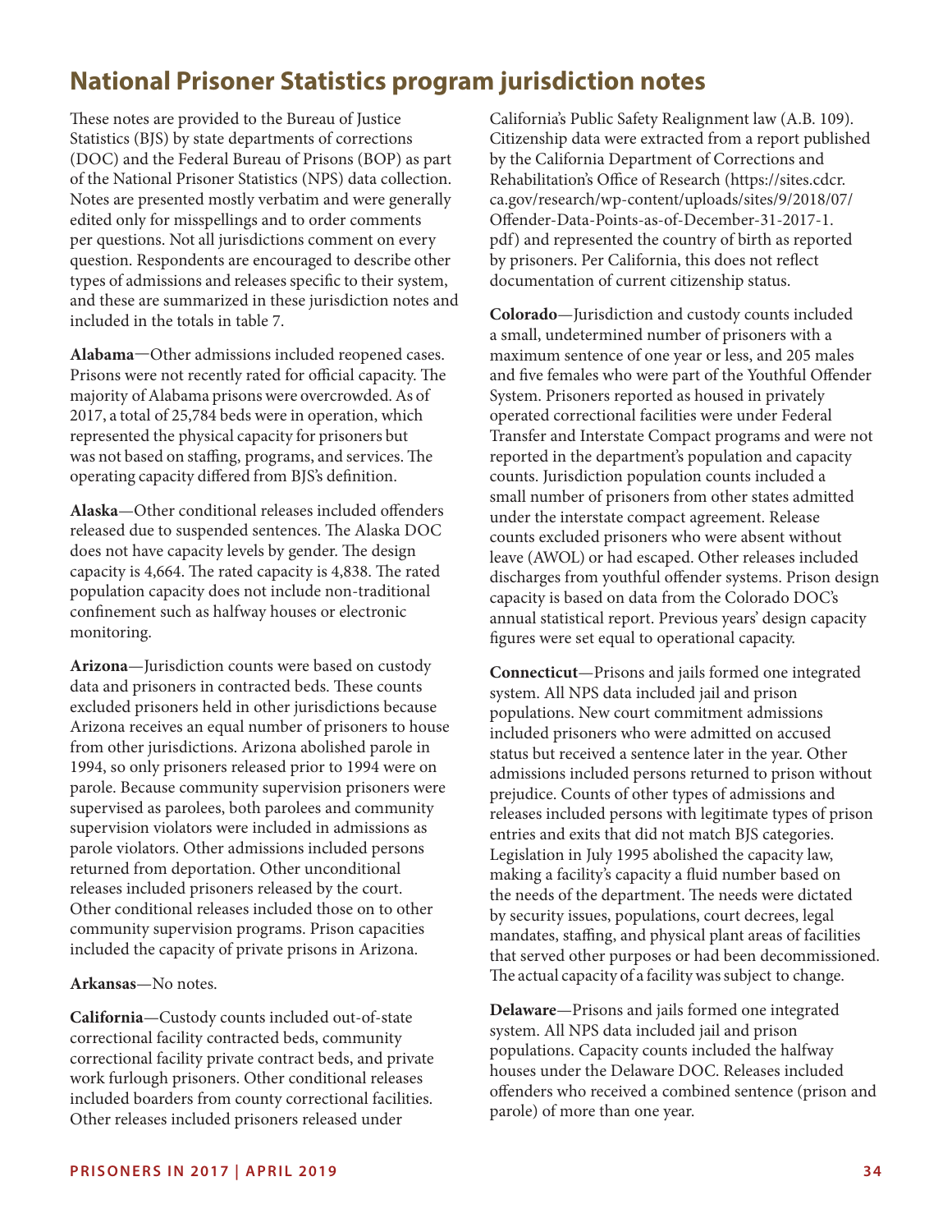## National Prisoner Statistics program jurisdiction notes

These notes are provided to the Bureau of Justice Statistics (BJS) by state departments of corrections (DOC) and the Federal Bureau of Prisons (BOP) as part of the National Prisoner Statistics (NPS) data collection. Notes are presented mostly verbatim and were generally edited only for misspellings and to order comments per questions. Not all jurisdictions comment on every question. Respondents are encouraged to describe other types of admissions and releases specific to their system, and these are summarized in these jurisdiction notes and included in the totals in table 7.

**Alabama**—Other admissions included reopened cases. Prisons were not recently rated for official capacity. The majority of Alabama prisons were overcrowded. As of 2017, a total of 25,784 beds were in operation, which represented the physical capacity for prisoners but was not based on staffing, programs, and services. The operating capacity differed from BJS's definition.

**Alaska**—Other conditional releases included offenders released due to suspended sentences. The Alaska DOC does not have capacity levels by gender. The design capacity is 4,664. The rated capacity is 4,838. The rated population capacity does not include non-traditional confinement such as halfway houses or electronic monitoring.

**Arizona**—Jurisdiction counts were based on custody data and prisoners in contracted beds. These counts excluded prisoners held in other jurisdictions because Arizona receives an equal number of prisoners to house from other jurisdictions. Arizona abolished parole in 1994, so only prisoners released prior to 1994 were on parole. Because community supervision prisoners were supervised as parolees, both parolees and community supervision violators were included in admissions as parole violators. Other admissions included persons returned from deportation. Other unconditional releases included prisoners released by the court. Other conditional releases included those on to other community supervision programs. Prison capacities included the capacity of private prisons in Arizona.

**Arkansas**—No notes.

**California**—Custody counts included out-of-state correctional facility contracted beds, community correctional facility private contract beds, and private work furlough prisoners. Other conditional releases included boarders from county correctional facilities. Other releases included prisoners released under California's Public Safety Realignment law (A.B. 109). Citizenship data were extracted from a report published by the California Department of Corrections and Rehabilitation's Office of Research (https://sites.cdcr.ca.gov/research/wp-content/uploads/sites/9/2018/07/Offender-Data-Points-as-of-December-31-2017-1.pdf) and represented the country of birth as reported by prisoners. Per California, this does not reflect documentation of current citizenship status.

**Colorado**—Jurisdiction and custody counts included a small, undetermined number of prisoners with a maximum sentence of one year or less, and 205 males and five females who were part of the Youthful Offender System. Prisoners reported as housed in privately operated correctional facilities were under Federal Transfer and Interstate Compact programs and were not reported in the department's population and capacity counts. Jurisdiction population counts included a small number of prisoners from other states admitted under the interstate compact agreement. Release counts excluded prisoners who were absent without leave (AWOL) or had escaped. Other releases included discharges from youthful offender systems. Prison design capacity is based on data from the Colorado DOC's annual statistical report. Previous years' design capacity figures were set equal to operational capacity.

**Connecticut**—Prisons and jails formed one integrated system. All NPS data included jail and prison populations. New court commitment admissions included prisoners who were admitted on accused status but received a sentence later in the year. Other admissions included persons returned to prison without prejudice. Counts of other types of admissions and releases included persons with legitimate types of prison entries and exits that did not match BJS categories. Legislation in July 1995 abolished the capacity law, making a facility's capacity a fluid number based on the needs of the department. The needs were dictated by security issues, populations, court decrees, legal mandates, staffing, and physical plant areas of facilities that served other purposes or had been decommissioned. The actual capacity of a facility was subject to change.

**Delaware**—Prisons and jails formed one integrated system. All NPS data included jail and prison populations. Capacity counts included the halfway houses under the Delaware DOC. Releases included offenders who received a combined sentence (prison and parole) of more than one year.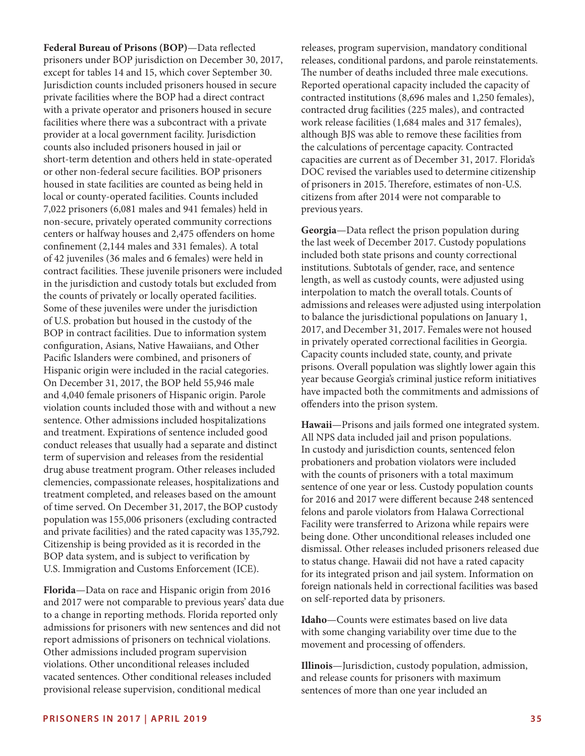**Federal Bureau of Prisons (BOP)**—Data reflected prisoners under BOP jurisdiction on December 30, 2017, except for tables 14 and 15, which cover September 30. Jurisdiction counts included prisoners housed in secure private facilities where the BOP had a direct contract with a private operator and prisoners housed in secure facilities where there was a subcontract with a private provider at a local government facility. Jurisdiction counts also included prisoners housed in jail or short-term detention and others held in state-operated or other non-federal secure facilities. BOP prisoners housed in state facilities are counted as being held in local or county-operated facilities. Counts included 7,022 prisoners (6,081 males and 941 females) held in non-secure, privately operated community corrections centers or halfway houses and 2,475 offenders on home confinement (2,144 males and 331 females). A total of 42 juveniles (36 males and 6 females) were held in contract facilities. These juvenile prisoners were included in the jurisdiction and custody totals but excluded from the counts of privately or locally operated facilities. Some of these juveniles were under the jurisdiction of U.S. probation but housed in the custody of the BOP in contract facilities. Due to information system configuration, Asians, Native Hawaiians, and Other Pacific Islanders were combined, and prisoners of Hispanic origin were included in the racial categories. On December 31, 2017, the BOP held 55,946 male and 4,040 female prisoners of Hispanic origin. Parole violation counts included those with and without a new sentence. Other admissions included hospitalizations and treatment. Expirations of sentence included good conduct releases that usually had a separate and distinct term of supervision and releases from the residential drug abuse treatment program. Other releases included clemencies, compassionate releases, hospitalizations and treatment completed, and releases based on the amount of time served. On December 31, 2017, the BOP custody population was 155,006 prisoners (excluding contracted and private facilities) and the rated capacity was 135,792. Citizenship is being provided as it is recorded in the BOP data system, and is subject to verification by U.S. Immigration and Customs Enforcement (ICE).

**Florida**—Data on race and Hispanic origin from 2016 and 2017 were not comparable to previous years' data due to a change in reporting methods. Florida reported only admissions for prisoners with new sentences and did not report admissions of prisoners on technical violations. Other admissions included program supervision violations. Other unconditional releases included vacated sentences. Other conditional releases included provisional release supervision, conditional medical releases, program supervision, mandatory conditional releases, conditional pardons, and parole reinstatements. The number of deaths included three male executions. Reported operational capacity included the capacity of contracted institutions (8,696 males and 1,250 females), contracted drug facilities (225 males), and contracted work release facilities (1,684 males and 317 females), although BJS was able to remove these facilities from the calculations of percentage capacity. Contracted capacities are current as of December 31, 2017. Florida's DOC revised the variables used to determine citizenship of prisoners in 2015. Therefore, estimates of non-U.S. citizens from after 2014 were not comparable to previous years.

**Georgia**—Data reflect the prison population during the last week of December 2017. Custody populations included both state prisons and county correctional institutions. Subtotals of gender, race, and sentence length, as well as custody counts, were adjusted using interpolation to match the overall totals. Counts of admissions and releases were adjusted using interpolation to balance the jurisdictional populations on January 1, 2017, and December 31, 2017. Females were not housed in privately operated correctional facilities in Georgia. Capacity counts included state, county, and private prisons. Overall population was slightly lower again this year because Georgia's criminal justice reform initiatives have impacted both the commitments and admissions of offenders into the prison system.

**Hawaii**—Prisons and jails formed one integrated system. All NPS data included jail and prison populations. In custody and jurisdiction counts, sentenced felon probationers and probation violators were included with the counts of prisoners with a total maximum sentence of one year or less. Custody population counts for 2016 and 2017 were different because 248 sentenced felons and parole violators from Halawa Correctional Facility were transferred to Arizona while repairs were being done. Other unconditional releases included one dismissal. Other releases included prisoners released due to status change. Hawaii did not have a rated capacity for its integrated prison and jail system. Information on foreign nationals held in correctional facilities was based on self-reported data by prisoners.

**Idaho**—Counts were estimates based on live data with some changing variability over time due to the movement and processing of offenders.

**Illinois**—Jurisdiction, custody population, admission, and release counts for prisoners with maximum sentences of more than one year included an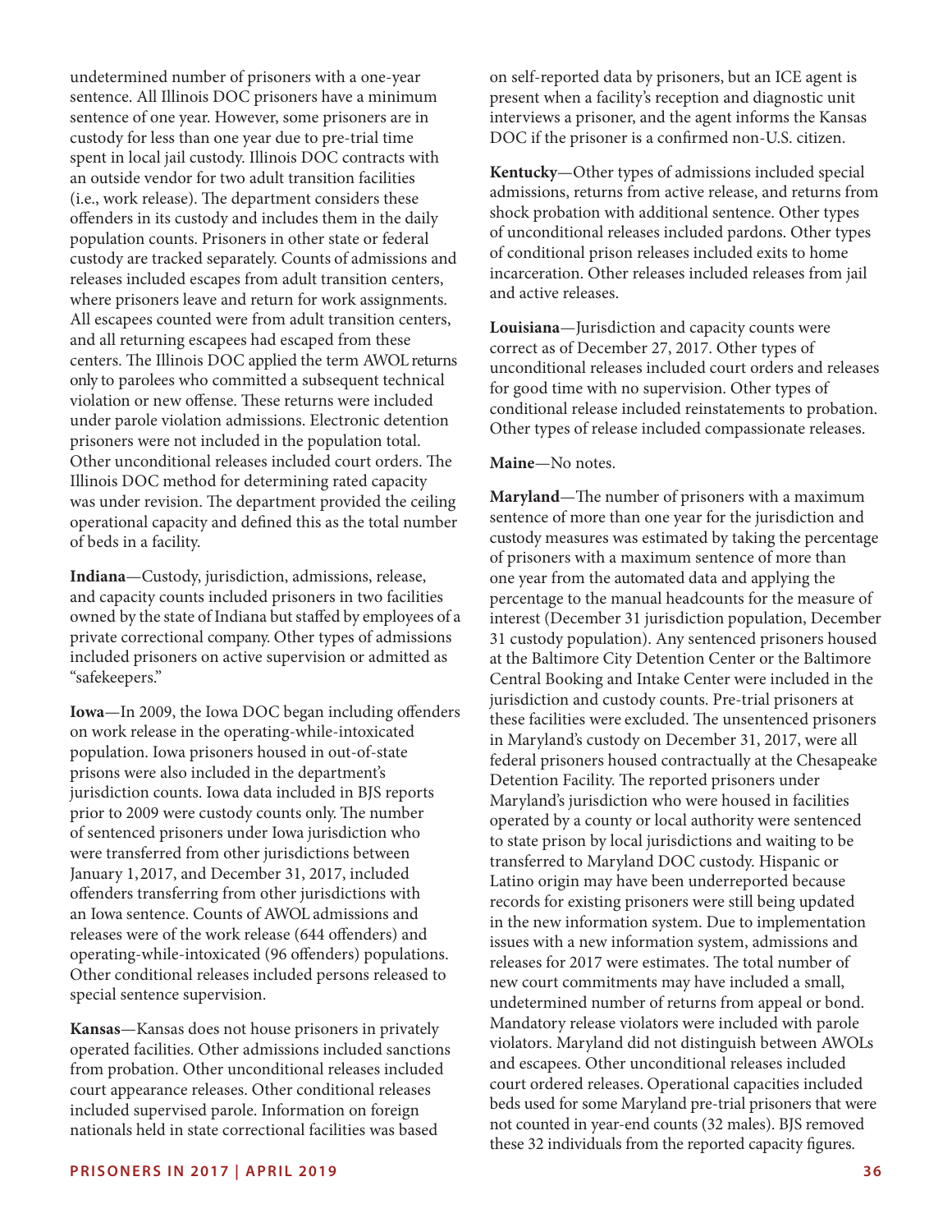undetermined number of prisoners with a one-year sentence. All Illinois DOC prisoners have a minimum sentence of one year. However, some prisoners are in custody for less than one year due to pre-trial time spent in local jail custody. Illinois DOC contracts with an outside vendor for two adult transition facilities (i.e., work release). The department considers these offenders in its custody and includes them in the daily population counts. Prisoners in other state or federal custody are tracked separately. Counts of admissions and releases included escapes from adult transition centers, where prisoners leave and return for work assignments. All escapees counted were from adult transition centers, and all returning escapees had escaped from these centers. The Illinois DOC applied the term AWOL returns only to parolees who committed a subsequent technical violation or new offense. These returns were included under parole violation admissions. Electronic detention prisoners were not included in the population total. Other unconditional releases included court orders. The Illinois DOC method for determining rated capacity was under revision. The department provided the ceiling operational capacity and defined this as the total number of beds in a facility.

**Indiana**—Custody, jurisdiction, admissions, release, and capacity counts included prisoners in two facilities owned by the state of Indiana but staffed by employees of a private correctional company. Other types of admissions included prisoners on active supervision or admitted as "safekeepers."

**Iowa**—In 2009, the Iowa DOC began including offenders on work release in the operating-while-intoxicated population. Iowa prisoners housed in out-of-state prisons were also included in the department's jurisdiction counts. Iowa data included in BJS reports prior to 2009 were custody counts only. The number of sentenced prisoners under Iowa jurisdiction who were transferred from other jurisdictions between January 1, 2017, and December 31, 2017, included offenders transferring from other jurisdictions with an Iowa sentence. Counts of AWOL admissions and releases were of the work release (644 offenders) and operating-while-intoxicated (96 offenders) populations. Other conditional releases included persons released to special sentence supervision.

**Kansas**—Kansas does not house prisoners in privately operated facilities. Other admissions included sanctions from probation. Other unconditional releases included court appearance releases. Other conditional releases included supervised parole. Information on foreign nationals held in state correctional facilities was based on self-reported data by prisoners, but an ICE agent is present when a facility's reception and diagnostic unit interviews a prisoner, and the agent informs the Kansas DOC if the prisoner is a confirmed non-U.S. citizen.

**Kentucky**—Other types of admissions included special admissions, returns from active release, and returns from shock probation with additional sentence. Other types of unconditional releases included pardons. Other types of conditional prison releases included exits to home incarceration. Other releases included releases from jail and active releases.

**Louisiana**—Jurisdiction and capacity counts were correct as of December 27, 2017. Other types of unconditional releases included court orders and releases for good time with no supervision. Other types of conditional release included reinstatements to probation. Other types of release included compassionate releases.

**Maine**—No notes.

**Maryland**—The number of prisoners with a maximum sentence of more than one year for the jurisdiction and custody measures was estimated by taking the percentage of prisoners with a maximum sentence of more than one year from the automated data and applying the percentage to the manual headcounts for the measure of interest (December 31 jurisdiction population, December 31 custody population). Any sentenced prisoners housed at the Baltimore City Detention Center or the Baltimore Central Booking and Intake Center were included in the jurisdiction and custody counts. Pre-trial prisoners at these facilities were excluded. The unsentenced prisoners in Maryland's custody on December 31, 2017, were all federal prisoners housed contractually at the Chesapeake Detention Facility. The reported prisoners under Maryland's jurisdiction who were housed in facilities operated by a county or local authority were sentenced to state prison by local jurisdictions and waiting to be transferred to Maryland DOC custody. Hispanic or Latino origin may have been underreported because records for existing prisoners were still being updated in the new information system. Due to implementation issues with a new information system, admissions and releases for 2017 were estimates. The total number of new court commitments may have included a small, undetermined number of returns from appeal or bond. Mandatory release violators were included with parole violators. Maryland did not distinguish between AWOLs and escapees. Other unconditional releases included court ordered releases. Operational capacities included beds used for some Maryland pre-trial prisoners that were not counted in year-end counts (32 males). BJS removed these 32 individuals from the reported capacity figures.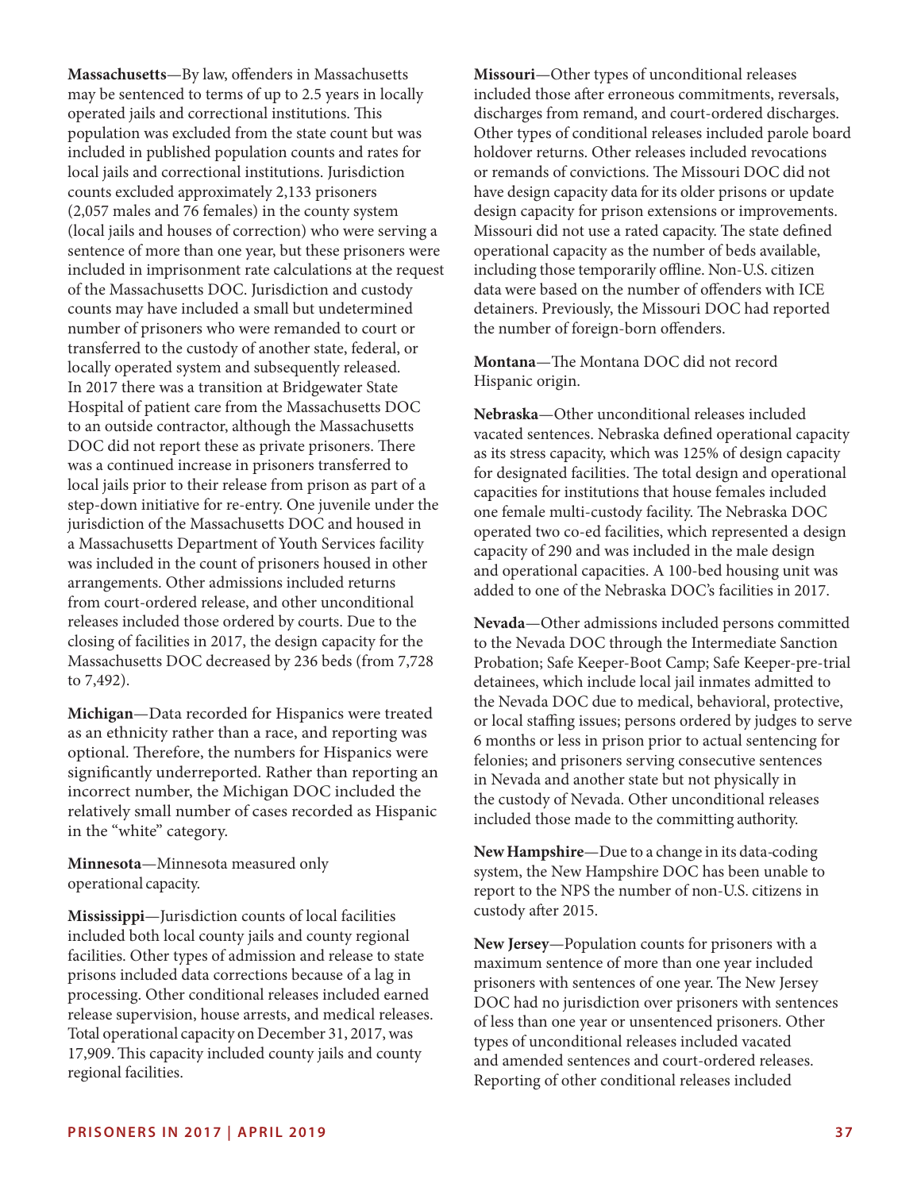**Massachusetts**—By law, offenders in Massachusetts may be sentenced to terms of up to 2.5 years in locally operated jails and correctional institutions. This population was excluded from the state count but was included in published population counts and rates for local jails and correctional institutions. Jurisdiction counts excluded approximately 2,133 prisoners (2,057 males and 76 females) in the county system (local jails and houses of correction) who were serving a sentence of more than one year, but these prisoners were included in imprisonment rate calculations at the request of the Massachusetts DOC. Jurisdiction and custody counts may have included a small but undetermined number of prisoners who were remanded to court or transferred to the custody of another state, federal, or locally operated system and subsequently released. In 2017 there was a transition at Bridgewater State Hospital of patient care from the Massachusetts DOC to an outside contractor, although the Massachusetts DOC did not report these as private prisoners. There was a continued increase in prisoners transferred to local jails prior to their release from prison as part of a step-down initiative for re-entry. One juvenile under the jurisdiction of the Massachusetts DOC and housed in a Massachusetts Department of Youth Services facility was included in the count of prisoners housed in other arrangements. Other admissions included returns from court-ordered release, and other unconditional releases included those ordered by courts. Due to the closing of facilities in 2017, the design capacity for the Massachusetts DOC decreased by 236 beds (from 7,728 to 7,492).

**Michigan**—Data recorded for Hispanics were treated as an ethnicity rather than a race, and reporting was optional. Therefore, the numbers for Hispanics were significantly underreported. Rather than reporting an incorrect number, the Michigan DOC included the relatively small number of cases recorded as Hispanic in the "white" category.

**Minnesota**—Minnesota measured only operational capacity.

**Mississippi**—Jurisdiction counts of local facilities included both local county jails and county regional facilities. Other types of admission and release to state prisons included data corrections because of a lag in processing. Other conditional releases included earned release supervision, house arrests, and medical releases. Total operational capacity on December 31, 2017, was 17,909. This capacity included county jails and county regional facilities.

**Missouri**—Other types of unconditional releases included those after erroneous commitments, reversals, discharges from remand, and court-ordered discharges. Other types of conditional releases included parole board holdover returns. Other releases included revocations or remands of convictions. The Missouri DOC did not have design capacity data for its older prisons or update design capacity for prison extensions or improvements. Missouri did not use a rated capacity. The state defined operational capacity as the number of beds available, including those temporarily offline. Non-U.S. citizen data were based on the number of offenders with ICE detainers. Previously, the Missouri DOC had reported the number of foreign-born offenders.

**Montana**—The Montana DOC did not record Hispanic origin.

**Nebraska**—Other unconditional releases included vacated sentences. Nebraska defined operational capacity as its stress capacity, which was 125% of design capacity for designated facilities. The total design and operational capacities for institutions that house females included one female multi-custody facility. The Nebraska DOC operated two co-ed facilities, which represented a design capacity of 290 and was included in the male design and operational capacities. A 100-bed housing unit was added to one of the Nebraska DOC's facilities in 2017.

**Nevada**—Other admissions included persons committed to the Nevada DOC through the Intermediate Sanction Probation; Safe Keeper-Boot Camp; Safe Keeper-pre-trial detainees, which include local jail inmates admitted to the Nevada DOC due to medical, behavioral, protective, or local staffing issues; persons ordered by judges to serve 6 months or less in prison prior to actual sentencing for felonies; and prisoners serving consecutive sentences in Nevada and another state but not physically in the custody of Nevada. Other unconditional releases included those made to the committing authority.

**New Hampshire**—Due to a change in its data-coding system, the New Hampshire DOC has been unable to report to the NPS the number of non-U.S. citizens in custody after 2015.

**New Jersey**—Population counts for prisoners with a maximum sentence of more than one year included prisoners with sentences of one year. The New Jersey DOC had no jurisdiction over prisoners with sentences of less than one year or unsentenced prisoners. Other types of unconditional releases included vacated and amended sentences and court-ordered releases. Reporting of other conditional releases included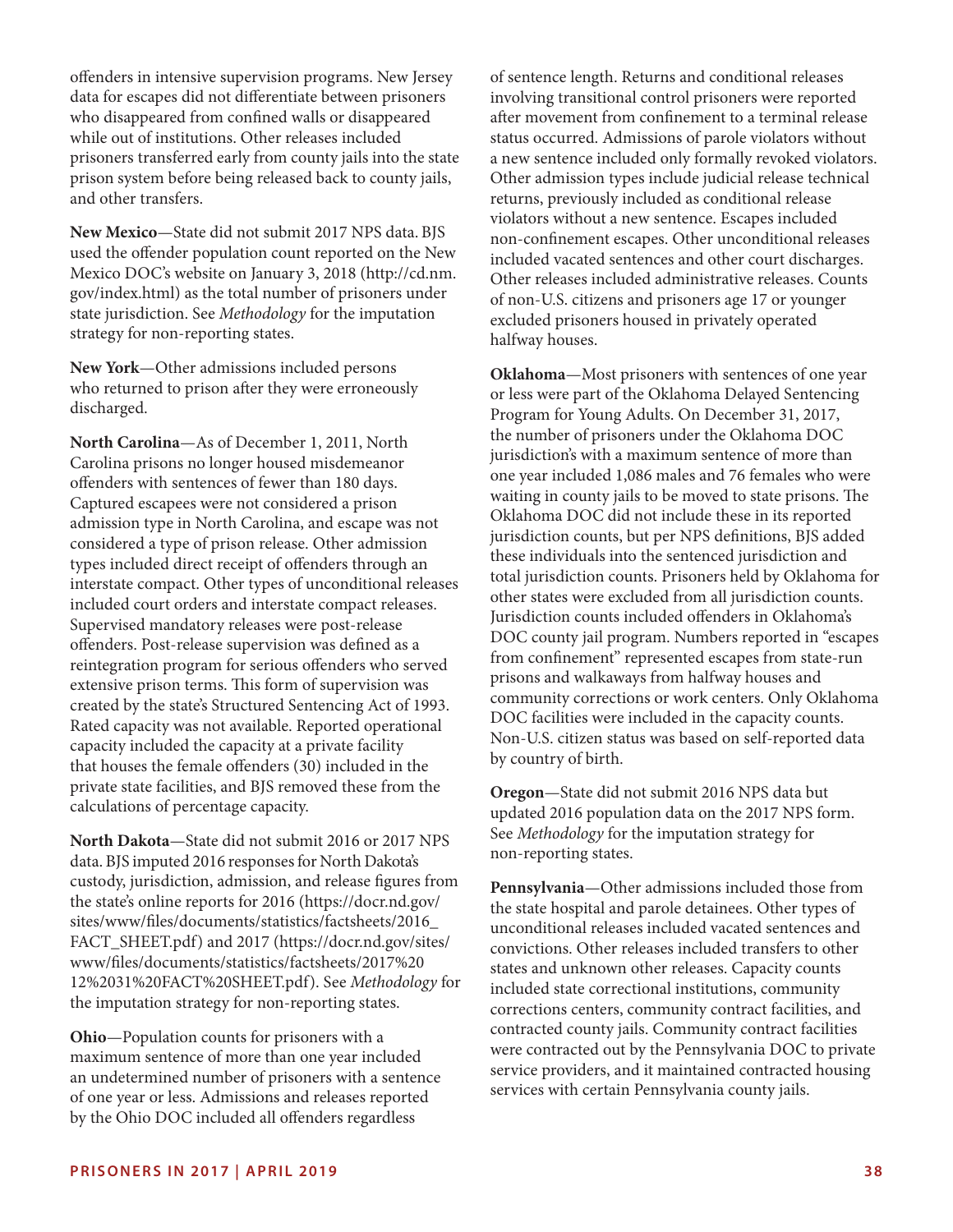offenders in intensive supervision programs. New Jersey data for escapes did not differentiate between prisoners who disappeared from confined walls or disappeared while out of institutions. Other releases included prisoners transferred early from county jails into the state prison system before being released back to county jails, and other transfers.

**New Mexico**—State did not submit 2017 NPS data. BJS used the offender population count reported on the New Mexico DOC's website on January 3, 2018 (http://cd.nm.gov/index.html) as the total number of prisoners under state jurisdiction. See *Methodology* for the imputation strategy for non-reporting states.

**New York**—Other admissions included persons who returned to prison after they were erroneously discharged.

**North Carolina**—As of December 1, 2011, North Carolina prisons no longer housed misdemeanor offenders with sentences of fewer than 180 days. Captured escapees were not considered a prison admission type in North Carolina, and escape was not considered a type of prison release. Other admission types included direct receipt of offenders through an interstate compact. Other types of unconditional releases included court orders and interstate compact releases. Supervised mandatory releases were post-release offenders. Post-release supervision was defined as a reintegration program for serious offenders who served extensive prison terms. This form of supervision was created by the state's Structured Sentencing Act of 1993. Rated capacity was not available. Reported operational capacity included the capacity at a private facility that houses the female offenders (30) included in the private state facilities, and BJS removed these from the calculations of percentage capacity.

**North Dakota**—State did not submit 2016 or 2017 NPS data. BJS imputed 2016 responses for North Dakota's custody, jurisdiction, admission, and release figures from the state's online reports for 2016 (https://docr.nd.gov/sites/www/files/documents/statistics/factsheets/2016_FACT_SHEET.pdf) and 2017 (https://docr.nd.gov/sites/www/files/documents/statistics/factsheets/2017%2012%2031%20FACT%20SHEET.pdf). See *Methodology* for the imputation strategy for non-reporting states.

**Ohio**—Population counts for prisoners with a maximum sentence of more than one year included an undetermined number of prisoners with a sentence of one year or less. Admissions and releases reported by the Ohio DOC included all offenders regardless of sentence length. Returns and conditional releases involving transitional control prisoners were reported after movement from confinement to a terminal release status occurred. Admissions of parole violators without a new sentence included only formally revoked violators. Other admission types include judicial release technical returns, previously included as conditional release violators without a new sentence. Escapes included non-confinement escapes. Other unconditional releases included vacated sentences and other court discharges. Other releases included administrative releases. Counts of non-U.S. citizens and prisoners age 17 or younger excluded prisoners housed in privately operated halfway houses.

**Oklahoma**—Most prisoners with sentences of one year or less were part of the Oklahoma Delayed Sentencing Program for Young Adults. On December 31, 2017, the number of prisoners under the Oklahoma DOC jurisdiction's with a maximum sentence of more than one year included 1,086 males and 76 females who were waiting in county jails to be moved to state prisons. The Oklahoma DOC did not include these in its reported jurisdiction counts, but per NPS definitions, BJS added these individuals into the sentenced jurisdiction and total jurisdiction counts. Prisoners held by Oklahoma for other states were excluded from all jurisdiction counts. Jurisdiction counts included offenders in Oklahoma's DOC county jail program. Numbers reported in "escapes from confinement" represented escapes from state-run prisons and walkaways from halfway houses and community corrections or work centers. Only Oklahoma DOC facilities were included in the capacity counts. Non-U.S. citizen status was based on self-reported data by country of birth.

**Oregon**—State did not submit 2016 NPS data but updated 2016 population data on the 2017 NPS form. See *Methodology* for the imputation strategy for non-reporting states.

**Pennsylvania**—Other admissions included those from the state hospital and parole detainees. Other types of unconditional releases included vacated sentences and convictions. Other releases included transfers to other states and unknown other releases. Capacity counts included state correctional institutions, community corrections centers, community contract facilities, and contracted county jails. Community contract facilities were contracted out by the Pennsylvania DOC to private service providers, and it maintained contracted housing services with certain Pennsylvania county jails.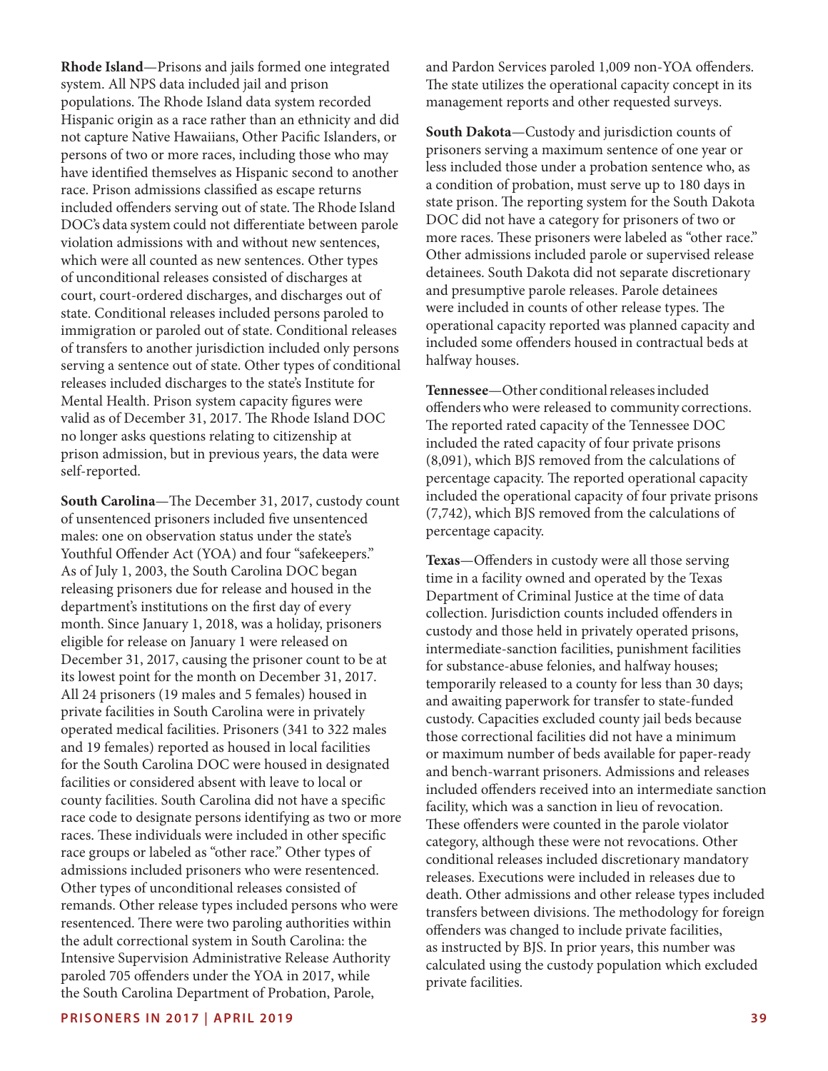**Rhode Island**—Prisons and jails formed one integrated system. All NPS data included jail and prison populations. The Rhode Island data system recorded Hispanic origin as a race rather than an ethnicity and did not capture Native Hawaiians, Other Pacific Islanders, or persons of two or more races, including those who may have identified themselves as Hispanic second to another race. Prison admissions classified as escape returns included offenders serving out of state. The Rhode Island DOC's data system could not differentiate between parole violation admissions with and without new sentences, which were all counted as new sentences. Other types of unconditional releases consisted of discharges at court, court-ordered discharges, and discharges out of state. Conditional releases included persons paroled to immigration or paroled out of state. Conditional releases of transfers to another jurisdiction included only persons serving a sentence out of state. Other types of conditional releases included discharges to the state's Institute for Mental Health. Prison system capacity figures were valid as of December 31, 2017. The Rhode Island DOC no longer asks questions relating to citizenship at prison admission, but in previous years, the data were self-reported.

**South Carolina**—The December 31, 2017, custody count of unsentenced prisoners included five unsentenced males: one on observation status under the state's Youthful Offender Act (YOA) and four "safekeepers." As of July 1, 2003, the South Carolina DOC began releasing prisoners due for release and housed in the department's institutions on the first day of every month. Since January 1, 2018, was a holiday, prisoners eligible for release on January 1 were released on December 31, 2017, causing the prisoner count to be at its lowest point for the month on December 31, 2017. All 24 prisoners (19 males and 5 females) housed in private facilities in South Carolina were in privately operated medical facilities. Prisoners (341 to 322 males and 19 females) reported as housed in local facilities for the South Carolina DOC were housed in designated facilities or considered absent with leave to local or county facilities. South Carolina did not have a specific race code to designate persons identifying as two or more races. These individuals were included in other specific race groups or labeled as "other race." Other types of admissions included prisoners who were resentenced. Other types of unconditional releases consisted of remands. Other release types included persons who were resentenced. There were two paroling authorities within the adult correctional system in South Carolina: the Intensive Supervision Administrative Release Authority paroled 705 offenders under the YOA in 2017, while the South Carolina Department of Probation, Parole, and Pardon Services paroled 1,009 non-YOA offenders. The state utilizes the operational capacity concept in its management reports and other requested surveys.

**South Dakota**—Custody and jurisdiction counts of prisoners serving a maximum sentence of one year or less included those under a probation sentence who, as a condition of probation, must serve up to 180 days in state prison. The reporting system for the South Dakota DOC did not have a category for prisoners of two or more races. These prisoners were labeled as "other race." Other admissions included parole or supervised release detainees. South Dakota did not separate discretionary and presumptive parole releases. Parole detainees were included in counts of other release types. The operational capacity reported was planned capacity and included some offenders housed in contractual beds at halfway houses.

**Tennessee**—Other conditional releases included offenders who were released to community corrections. The reported rated capacity of the Tennessee DOC included the rated capacity of four private prisons (8,091), which BJS removed from the calculations of percentage capacity. The reported operational capacity included the operational capacity of four private prisons (7,742), which BJS removed from the calculations of percentage capacity.

**Texas**—Offenders in custody were all those serving time in a facility owned and operated by the Texas Department of Criminal Justice at the time of data collection. Jurisdiction counts included offenders in custody and those held in privately operated prisons, intermediate-sanction facilities, punishment facilities for substance-abuse felonies, and halfway houses; temporarily released to a county for less than 30 days; and awaiting paperwork for transfer to state-funded custody. Capacities excluded county jail beds because those correctional facilities did not have a minimum or maximum number of beds available for paper-ready and bench-warrant prisoners. Admissions and releases included offenders received into an intermediate sanction facility, which was a sanction in lieu of revocation. These offenders were counted in the parole violator category, although these were not revocations. Other conditional releases included discretionary mandatory releases. Executions were included in releases due to death. Other admissions and other release types included transfers between divisions. The methodology for foreign offenders was changed to include private facilities, as instructed by BJS. In prior years, this number was calculated using the custody population which excluded private facilities.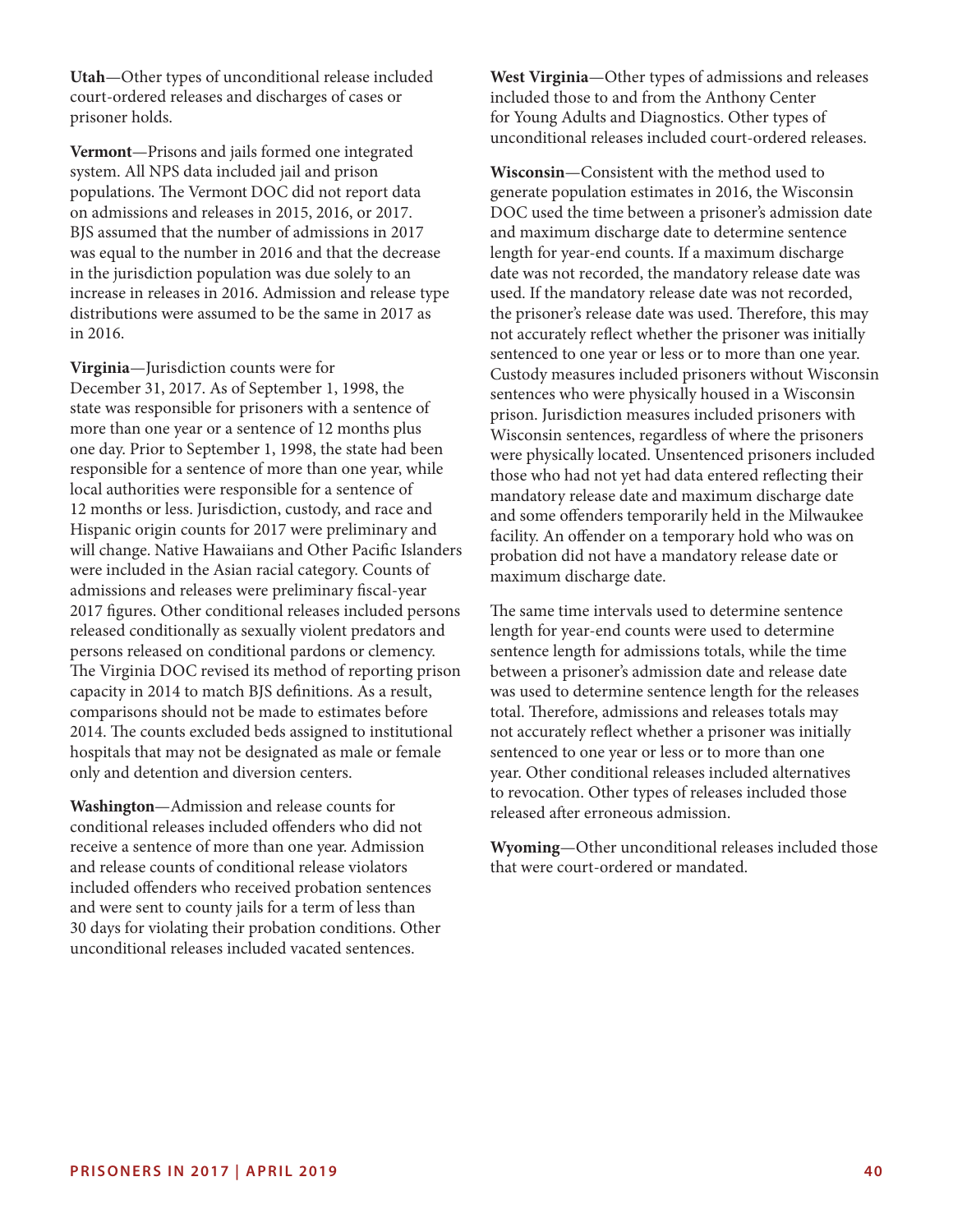**Utah**—Other types of unconditional release included court-ordered releases and discharges of cases or prisoner holds.

**Vermont**—Prisons and jails formed one integrated system. All NPS data included jail and prison populations. The Vermont DOC did not report data on admissions and releases in 2015, 2016, or 2017. BJS assumed that the number of admissions in 2017 was equal to the number in 2016 and that the decrease in the jurisdiction population was due solely to an increase in releases in 2016. Admission and release type distributions were assumed to be the same in 2017 as in 2016.

**Virginia**—Jurisdiction counts were for December 31, 2017. As of September 1, 1998, the state was responsible for prisoners with a sentence of more than one year or a sentence of 12 months plus one day. Prior to September 1, 1998, the state had been responsible for a sentence of more than one year, while local authorities were responsible for a sentence of 12 months or less. Jurisdiction, custody, and race and Hispanic origin counts for 2017 were preliminary and will change. Native Hawaiians and Other Pacific Islanders were included in the Asian racial category. Counts of admissions and releases were preliminary fiscal-year 2017 figures. Other conditional releases included persons released conditionally as sexually violent predators and persons released on conditional pardons or clemency. The Virginia DOC revised its method of reporting prison capacity in 2014 to match BJS definitions. As a result, comparisons should not be made to estimates before 2014. The counts excluded beds assigned to institutional hospitals that may not be designated as male or female only and detention and diversion centers.

**Washington**—Admission and release counts for conditional releases included offenders who did not receive a sentence of more than one year. Admission and release counts of conditional release violators included offenders who received probation sentences and were sent to county jails for a term of less than 30 days for violating their probation conditions. Other unconditional releases included vacated sentences.

**West Virginia**—Other types of admissions and releases included those to and from the Anthony Center for Young Adults and Diagnostics. Other types of unconditional releases included court-ordered releases.

**Wisconsin**—Consistent with the method used to generate population estimates in 2016, the Wisconsin DOC used the time between a prisoner's admission date and maximum discharge date to determine sentence length for year-end counts. If a maximum discharge date was not recorded, the mandatory release date was used. If the mandatory release date was not recorded, the prisoner's release date was used. Therefore, this may not accurately reflect whether the prisoner was initially sentenced to one year or less or to more than one year. Custody measures included prisoners without Wisconsin sentences who were physically housed in a Wisconsin prison. Jurisdiction measures included prisoners with Wisconsin sentences, regardless of where the prisoners were physically located. Unsentenced prisoners included those who had not yet had data entered reflecting their mandatory release date and maximum discharge date and some offenders temporarily held in the Milwaukee facility. An offender on a temporary hold who was on probation did not have a mandatory release date or maximum discharge date.

The same time intervals used to determine sentence length for year-end counts were used to determine sentence length for admissions totals, while the time between a prisoner's admission date and release date was used to determine sentence length for the releases total. Therefore, admissions and releases totals may not accurately reflect whether a prisoner was initially sentenced to one year or less or to more than one year. Other conditional releases included alternatives to revocation. Other types of releases included those released after erroneous admission.

**Wyoming**—Other unconditional releases included those that were court-ordered or mandated.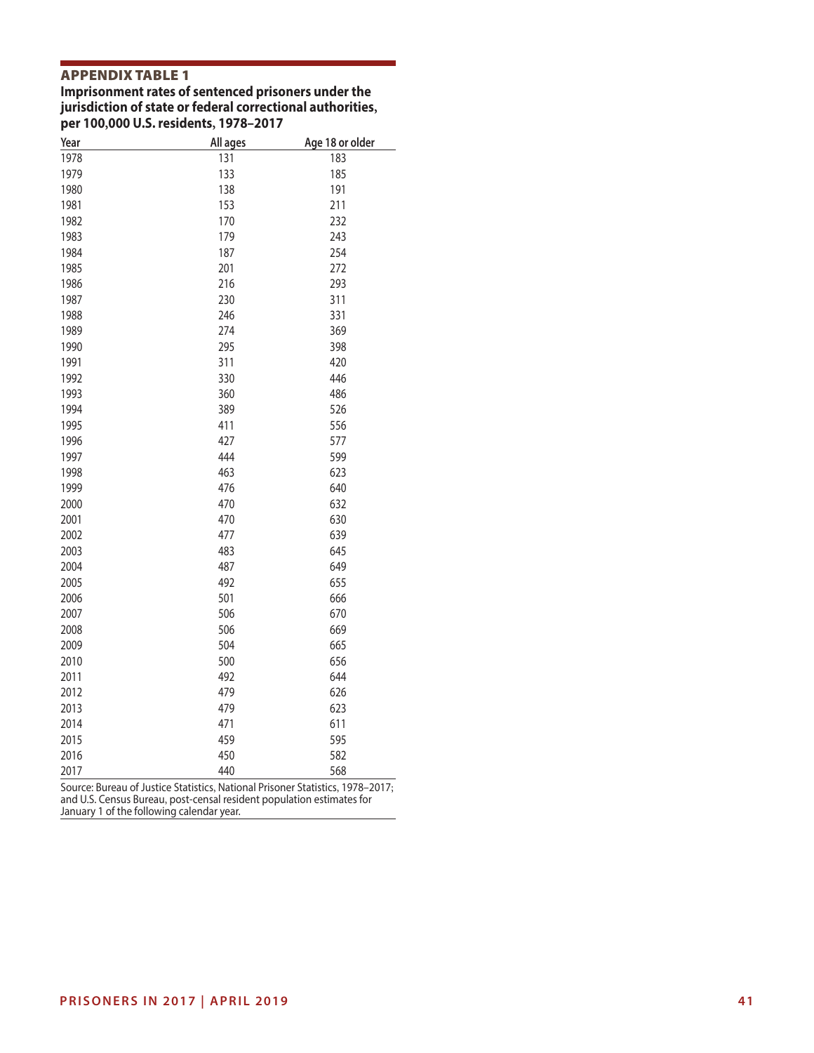## APPENDIX TABLE 1

**Imprisonment rates of sentenced prisoners under the jurisdiction of state or federal correctional authorities, per 100,000 U.S. residents, 1978–2017**

| Year | All ages | Age 18 or older |
|---|---|---|
| 1978 | 131 | 183 |
| 1979 | 133 | 185 |
| 1980 | 138 | 191 |
| 1981 | 153 | 211 |
| 1982 | 170 | 232 |
| 1983 | 179 | 243 |
| 1984 | 187 | 254 |
| 1985 | 201 | 272 |
| 1986 | 216 | 293 |
| 1987 | 230 | 311 |
| 1988 | 246 | 331 |
| 1989 | 274 | 369 |
| 1990 | 295 | 398 |
| 1991 | 311 | 420 |
| 1992 | 330 | 446 |
| 1993 | 360 | 486 |
| 1994 | 389 | 526 |
| 1995 | 411 | 556 |
| 1996 | 427 | 577 |
| 1997 | 444 | 599 |
| 1998 | 463 | 623 |
| 1999 | 476 | 640 |
| 2000 | 470 | 632 |
| 2001 | 470 | 630 |
| 2002 | 477 | 639 |
| 2003 | 483 | 645 |
| 2004 | 487 | 649 |
| 2005 | 492 | 655 |
| 2006 | 501 | 666 |
| 2007 | 506 | 670 |
| 2008 | 506 | 669 |
| 2009 | 504 | 665 |
| 2010 | 500 | 656 |
| 2011 | 492 | 644 |
| 2012 | 479 | 626 |
| 2013 | 479 | 623 |
| 2014 | 471 | 611 |
| 2015 | 459 | 595 |
| 2016 | 450 | 582 |
| 2017 | 440 | 568 |

Source: Bureau of Justice Statistics, National Prisoner Statistics, 1978–2017; and U.S. Census Bureau, post-censal resident population estimates for January 1 of the following calendar year.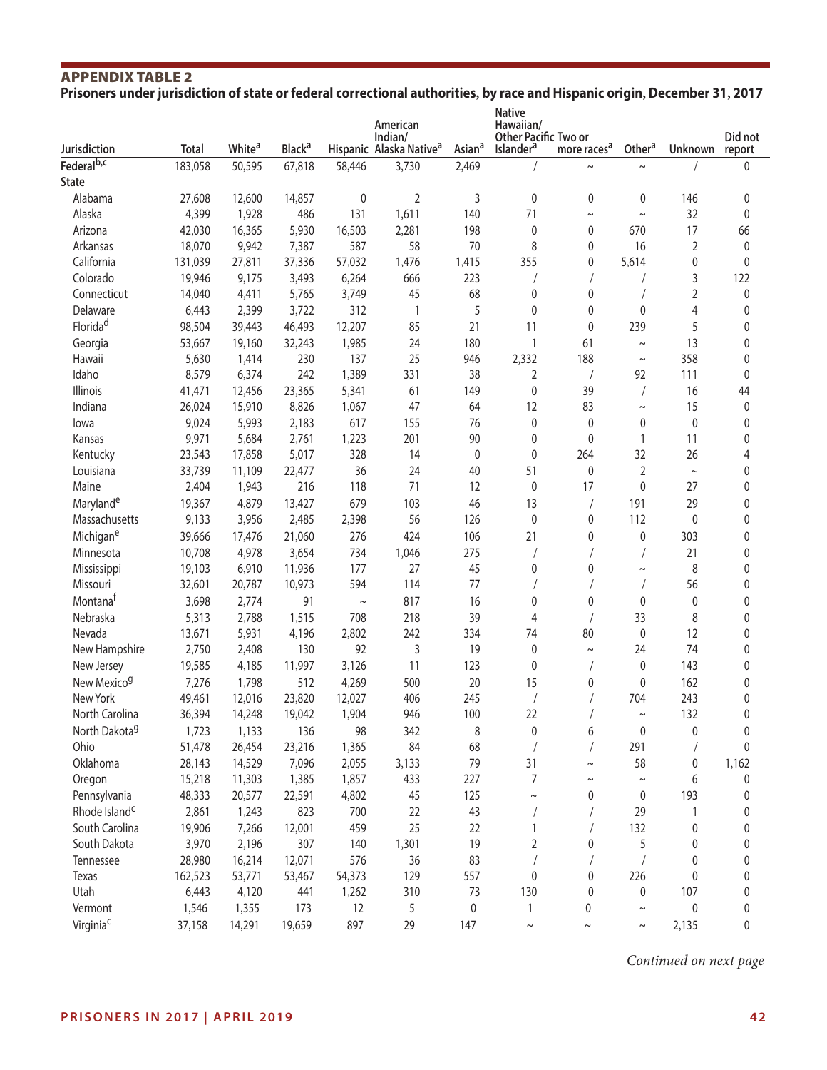## APPENDIX TABLE 2

**Prisoners under jurisdiction of state or federal correctional authorities, by race and Hispanic origin, December 31, 2017**

| Jurisdiction | Total | White[a] | Black[a] | Hispanic | American Indian/ Alaska Native[a] | Asian[a] | Native Hawaiian/ Other Pacific Islander[a] | Two or more races[a] | Other[a] | Unknown | Did not report |
|---|---|---|---|---|---|---|---|---|---|---|---|
| Federal[b,c] | 183,058 | 50,595 | 67,818 | 58,446 | 3,730 | 2,469 | / | ~ | ~ | / | 0 |
| **State** | | | | | | | | | | | |
| Alabama | 27,608 | 12,600 | 14,857 | 0 | 2 | 3 | 0 | 0 | 0 | 146 | 0 |
| Alaska | 4,399 | 1,928 | 486 | 131 | 1,611 | 140 | 71 | ~ | ~ | 32 | 0 |
| Arizona | 42,030 | 16,365 | 5,930 | 16,503 | 2,281 | 198 | 0 | 0 | 670 | 17 | 66 |
| Arkansas | 18,070 | 9,942 | 7,387 | 587 | 58 | 70 | 8 | 0 | 16 | 2 | 0 |
| California | 131,039 | 27,811 | 37,336 | 57,032 | 1,476 | 1,415 | 355 | 0 | 5,614 | 0 | 0 |
| Colorado | 19,946 | 9,175 | 3,493 | 6,264 | 666 | 223 | / | / | / | 3 | 122 |
| Connecticut | 14,040 | 4,411 | 5,765 | 3,749 | 45 | 68 | 0 | 0 | / | 2 | 0 |
| Delaware | 6,443 | 2,399 | 3,722 | 312 | 1 | 5 | 0 | 0 | 0 | 4 | 0 |
| Florida[d] | 98,504 | 39,443 | 46,493 | 12,207 | 85 | 21 | 11 | 0 | 239 | 5 | 0 |
| Georgia | 53,667 | 19,160 | 32,243 | 1,985 | 24 | 180 | 1 | 61 | ~ | 13 | 0 |
| Hawaii | 5,630 | 1,414 | 230 | 137 | 25 | 946 | 2,332 | 188 | ~ | 358 | 0 |
| Idaho | 8,579 | 6,374 | 242 | 1,389 | 331 | 38 | 2 | / | 92 | 111 | 0 |
| Illinois | 41,471 | 12,456 | 23,365 | 5,341 | 61 | 149 | 0 | 39 | / | 16 | 44 |
| Indiana | 26,024 | 15,910 | 8,826 | 1,067 | 47 | 64 | 12 | 83 | ~ | 15 | 0 |
| Iowa | 9,024 | 5,993 | 2,183 | 617 | 155 | 76 | 0 | 0 | 0 | 0 | 0 |
| Kansas | 9,971 | 5,684 | 2,761 | 1,223 | 201 | 90 | 0 | 0 | 1 | 11 | 0 |
| Kentucky | 23,543 | 17,858 | 5,017 | 328 | 14 | 0 | 0 | 264 | 32 | 26 | 4 |
| Louisiana | 33,739 | 11,109 | 22,477 | 36 | 24 | 40 | 51 | 0 | 2 | ~ | 0 |
| Maine | 2,404 | 1,943 | 216 | 118 | 71 | 12 | 0 | 17 | 0 | 27 | 0 |
| Maryland[e] | 19,367 | 4,879 | 13,427 | 679 | 103 | 46 | 13 | / | 191 | 29 | 0 |
| Massachusetts | 9,133 | 3,956 | 2,485 | 2,398 | 56 | 126 | 0 | 0 | 112 | 0 | 0 |
| Michigan[e] | 39,666 | 17,476 | 21,060 | 276 | 424 | 106 | 21 | 0 | 0 | 303 | 0 |
| Minnesota | 10,708 | 4,978 | 3,654 | 734 | 1,046 | 275 | / | / | / | 21 | 0 |
| Mississippi | 19,103 | 6,910 | 11,936 | 177 | 27 | 45 | 0 | 0 | ~ | 8 | 0 |
| Missouri | 32,601 | 20,787 | 10,973 | 594 | 114 | 77 | / | / | / | 56 | 0 |
| Montana[f] | 3,698 | 2,774 | 91 | ~ | 817 | 16 | 0 | 0 | 0 | 0 | 0 |
| Nebraska | 5,313 | 2,788 | 1,515 | 708 | 218 | 39 | 4 | / | 33 | 8 | 0 |
| Nevada | 13,671 | 5,931 | 4,196 | 2,802 | 242 | 334 | 74 | 80 | 0 | 12 | 0 |
| New Hampshire | 2,750 | 2,408 | 130 | 92 | 3 | 19 | 0 | ~ | 24 | 74 | 0 |
| New Jersey | 19,585 | 4,185 | 11,997 | 3,126 | 11 | 123 | 0 | / | 0 | 143 | 0 |
| New Mexico[g] | 7,276 | 1,798 | 512 | 4,269 | 500 | 20 | 15 | 0 | 0 | 162 | 0 |
| New York | 49,461 | 12,016 | 23,820 | 12,027 | 406 | 245 | / | / | 704 | 243 | 0 |
| North Carolina | 36,394 | 14,248 | 19,042 | 1,904 | 946 | 100 | 22 | / | ~ | 132 | 0 |
| North Dakota[g] | 1,723 | 1,133 | 136 | 98 | 342 | 8 | 0 | 6 | 0 | 0 | 0 |
| Ohio | 51,478 | 26,454 | 23,216 | 1,365 | 84 | 68 | / | / | 291 | / | 0 |
| Oklahoma | 28,143 | 14,529 | 7,096 | 2,055 | 3,133 | 79 | 31 | ~ | 58 | 0 | 1,162 |
| Oregon | 15,218 | 11,303 | 1,385 | 1,857 | 433 | 227 | 7 | ~ | ~ | 6 | 0 |
| Pennsylvania | 48,333 | 20,577 | 22,591 | 4,802 | 45 | 125 | ~ | 0 | 0 | 193 | 0 |
| Rhode Island[c] | 2,861 | 1,243 | 823 | 700 | 22 | 43 | / | / | 29 | 1 | 0 |
| South Carolina | 19,906 | 7,266 | 12,001 | 459 | 25 | 22 | 1 | / | 132 | 0 | 0 |
| South Dakota | 3,970 | 2,196 | 307 | 140 | 1,301 | 19 | 2 | 0 | 5 | 0 | 0 |
| Tennessee | 28,980 | 16,214 | 12,071 | 576 | 36 | 83 | / | / | / | 0 | 0 |
| Texas | 162,523 | 53,771 | 53,467 | 54,373 | 129 | 557 | 0 | 0 | 226 | 0 | 0 |
| Utah | 6,443 | 4,120 | 441 | 1,262 | 310 | 73 | 130 | 0 | 0 | 107 | 0 |
| Vermont | 1,546 | 1,355 | 173 | 12 | 5 | 0 | 1 | 0 | ~ | 0 | 0 |
| Virginia[c] | 37,158 | 14,291 | 19,659 | 897 | 29 | 147 | ~ | ~ | ~ | 2,135 | 0 |

*Continued on next page*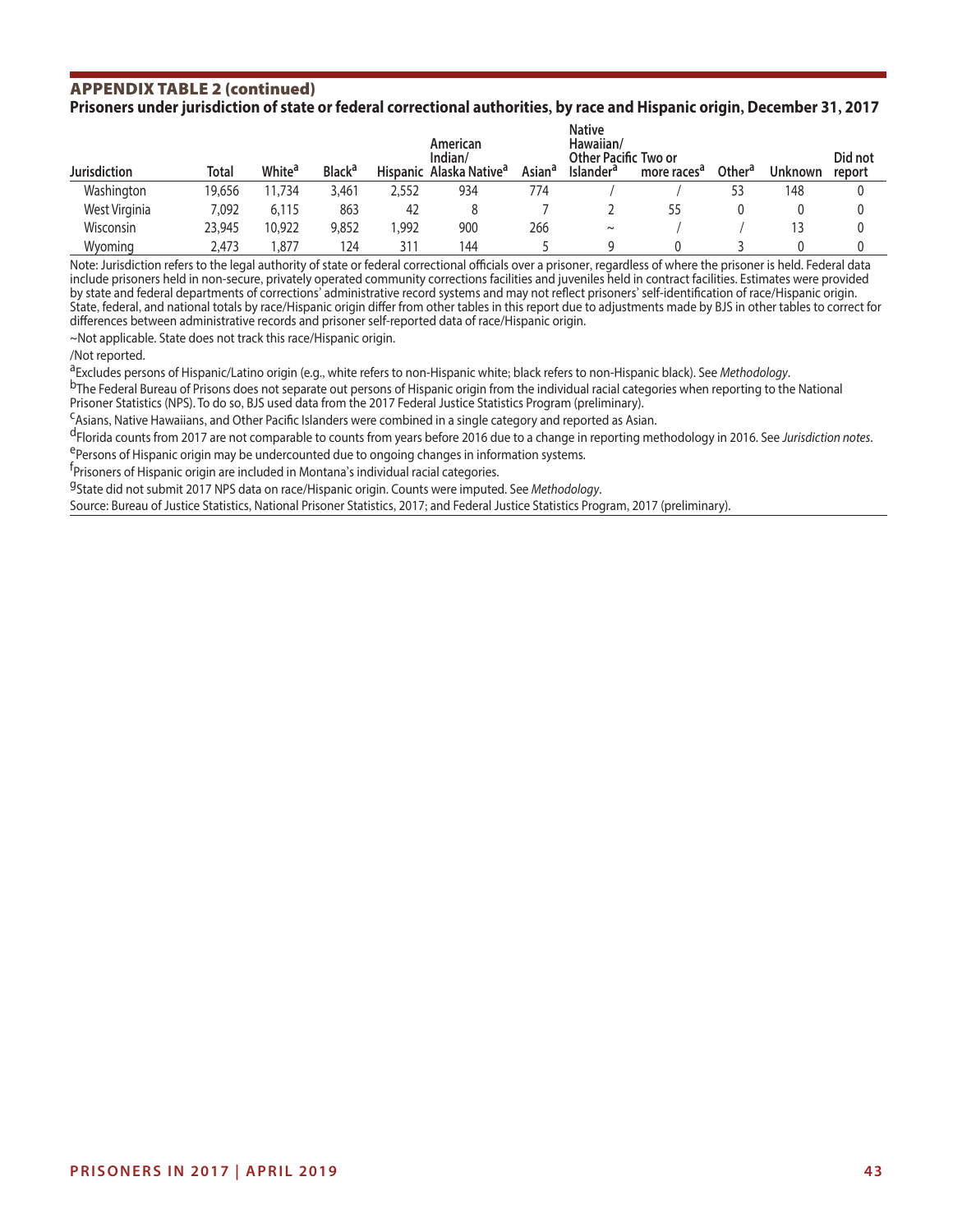## APPENDIX TABLE 2 (continued)

**Prisoners under jurisdiction of state or federal correctional authorities, by race and Hispanic origin, December 31, 2017**

| Jurisdiction | Total | White[a] | Black[a] | Hispanic | American Indian/ Alaska Native[a] | Asian[a] | Native Hawaiian/ Other Pacific Islander[a] | Two or more races[a] | Other[a] | Unknown | Did not report |
|---|---|---|---|---|---|---|---|---|---|---|---|
| Washington | 19,656 | 11,734 | 3,461 | 2,552 | 934 | 774 | / | / | 53 | 148 | 0 |
| West Virginia | 7,092 | 6,115 | 863 | 42 | 8 | 7 | 2 | 55 | 0 | 0 | 0 |
| Wisconsin | 23,945 | 10,922 | 9,852 | 1,992 | 900 | 266 | ~ | / | / | 13 | 0 |
| Wyoming | 2,473 | 1,877 | 124 | 311 | 144 | 5 | 9 | 0 | 3 | 0 | 0 |

Note: Jurisdiction refers to the legal authority of state or federal correctional officials over a prisoner, regardless of where the prisoner is held. Federal data include prisoners held in non-secure, privately operated community corrections facilities and juveniles held in contract facilities. Estimates were provided by state and federal departments of corrections' administrative record systems and may not reflect prisoners' self-identification of race/Hispanic origin. State, federal, and national totals by race/Hispanic origin differ from other tables in this report due to adjustments made by BJS in other tables to correct for differences between administrative records and prisoner self-reported data of race/Hispanic origin.

~Not applicable. State does not track this race/Hispanic origin.

/Not reported.

[a]Excludes persons of Hispanic/Latino origin (e.g., white refers to non-Hispanic white; black refers to non-Hispanic black). See *Methodology*.

[b]The Federal Bureau of Prisons does not separate out persons of Hispanic origin from the individual racial categories when reporting to the National Prisoner Statistics (NPS). To do so, BJS used data from the 2017 Federal Justice Statistics Program (preliminary).

[c]Asians, Native Hawaiians, and Other Pacific Islanders were combined in a single category and reported as Asian.

[d]Florida counts from 2017 are not comparable to counts from years before 2016 due to a change in reporting methodology in 2016. See *Jurisdiction notes*.

[e]Persons of Hispanic origin may be undercounted due to ongoing changes in information systems.

[f]Prisoners of Hispanic origin are included in Montana's individual racial categories.

[g]State did not submit 2017 NPS data on race/Hispanic origin. Counts were imputed. See *Methodology*.

Source: Bureau of Justice Statistics, National Prisoner Statistics, 2017; and Federal Justice Statistics Program, 2017 (preliminary).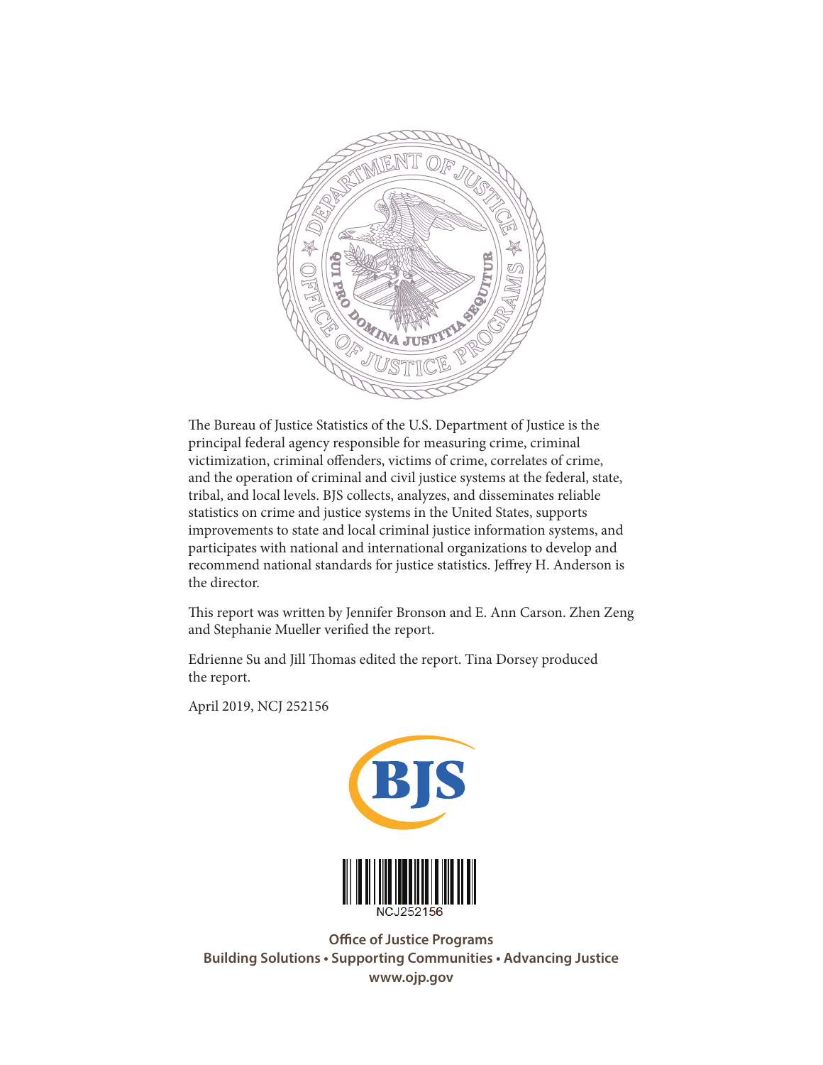The Bureau of Justice Statistics of the U.S. Department of Justice is the principal federal agency responsible for measuring crime, criminal victimization, criminal offenders, victims of crime, correlates of crime, and the operation of criminal and civil justice systems at the federal, state, tribal, and local levels. BJS collects, analyzes, and disseminates reliable statistics on crime and justice systems in the United States, supports improvements to state and local criminal justice information systems, and participates with national and international organizations to develop and recommend national standards for justice statistics. Jeffrey H. Anderson is the director.

This report was written by Jennifer Bronson and E. Ann Carson. Zhen Zeng and Stephanie Mueller verified the report.

Edrienne Su and Jill Thomas edited the report. Tina Dorsey produced the report.

April 2019, NCJ 252156

NCJ252156

**Office of Justice Programs**
**Building Solutions • Supporting Communities • Advancing Justice**
**www.ojp.gov**